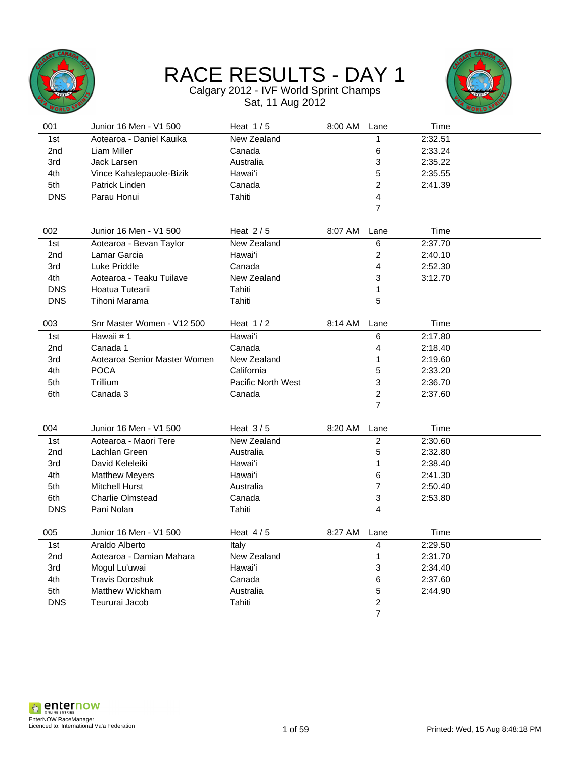# RACE RESULTS - DAY 1

Calgary 2012 - IVF World Sprint Champs
Sat, 11 Aug 2012

| 001 | Junior 16 Men - V1 500 | Heat 1 / 5 | 8:00 AM | Lane | Time |
|---|---|---|---|---|---|
| 1st | Aotearoa - Daniel Kauika | New Zealand | | 1 | 2:32.51 |
| 2nd | Liam Miller | Canada | | 6 | 2:33.24 |
| 3rd | Jack Larsen | Australia | | 3 | 2:35.22 |
| 4th | Vince Kahalepauole-Bizik | Hawai'i | | 5 | 2:35.55 |
| 5th | Patrick Linden | Canada | | 2 | 2:41.39 |
| DNS | Parau Honui | Tahiti | | 4 | |
| | | | | 7 | |

| 002 | Junior 16 Men - V1 500 | Heat 2 / 5 | 8:07 AM | Lane | Time |
|---|---|---|---|---|---|
| 1st | Aotearoa - Bevan Taylor | New Zealand | | 6 | 2:37.70 |
| 2nd | Lamar Garcia | Hawai'i | | 2 | 2:40.10 |
| 3rd | Luke Priddle | Canada | | 4 | 2:52.30 |
| 4th | Aotearoa - Teaku Tuilave | New Zealand | | 3 | 3:12.70 |
| DNS | Hoatua Tutearii | Tahiti | | 1 | |
| DNS | Tihoni Marama | Tahiti | | 5 | |

| 003 | Snr Master Women - V12 500 | Heat 1 / 2 | 8:14 AM | Lane | Time |
|---|---|---|---|---|---|
| 1st | Hawaii # 1 | Hawai'i | | 6 | 2:17.80 |
| 2nd | Canada 1 | Canada | | 4 | 2:18.40 |
| 3rd | Aotearoa Senior Master Women | New Zealand | | 1 | 2:19.60 |
| 4th | POCA | California | | 5 | 2:33.20 |
| 5th | Trillium | Pacific North West | | 3 | 2:36.70 |
| 6th | Canada 3 | Canada | | 2 | 2:37.60 |
| | | | | 7 | |

| 004 | Junior 16 Men - V1 500 | Heat 3 / 5 | 8:20 AM | Lane | Time |
|---|---|---|---|---|---|
| 1st | Aotearoa - Maori Tere | New Zealand | | 2 | 2:30.60 |
| 2nd | Lachlan Green | Australia | | 5 | 2:32.80 |
| 3rd | David Keleleiki | Hawai'i | | 1 | 2:38.40 |
| 4th | Matthew Meyers | Hawai'i | | 6 | 2:41.30 |
| 5th | Mitchell Hurst | Australia | | 7 | 2:50.40 |
| 6th | Charlie Olmstead | Canada | | 3 | 2:53.80 |
| DNS | Pani Nolan | Tahiti | | 4 | |

| 005 | Junior 16 Men - V1 500 | Heat 4 / 5 | 8:27 AM | Lane | Time |
|---|---|---|---|---|---|
| 1st | Araldo Alberto | Italy | | 4 | 2:29.50 |
| 2nd | Aotearoa - Damian Mahara | New Zealand | | 1 | 2:31.70 |
| 3rd | Mogul Lu'uwai | Hawai'i | | 3 | 2:34.40 |
| 4th | Travis Doroshuk | Canada | | 6 | 2:37.60 |
| 5th | Matthew Wickham | Australia | | 5 | 2:44.90 |
| DNS | Teururai Jacob | Tahiti | | 2 | |
| | | | | 7 | |

EnterNOW RaceManager
Licenced to: International Va'a Federation

Printed: Wed, 15 Aug 8:48:18 PM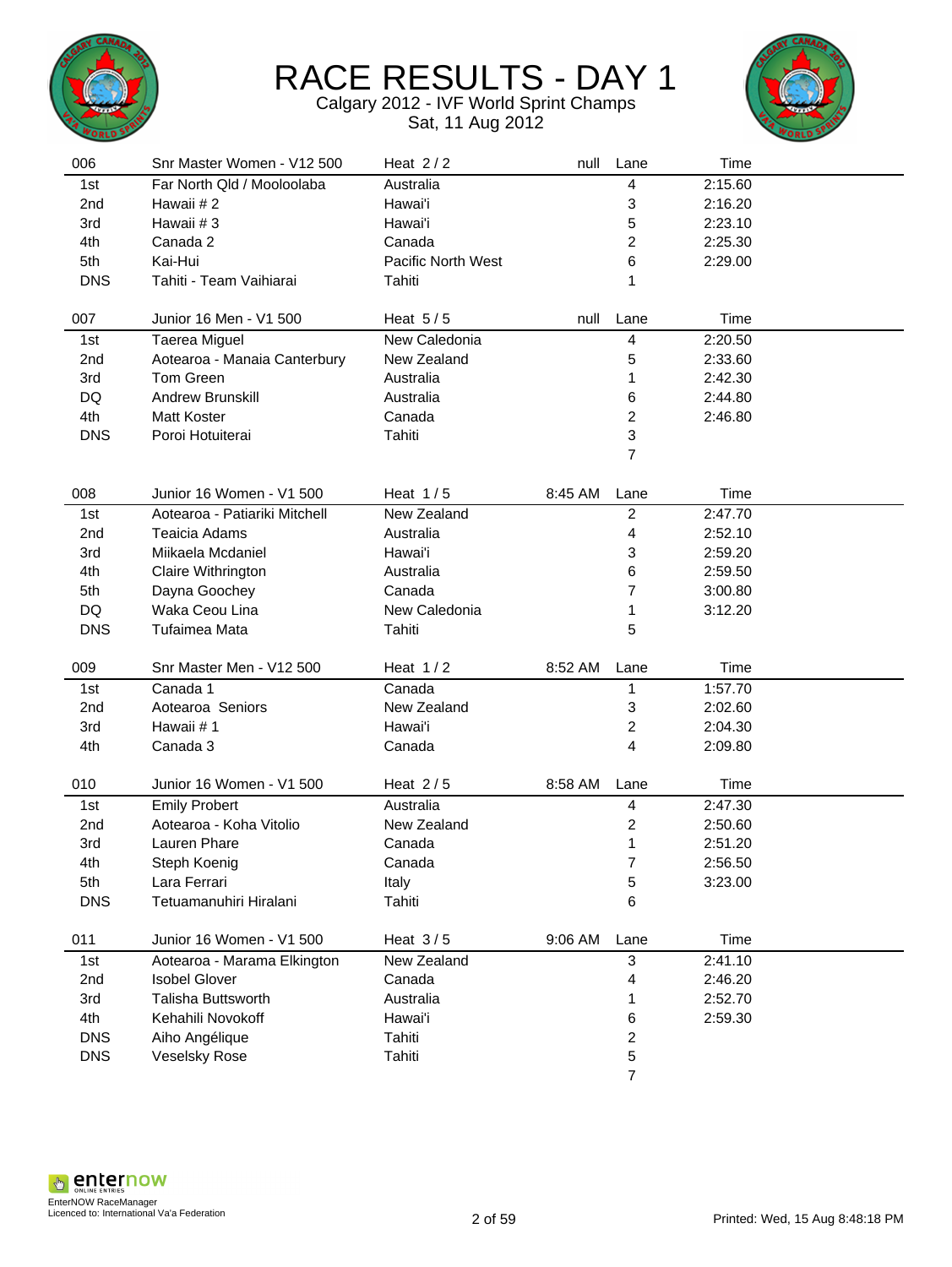# RACE RESULTS - DAY 1

Calgary 2012 - IVF World Sprint Champs
Sat, 11 Aug 2012

| 006 | Snr Master Women - V12 500 | Heat 2 / 2 | null | Lane | Time |
|---|---|---|---|---|---|
| 1st | Far North Qld / Mooloolaba | Australia | | 4 | 2:15.60 |
| 2nd | Hawaii # 2 | Hawai'i | | 3 | 2:16.20 |
| 3rd | Hawaii # 3 | Hawai'i | | 5 | 2:23.10 |
| 4th | Canada 2 | Canada | | 2 | 2:25.30 |
| 5th | Kai-Hui | Pacific North West | | 6 | 2:29.00 |
| DNS | Tahiti - Team Vaihiarai | Tahiti | | 1 | |

| 007 | Junior 16 Men - V1 500 | Heat 5 / 5 | null | Lane | Time |
|---|---|---|---|---|---|
| 1st | Taerea Miguel | New Caledonia | | 4 | 2:20.50 |
| 2nd | Aotearoa - Manaia Canterbury | New Zealand | | 5 | 2:33.60 |
| 3rd | Tom Green | Australia | | 1 | 2:42.30 |
| DQ | Andrew Brunskill | Australia | | 6 | 2:44.80 |
| 4th | Matt Koster | Canada | | 2 | 2:46.80 |
| DNS | Poroi Hotuiterai | Tahiti | | 3 | |
| | | | | 7 | |

| 008 | Junior 16 Women - V1 500 | Heat 1 / 5 | 8:45 AM | Lane | Time |
|---|---|---|---|---|---|
| 1st | Aotearoa - Patiariki Mitchell | New Zealand | | 2 | 2:47.70 |
| 2nd | Teaicia Adams | Australia | | 4 | 2:52.10 |
| 3rd | Miikaela Mcdaniel | Hawai'i | | 3 | 2:59.20 |
| 4th | Claire Withrington | Australia | | 6 | 2:59.50 |
| 5th | Dayna Goochey | Canada | | 7 | 3:00.80 |
| DQ | Waka Ceou Lina | New Caledonia | | 1 | 3:12.20 |
| DNS | Tufaimea Mata | Tahiti | | 5 | |

| 009 | Snr Master Men - V12 500 | Heat 1 / 2 | 8:52 AM | Lane | Time |
|---|---|---|---|---|---|
| 1st | Canada 1 | Canada | | 1 | 1:57.70 |
| 2nd | Aotearoa  Seniors | New Zealand | | 3 | 2:02.60 |
| 3rd | Hawaii # 1 | Hawai'i | | 2 | 2:04.30 |
| 4th | Canada 3 | Canada | | 4 | 2:09.80 |

| 010 | Junior 16 Women - V1 500 | Heat 2 / 5 | 8:58 AM | Lane | Time |
|---|---|---|---|---|---|
| 1st | Emily Probert | Australia | | 4 | 2:47.30 |
| 2nd | Aotearoa - Koha Vitolio | New Zealand | | 2 | 2:50.60 |
| 3rd | Lauren Phare | Canada | | 1 | 2:51.20 |
| 4th | Steph Koenig | Canada | | 7 | 2:56.50 |
| 5th | Lara Ferrari | Italy | | 5 | 3:23.00 |
| DNS | Tetuamanuhiri Hiralani | Tahiti | | 6 | |

| 011 | Junior 16 Women - V1 500 | Heat 3 / 5 | 9:06 AM | Lane | Time |
|---|---|---|---|---|---|
| 1st | Aotearoa - Marama Elkington | New Zealand | | 3 | 2:41.10 |
| 2nd | Isobel Glover | Canada | | 4 | 2:46.20 |
| 3rd | Talisha Buttsworth | Australia | | 1 | 2:52.70 |
| 4th | Kehahili Novokoff | Hawai'i | | 6 | 2:59.30 |
| DNS | Aiho Angélique | Tahiti | | 2 | |
| DNS | Veselsky Rose | Tahiti | | 5 | |
| | | | | 7 | |

EnterNOW RaceManager
Licenced to: International Va'a Federation

Printed: Wed, 15 Aug 8:48:18 PM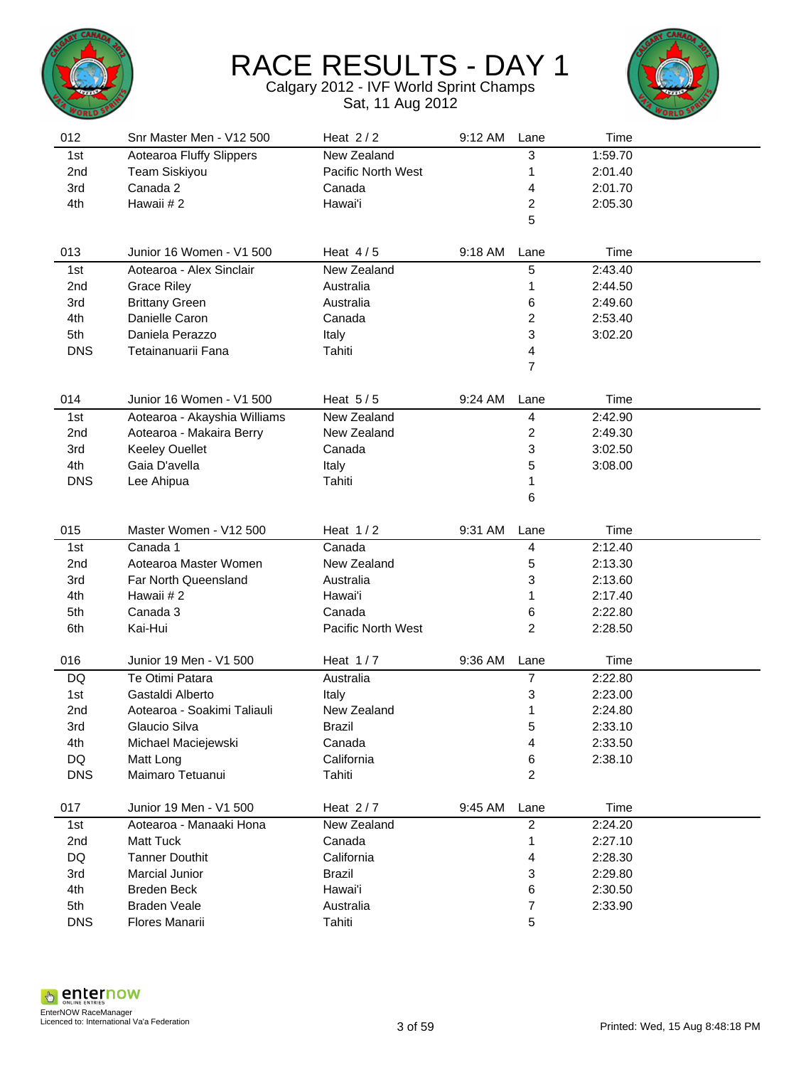# RACE RESULTS - DAY 1

Calgary 2012 - IVF World Sprint Champs

Sat, 11 Aug 2012

| 012 | Snr Master Men - V12 500 | Heat 2 / 2 | 9:12 AM | Lane | Time |
|---|---|---|---|---|---|
| 1st | Aotearoa Fluffy Slippers | New Zealand | | 3 | 1:59.70 |
| 2nd | Team Siskiyou | Pacific North West | | 1 | 2:01.40 |
| 3rd | Canada 2 | Canada | | 4 | 2:01.70 |
| 4th | Hawaii # 2 | Hawai'i | | 2 | 2:05.30 |
| | | | | 5 | |

| 013 | Junior 16 Women - V1 500 | Heat 4 / 5 | 9:18 AM | Lane | Time |
|---|---|---|---|---|---|
| 1st | Aotearoa - Alex Sinclair | New Zealand | | 5 | 2:43.40 |
| 2nd | Grace Riley | Australia | | 1 | 2:44.50 |
| 3rd | Brittany Green | Australia | | 6 | 2:49.60 |
| 4th | Danielle Caron | Canada | | 2 | 2:53.40 |
| 5th | Daniela Perazzo | Italy | | 3 | 3:02.20 |
| DNS | Tetainanuarii Fana | Tahiti | | 4 | |
| | | | | 7 | |

| 014 | Junior 16 Women - V1 500 | Heat 5 / 5 | 9:24 AM | Lane | Time |
|---|---|---|---|---|---|
| 1st | Aotearoa - Akayshia Williams | New Zealand | | 4 | 2:42.90 |
| 2nd | Aotearoa - Makaira Berry | New Zealand | | 2 | 2:49.30 |
| 3rd | Keeley Ouellet | Canada | | 3 | 3:02.50 |
| 4th | Gaia D'avella | Italy | | 5 | 3:08.00 |
| DNS | Lee Ahipua | Tahiti | | 1 | |
| | | | | 6 | |

| 015 | Master Women - V12 500 | Heat 1 / 2 | 9:31 AM | Lane | Time |
|---|---|---|---|---|---|
| 1st | Canada 1 | Canada | | 4 | 2:12.40 |
| 2nd | Aotearoa Master Women | New Zealand | | 5 | 2:13.30 |
| 3rd | Far North Queensland | Australia | | 3 | 2:13.60 |
| 4th | Hawaii # 2 | Hawai'i | | 1 | 2:17.40 |
| 5th | Canada 3 | Canada | | 6 | 2:22.80 |
| 6th | Kai-Hui | Pacific North West | | 2 | 2:28.50 |

| 016 | Junior 19 Men - V1 500 | Heat 1 / 7 | 9:36 AM | Lane | Time |
|---|---|---|---|---|---|
| DQ | Te Otimi Patara | Australia | | 7 | 2:22.80 |
| 1st | Gastaldi Alberto | Italy | | 3 | 2:23.00 |
| 2nd | Aotearoa - Soakimi Taliauli | New Zealand | | 1 | 2:24.80 |
| 3rd | Glaucio Silva | Brazil | | 5 | 2:33.10 |
| 4th | Michael Maciejewski | Canada | | 4 | 2:33.50 |
| DQ | Matt Long | California | | 6 | 2:38.10 |
| DNS | Maimaro Tetuanui | Tahiti | | 2 | |

| 017 | Junior 19 Men - V1 500 | Heat 2 / 7 | 9:45 AM | Lane | Time |
|---|---|---|---|---|---|
| 1st | Aotearoa - Manaaki Hona | New Zealand | | 2 | 2:24.20 |
| 2nd | Matt Tuck | Canada | | 1 | 2:27.10 |
| DQ | Tanner Douthit | California | | 4 | 2:28.30 |
| 3rd | Marcial Junior | Brazil | | 3 | 2:29.80 |
| 4th | Breden Beck | Hawai'i | | 6 | 2:30.50 |
| 5th | Braden Veale | Australia | | 7 | 2:33.90 |
| DNS | Flores Manarii | Tahiti | | 5 | |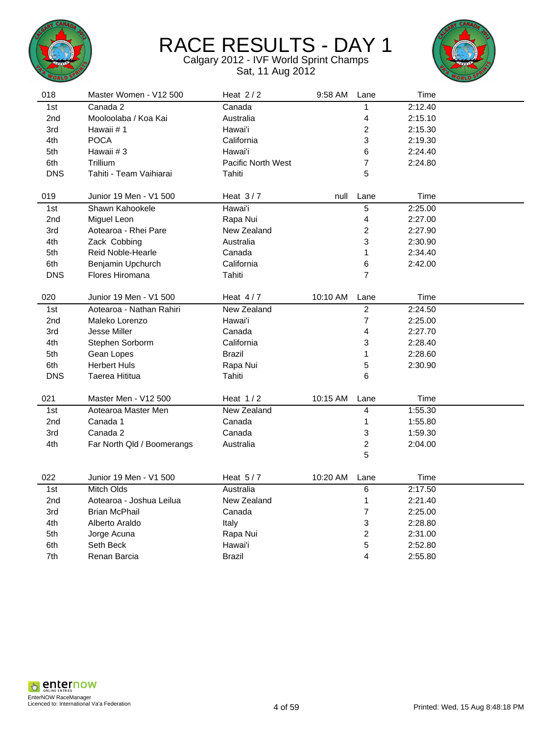# RACE RESULTS - DAY 1

Calgary 2012 - IVF World Sprint Champs
Sat, 11 Aug 2012

| 018 | Master Women - V12 500 | Heat 2 / 2 | 9:58 AM | Lane | Time |
|---|---|---|---|---|---|
| 1st | Canada 2 | Canada | | 1 | 2:12.40 |
| 2nd | Mooloolaba / Koa Kai | Australia | | 4 | 2:15.10 |
| 3rd | Hawaii # 1 | Hawai'i | | 2 | 2:15.30 |
| 4th | POCA | California | | 3 | 2:19.30 |
| 5th | Hawaii # 3 | Hawai'i | | 6 | 2:24.40 |
| 6th | Trillium | Pacific North West | | 7 | 2:24.80 |
| DNS | Tahiti - Team Vaihiarai | Tahiti | | 5 | |

| 019 | Junior 19 Men - V1 500 | Heat 3 / 7 | null | Lane | Time |
|---|---|---|---|---|---|
| 1st | Shawn Kahookele | Hawai'i | | 5 | 2:25.00 |
| 2nd | Miguel Leon | Rapa Nui | | 4 | 2:27.00 |
| 3rd | Aotearoa - Rhei Pare | New Zealand | | 2 | 2:27.90 |
| 4th | Zack Cobbing | Australia | | 3 | 2:30.90 |
| 5th | Reid Noble-Hearle | Canada | | 1 | 2:34.40 |
| 6th | Benjamin Upchurch | California | | 6 | 2:42.00 |
| DNS | Flores Hiromana | Tahiti | | 7 | |

| 020 | Junior 19 Men - V1 500 | Heat 4 / 7 | 10:10 AM | Lane | Time |
|---|---|---|---|---|---|
| 1st | Aotearoa - Nathan Rahiri | New Zealand | | 2 | 2:24.50 |
| 2nd | Maleko Lorenzo | Hawai'i | | 7 | 2:25.00 |
| 3rd | Jesse Miller | Canada | | 4 | 2:27.70 |
| 4th | Stephen Sorborm | California | | 3 | 2:28.40 |
| 5th | Gean Lopes | Brazil | | 1 | 2:28.60 |
| 6th | Herbert Huls | Rapa Nui | | 5 | 2:30.90 |
| DNS | Taerea Hititua | Tahiti | | 6 | |

| 021 | Master Men - V12 500 | Heat 1 / 2 | 10:15 AM | Lane | Time |
|---|---|---|---|---|---|
| 1st | Aotearoa Master Men | New Zealand | | 4 | 1:55.30 |
| 2nd | Canada 1 | Canada | | 1 | 1:55.80 |
| 3rd | Canada 2 | Canada | | 3 | 1:59.30 |
| 4th | Far North Qld / Boomerangs | Australia | | 2 | 2:04.00 |
| | | | | 5 | |

| 022 | Junior 19 Men - V1 500 | Heat 5 / 7 | 10:20 AM | Lane | Time |
|---|---|---|---|---|---|
| 1st | Mitch Olds | Australia | | 6 | 2:17.50 |
| 2nd | Aotearoa - Joshua Leilua | New Zealand | | 1 | 2:21.40 |
| 3rd | Brian McPhail | Canada | | 7 | 2:25.00 |
| 4th | Alberto Araldo | Italy | | 3 | 2:28.80 |
| 5th | Jorge Acuna | Rapa Nui | | 2 | 2:31.00 |
| 6th | Seth Beck | Hawai'i | | 5 | 2:52.80 |
| 7th | Renan Barcia | Brazil | | 4 | 2:55.80 |

EnterNOW RaceManager
Licenced to: International Va'a Federation

Printed: Wed, 15 Aug 8:48:18 PM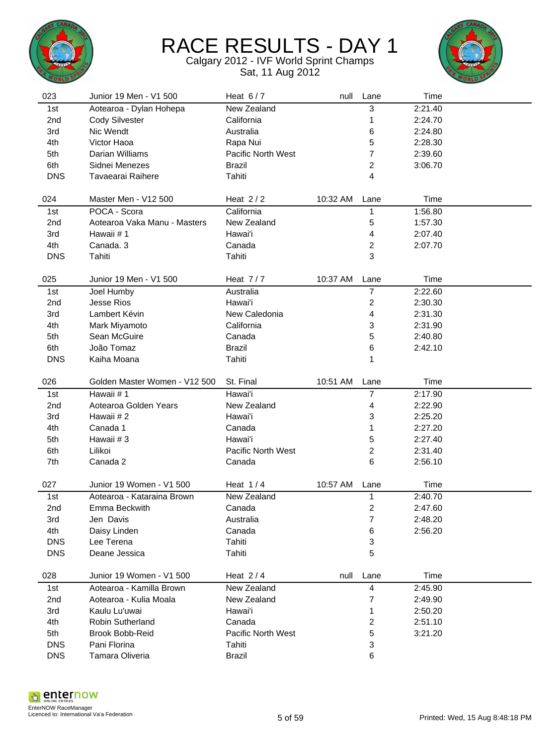# RACE RESULTS - DAY 1

Calgary 2012 - IVF World Sprint Champs

Sat, 11 Aug 2012

| 023 | Junior 19 Men - V1 500 | Heat 6 / 7 | null | Lane | Time |
|---|---|---|---|---|---|
| 1st | Aotearoa - Dylan Hohepa | New Zealand | | 3 | 2:21.40 |
| 2nd | Cody Silvester | California | | 1 | 2:24.70 |
| 3rd | Nic Wendt | Australia | | 6 | 2:24.80 |
| 4th | Victor Haoa | Rapa Nui | | 5 | 2:28.30 |
| 5th | Darian Williams | Pacific North West | | 7 | 2:39.60 |
| 6th | Sidnei Menezes | Brazil | | 2 | 3:06.70 |
| DNS | Tavaearai Raihere | Tahiti | | 4 | |

| 024 | Master Men - V12 500 | Heat 2 / 2 | 10:32 AM | Lane | Time |
|---|---|---|---|---|---|
| 1st | POCA - Scora | California | | 1 | 1:56.80 |
| 2nd | Aotearoa Vaka Manu - Masters | New Zealand | | 5 | 1:57.30 |
| 3rd | Hawaii # 1 | Hawai'i | | 4 | 2:07.40 |
| 4th | Canada. 3 | Canada | | 2 | 2:07.70 |
| DNS | Tahiti | Tahiti | | 3 | |

| 025 | Junior 19 Men - V1 500 | Heat 7 / 7 | 10:37 AM | Lane | Time |
|---|---|---|---|---|---|
| 1st | Joel Humby | Australia | | 7 | 2:22.60 |
| 2nd | Jesse Rios | Hawai'i | | 2 | 2:30.30 |
| 3rd | Lambert Kévin | New Caledonia | | 4 | 2:31.30 |
| 4th | Mark Miyamoto | California | | 3 | 2:31.90 |
| 5th | Sean McGuire | Canada | | 5 | 2:40.80 |
| 6th | João Tomaz | Brazil | | 6 | 2:42.10 |
| DNS | Kaiha Moana | Tahiti | | 1 | |

| 026 | Golden Master Women - V12 500 | St. Final | 10:51 AM | Lane | Time |
|---|---|---|---|---|---|
| 1st | Hawaii # 1 | Hawai'i | | 7 | 2:17.90 |
| 2nd | Aotearoa Golden Years | New Zealand | | 4 | 2:22.90 |
| 3rd | Hawaii # 2 | Hawai'i | | 3 | 2:25.20 |
| 4th | Canada 1 | Canada | | 1 | 2:27.20 |
| 5th | Hawaii # 3 | Hawai'i | | 5 | 2:27.40 |
| 6th | Lilikoi | Pacific North West | | 2 | 2:31.40 |
| 7th | Canada 2 | Canada | | 6 | 2:56.10 |

| 027 | Junior 19 Women - V1 500 | Heat 1 / 4 | 10:57 AM | Lane | Time |
|---|---|---|---|---|---|
| 1st | Aotearoa - Kataraina Brown | New Zealand | | 1 | 2:40.70 |
| 2nd | Emma Beckwith | Canada | | 2 | 2:47.60 |
| 3rd | Jen Davis | Australia | | 7 | 2:48.20 |
| 4th | Daisy Linden | Canada | | 6 | 2:56.20 |
| DNS | Lee Terena | Tahiti | | 3 | |
| DNS | Deane Jessica | Tahiti | | 5 | |

| 028 | Junior 19 Women - V1 500 | Heat 2 / 4 | null | Lane | Time |
|---|---|---|---|---|---|
| 1st | Aotearoa - Kamilla Brown | New Zealand | | 4 | 2:45.90 |
| 2nd | Aotearoa - Kulia Moala | New Zealand | | 7 | 2:49.90 |
| 3rd | Kaulu Lu'uwai | Hawai'i | | 1 | 2:50.20 |
| 4th | Robin Sutherland | Canada | | 2 | 2:51.10 |
| 5th | Brook Bobb-Reid | Pacific North West | | 5 | 3:21.20 |
| DNS | Pani Florina | Tahiti | | 3 | |
| DNS | Tamara Oliveria | Brazil | | 6 | |

EnterNOW RaceManager
Licenced to: International Va'a Federation

Printed: Wed, 15 Aug 8:48:18 PM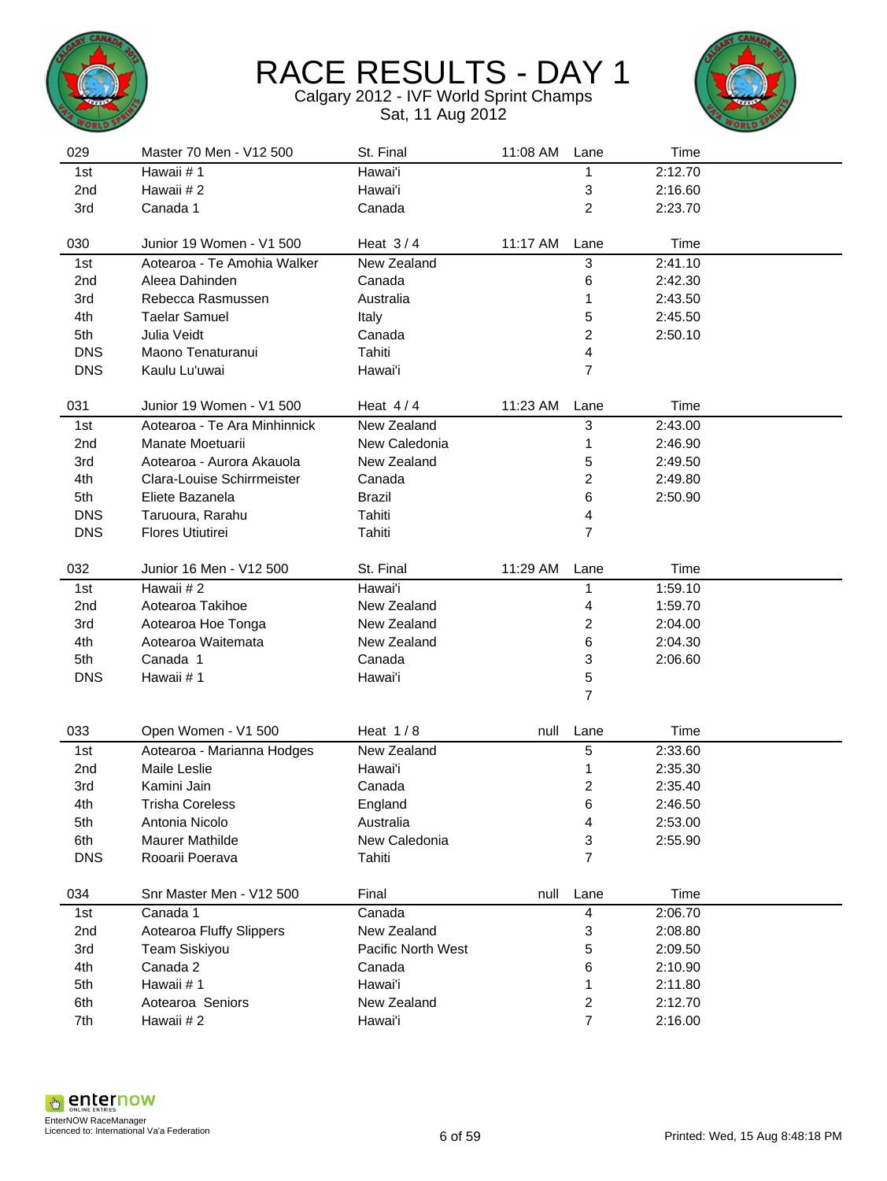# RACE RESULTS - DAY 1

Calgary 2012 - IVF World Sprint Champs
Sat, 11 Aug 2012

| 029 | Master 70 Men - V12 500 | St. Final | 11:08 AM | Lane | Time |
|---|---|---|---|---|---|
| 1st | Hawaii # 1 | Hawai'i | | 1 | 2:12.70 |
| 2nd | Hawaii # 2 | Hawai'i | | 3 | 2:16.60 |
| 3rd | Canada 1 | Canada | | 2 | 2:23.70 |

| 030 | Junior 19 Women - V1 500 | Heat 3 / 4 | 11:17 AM | Lane | Time |
|---|---|---|---|---|---|
| 1st | Aotearoa - Te Amohia Walker | New Zealand | | 3 | 2:41.10 |
| 2nd | Aleea Dahinden | Canada | | 6 | 2:42.30 |
| 3rd | Rebecca Rasmussen | Australia | | 1 | 2:43.50 |
| 4th | Taelar Samuel | Italy | | 5 | 2:45.50 |
| 5th | Julia Veidt | Canada | | 2 | 2:50.10 |
| DNS | Maono Tenaturanui | Tahiti | | 4 | |
| DNS | Kaulu Lu'uwai | Hawai'i | | 7 | |

| 031 | Junior 19 Women - V1 500 | Heat 4 / 4 | 11:23 AM | Lane | Time |
|---|---|---|---|---|---|
| 1st | Aotearoa - Te Ara Minhinnick | New Zealand | | 3 | 2:43.00 |
| 2nd | Manate Moetuarii | New Caledonia | | 1 | 2:46.90 |
| 3rd | Aotearoa - Aurora Akauola | New Zealand | | 5 | 2:49.50 |
| 4th | Clara-Louise Schirrmeister | Canada | | 2 | 2:49.80 |
| 5th | Eliete Bazanela | Brazil | | 6 | 2:50.90 |
| DNS | Taruoura, Rarahu | Tahiti | | 4 | |
| DNS | Flores Utiutirei | Tahiti | | 7 | |

| 032 | Junior 16 Men - V12 500 | St. Final | 11:29 AM | Lane | Time |
|---|---|---|---|---|---|
| 1st | Hawaii # 2 | Hawai'i | | 1 | 1:59.10 |
| 2nd | Aotearoa Takihoe | New Zealand | | 4 | 1:59.70 |
| 3rd | Aotearoa Hoe Tonga | New Zealand | | 2 | 2:04.00 |
| 4th | Aotearoa Waitemata | New Zealand | | 6 | 2:04.30 |
| 5th | Canada 1 | Canada | | 3 | 2:06.60 |
| DNS | Hawaii # 1 | Hawai'i | | 5 | |
| | | | | 7 | |

| 033 | Open Women - V1 500 | Heat 1 / 8 | null | Lane | Time |
|---|---|---|---|---|---|
| 1st | Aotearoa - Marianna Hodges | New Zealand | | 5 | 2:33.60 |
| 2nd | Maile Leslie | Hawai'i | | 1 | 2:35.30 |
| 3rd | Kamini Jain | Canada | | 2 | 2:35.40 |
| 4th | Trisha Coreless | England | | 6 | 2:46.50 |
| 5th | Antonia Nicolo | Australia | | 4 | 2:53.00 |
| 6th | Maurer Mathilde | New Caledonia | | 3 | 2:55.90 |
| DNS | Rooarii Poerava | Tahiti | | 7 | |

| 034 | Snr Master Men - V12 500 | Final | null | Lane | Time |
|---|---|---|---|---|---|
| 1st | Canada 1 | Canada | | 4 | 2:06.70 |
| 2nd | Aotearoa Fluffy Slippers | New Zealand | | 3 | 2:08.80 |
| 3rd | Team Siskiyou | Pacific North West | | 5 | 2:09.50 |
| 4th | Canada 2 | Canada | | 6 | 2:10.90 |
| 5th | Hawaii # 1 | Hawai'i | | 1 | 2:11.80 |
| 6th | Aotearoa Seniors | New Zealand | | 2 | 2:12.70 |
| 7th | Hawaii # 2 | Hawai'i | | 7 | 2:16.00 |

EnterNOW RaceManager
Licenced to: International Va'a Federation

Printed: Wed, 15 Aug 8:48:18 PM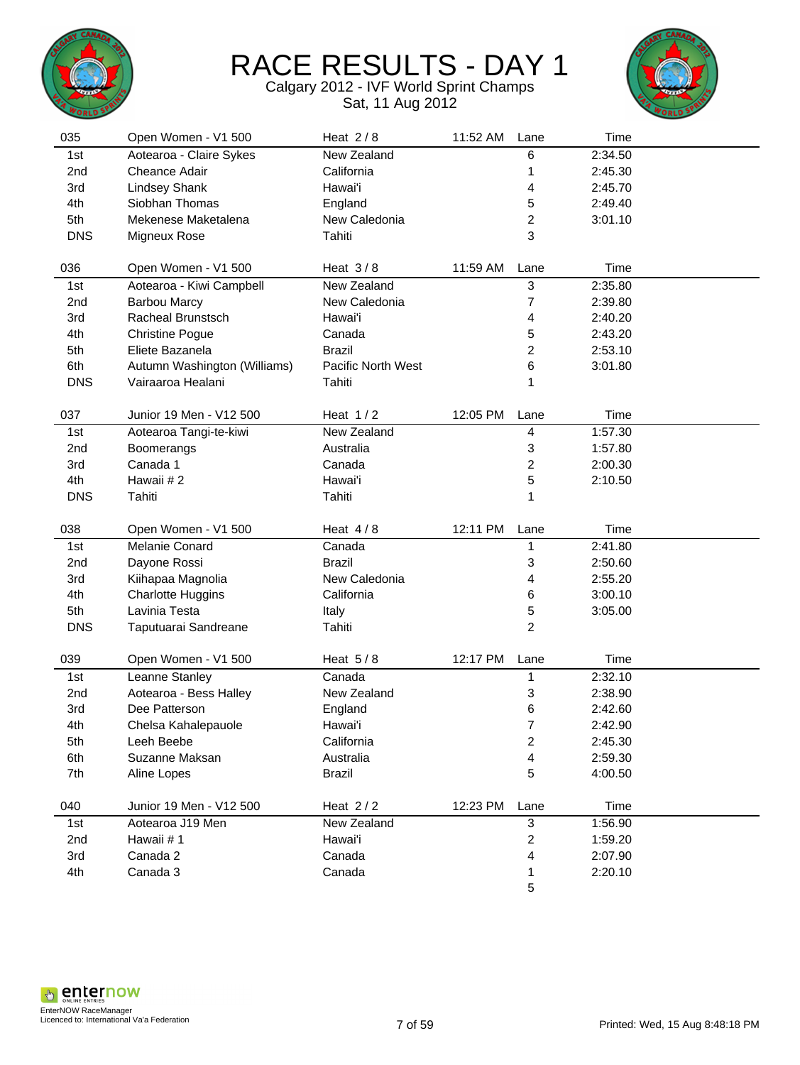# RACE RESULTS - DAY 1

Calgary 2012 - IVF World Sprint Champs

Sat, 11 Aug 2012

| 035 | Open Women - V1 500 | Heat 2 / 8 | 11:52 AM | Lane | Time |
|---|---|---|---|---|---|
| 1st | Aotearoa - Claire Sykes | New Zealand | | 6 | 2:34.50 |
| 2nd | Cheance Adair | California | | 1 | 2:45.30 |
| 3rd | Lindsey Shank | Hawai'i | | 4 | 2:45.70 |
| 4th | Siobhan Thomas | England | | 5 | 2:49.40 |
| 5th | Mekenese Maketalena | New Caledonia | | 2 | 3:01.10 |
| DNS | Migneux Rose | Tahiti | | 3 | |

| 036 | Open Women - V1 500 | Heat 3 / 8 | 11:59 AM | Lane | Time |
|---|---|---|---|---|---|
| 1st | Aotearoa - Kiwi Campbell | New Zealand | | 3 | 2:35.80 |
| 2nd | Barbou Marcy | New Caledonia | | 7 | 2:39.80 |
| 3rd | Racheal Brunstsch | Hawai'i | | 4 | 2:40.20 |
| 4th | Christine Pogue | Canada | | 5 | 2:43.20 |
| 5th | Eliete Bazanela | Brazil | | 2 | 2:53.10 |
| 6th | Autumn Washington (Williams) | Pacific North West | | 6 | 3:01.80 |
| DNS | Vairaaroa Healani | Tahiti | | 1 | |

| 037 | Junior 19 Men - V12 500 | Heat 1 / 2 | 12:05 PM | Lane | Time |
|---|---|---|---|---|---|
| 1st | Aotearoa Tangi-te-kiwi | New Zealand | | 4 | 1:57.30 |
| 2nd | Boomerangs | Australia | | 3 | 1:57.80 |
| 3rd | Canada 1 | Canada | | 2 | 2:00.30 |
| 4th | Hawaii # 2 | Hawai'i | | 5 | 2:10.50 |
| DNS | Tahiti | Tahiti | | 1 | |

| 038 | Open Women - V1 500 | Heat 4 / 8 | 12:11 PM | Lane | Time |
|---|---|---|---|---|---|
| 1st | Melanie Conard | Canada | | 1 | 2:41.80 |
| 2nd | Dayone Rossi | Brazil | | 3 | 2:50.60 |
| 3rd | Kiihapaa Magnolia | New Caledonia | | 4 | 2:55.20 |
| 4th | Charlotte Huggins | California | | 6 | 3:00.10 |
| 5th | Lavinia Testa | Italy | | 5 | 3:05.00 |
| DNS | Taputuarai Sandreane | Tahiti | | 2 | |

| 039 | Open Women - V1 500 | Heat 5 / 8 | 12:17 PM | Lane | Time |
|---|---|---|---|---|---|
| 1st | Leanne Stanley | Canada | | 1 | 2:32.10 |
| 2nd | Aotearoa - Bess Halley | New Zealand | | 3 | 2:38.90 |
| 3rd | Dee Patterson | England | | 6 | 2:42.60 |
| 4th | Chelsa Kahalepauole | Hawai'i | | 7 | 2:42.90 |
| 5th | Leeh Beebe | California | | 2 | 2:45.30 |
| 6th | Suzanne Maksan | Australia | | 4 | 2:59.30 |
| 7th | Aline Lopes | Brazil | | 5 | 4:00.50 |

| 040 | Junior 19 Men - V12 500 | Heat 2 / 2 | 12:23 PM | Lane | Time |
|---|---|---|---|---|---|
| 1st | Aotearoa J19 Men | New Zealand | | 3 | 1:56.90 |
| 2nd | Hawaii # 1 | Hawai'i | | 2 | 1:59.20 |
| 3rd | Canada 2 | Canada | | 4 | 2:07.90 |
| 4th | Canada 3 | Canada | | 1 | 2:20.10 |
| | | | | 5 | |

EnterNOW RaceManager
Licenced to: International Va'a Federation

Printed: Wed, 15 Aug 8:48:18 PM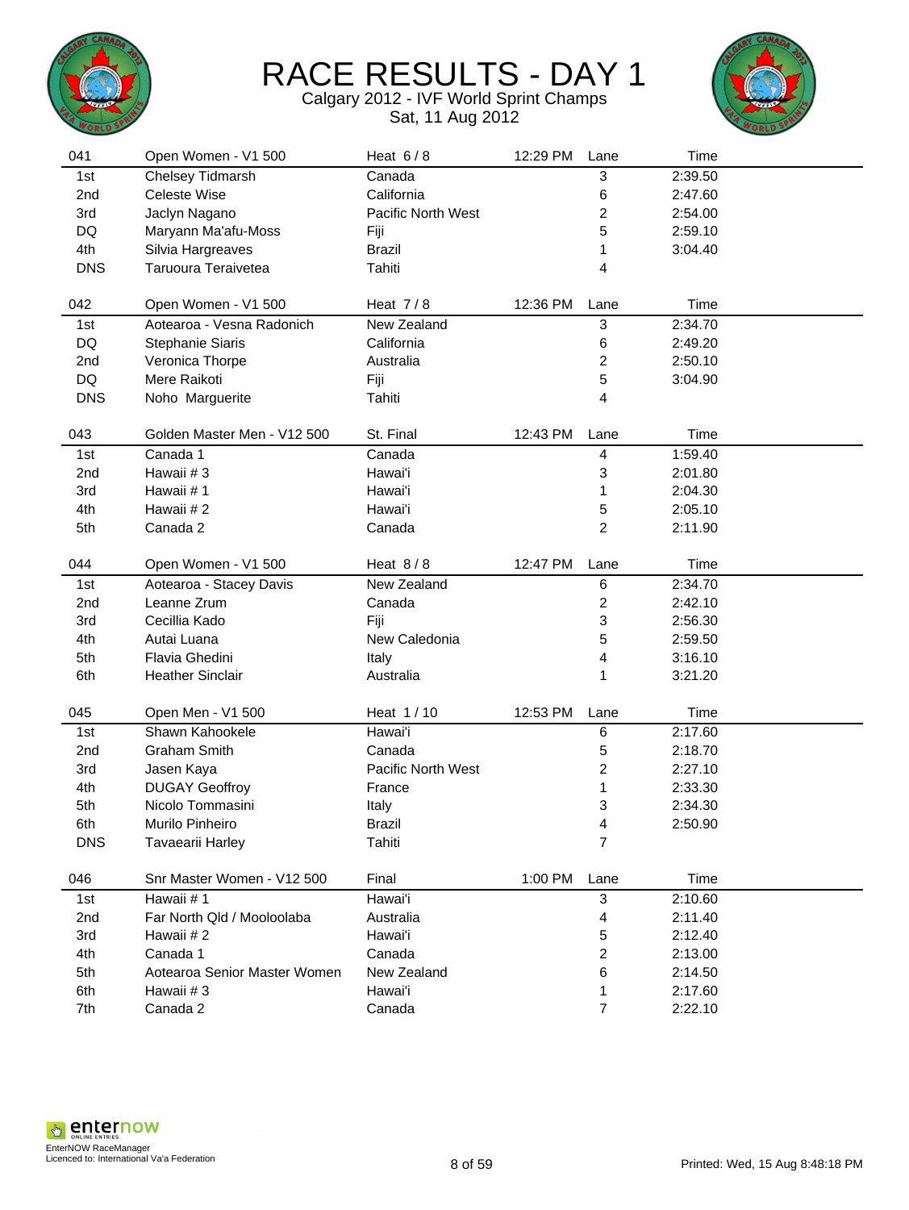# RACE RESULTS - DAY 1

Calgary 2012 - IVF World Sprint Champs

Sat, 11 Aug 2012

| 041 | Open Women - V1 500 | Heat 6 / 8 | 12:29 PM | Lane | Time |
|---|---|---|---|---|---|
| 1st | Chelsey Tidmarsh | Canada | | 3 | 2:39.50 |
| 2nd | Celeste Wise | California | | 6 | 2:47.60 |
| 3rd | Jaclyn Nagano | Pacific North West | | 2 | 2:54.00 |
| DQ | Maryann Ma'afu-Moss | Fiji | | 5 | 2:59.10 |
| 4th | Silvia Hargreaves | Brazil | | 1 | 3:04.40 |
| DNS | Taruoura Teraivetea | Tahiti | | 4 | |

| 042 | Open Women - V1 500 | Heat 7 / 8 | 12:36 PM | Lane | Time |
|---|---|---|---|---|---|
| 1st | Aotearoa - Vesna Radonich | New Zealand | | 3 | 2:34.70 |
| DQ | Stephanie Siaris | California | | 6 | 2:49.20 |
| 2nd | Veronica Thorpe | Australia | | 2 | 2:50.10 |
| DQ | Mere Raikoti | Fiji | | 5 | 3:04.90 |
| DNS | Noho Marguerite | Tahiti | | 4 | |

| 043 | Golden Master Men - V12 500 | St. Final | 12:43 PM | Lane | Time |
|---|---|---|---|---|---|
| 1st | Canada 1 | Canada | | 4 | 1:59.40 |
| 2nd | Hawaii # 3 | Hawai'i | | 3 | 2:01.80 |
| 3rd | Hawaii # 1 | Hawai'i | | 1 | 2:04.30 |
| 4th | Hawaii # 2 | Hawai'i | | 5 | 2:05.10 |
| 5th | Canada 2 | Canada | | 2 | 2:11.90 |

| 044 | Open Women - V1 500 | Heat 8 / 8 | 12:47 PM | Lane | Time |
|---|---|---|---|---|---|
| 1st | Aotearoa - Stacey Davis | New Zealand | | 6 | 2:34.70 |
| 2nd | Leanne Zrum | Canada | | 2 | 2:42.10 |
| 3rd | Cecillia Kado | Fiji | | 3 | 2:56.30 |
| 4th | Autai Luana | New Caledonia | | 5 | 2:59.50 |
| 5th | Flavia Ghedini | Italy | | 4 | 3:16.10 |
| 6th | Heather Sinclair | Australia | | 1 | 3:21.20 |

| 045 | Open Men - V1 500 | Heat 1 / 10 | 12:53 PM | Lane | Time |
|---|---|---|---|---|---|
| 1st | Shawn Kahookele | Hawai'i | | 6 | 2:17.60 |
| 2nd | Graham Smith | Canada | | 5 | 2:18.70 |
| 3rd | Jasen Kaya | Pacific North West | | 2 | 2:27.10 |
| 4th | DUGAY Geoffroy | France | | 1 | 2:33.30 |
| 5th | Nicolo Tommasini | Italy | | 3 | 2:34.30 |
| 6th | Murilo Pinheiro | Brazil | | 4 | 2:50.90 |
| DNS | Tavaearii Harley | Tahiti | | 7 | |

| 046 | Snr Master Women - V12 500 | Final | 1:00 PM | Lane | Time |
|---|---|---|---|---|---|
| 1st | Hawaii # 1 | Hawai'i | | 3 | 2:10.60 |
| 2nd | Far North Qld / Mooloolaba | Australia | | 4 | 2:11.40 |
| 3rd | Hawaii # 2 | Hawai'i | | 5 | 2:12.40 |
| 4th | Canada 1 | Canada | | 2 | 2:13.00 |
| 5th | Aotearoa Senior Master Women | New Zealand | | 6 | 2:14.50 |
| 6th | Hawaii # 3 | Hawai'i | | 1 | 2:17.60 |
| 7th | Canada 2 | Canada | | 7 | 2:22.10 |

EnterNOW RaceManager
Licenced to: International Va'a Federation

Printed: Wed, 15 Aug 8:48:18 PM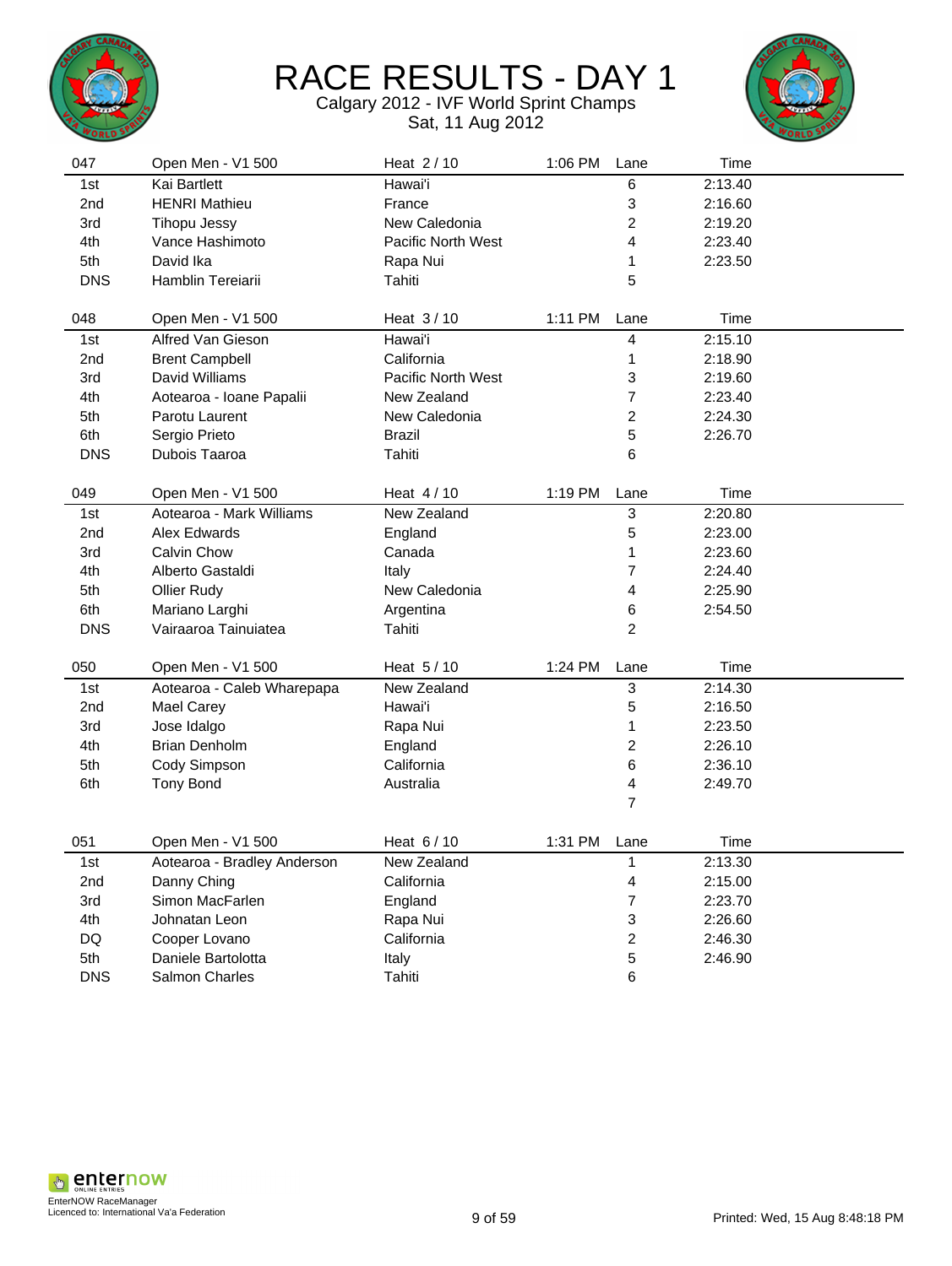# RACE RESULTS - DAY 1

Calgary 2012 - IVF World Sprint Champs

Sat, 11 Aug 2012

| 047 | Open Men - V1 500 | Heat 2 / 10 | 1:06 PM | Lane | Time |
|---|---|---|---|---|---|
| 1st | Kai Bartlett | Hawai'i | | 6 | 2:13.40 |
| 2nd | HENRI Mathieu | France | | 3 | 2:16.60 |
| 3rd | Tihopu Jessy | New Caledonia | | 2 | 2:19.20 |
| 4th | Vance Hashimoto | Pacific North West | | 4 | 2:23.40 |
| 5th | David Ika | Rapa Nui | | 1 | 2:23.50 |
| DNS | Hamblin Tereiarii | Tahiti | | 5 | |

| 048 | Open Men - V1 500 | Heat 3 / 10 | 1:11 PM | Lane | Time |
|---|---|---|---|---|---|
| 1st | Alfred Van Gieson | Hawai'i | | 4 | 2:15.10 |
| 2nd | Brent Campbell | California | | 1 | 2:18.90 |
| 3rd | David Williams | Pacific North West | | 3 | 2:19.60 |
| 4th | Aotearoa - Ioane Papalii | New Zealand | | 7 | 2:23.40 |
| 5th | Parotu Laurent | New Caledonia | | 2 | 2:24.30 |
| 6th | Sergio Prieto | Brazil | | 5 | 2:26.70 |
| DNS | Dubois Taaroa | Tahiti | | 6 | |

| 049 | Open Men - V1 500 | Heat 4 / 10 | 1:19 PM | Lane | Time |
|---|---|---|---|---|---|
| 1st | Aotearoa - Mark Williams | New Zealand | | 3 | 2:20.80 |
| 2nd | Alex Edwards | England | | 5 | 2:23.00 |
| 3rd | Calvin Chow | Canada | | 1 | 2:23.60 |
| 4th | Alberto Gastaldi | Italy | | 7 | 2:24.40 |
| 5th | Ollier Rudy | New Caledonia | | 4 | 2:25.90 |
| 6th | Mariano Larghi | Argentina | | 6 | 2:54.50 |
| DNS | Vairaaroa Tainuiatea | Tahiti | | 2 | |

| 050 | Open Men - V1 500 | Heat 5 / 10 | 1:24 PM | Lane | Time |
|---|---|---|---|---|---|
| 1st | Aotearoa - Caleb Wharepapa | New Zealand | | 3 | 2:14.30 |
| 2nd | Mael Carey | Hawai'i | | 5 | 2:16.50 |
| 3rd | Jose Idalgo | Rapa Nui | | 1 | 2:23.50 |
| 4th | Brian Denholm | England | | 2 | 2:26.10 |
| 5th | Cody Simpson | California | | 6 | 2:36.10 |
| 6th | Tony Bond | Australia | | 4 | 2:49.70 |
| | | | | 7 | |

| 051 | Open Men - V1 500 | Heat 6 / 10 | 1:31 PM | Lane | Time |
|---|---|---|---|---|---|
| 1st | Aotearoa - Bradley Anderson | New Zealand | | 1 | 2:13.30 |
| 2nd | Danny Ching | California | | 4 | 2:15.00 |
| 3rd | Simon MacFarlen | England | | 7 | 2:23.70 |
| 4th | Johnatan Leon | Rapa Nui | | 3 | 2:26.60 |
| DQ | Cooper Lovano | California | | 2 | 2:46.30 |
| 5th | Daniele Bartolotta | Italy | | 5 | 2:46.90 |
| DNS | Salmon Charles | Tahiti | | 6 | |

EnterNOW RaceManager
Licenced to: International Va'a Federation

Printed: Wed, 15 Aug 8:48:18 PM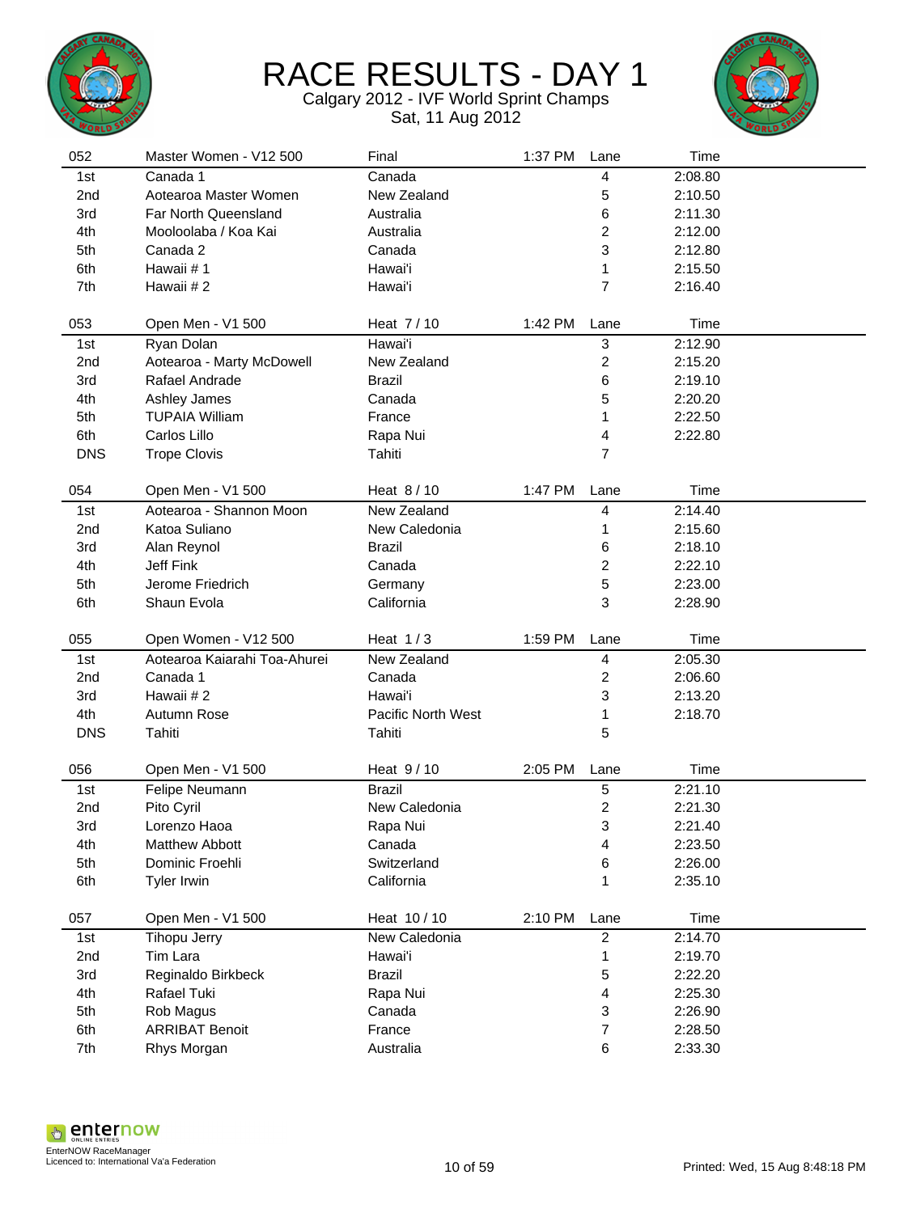# RACE RESULTS - DAY 1

Calgary 2012 - IVF World Sprint Champs

Sat, 11 Aug 2012

| 052 | Master Women - V12 500 | Final | 1:37 PM | Lane | Time |
|---|---|---|---|---|---|
| 1st | Canada 1 | Canada | | 4 | 2:08.80 |
| 2nd | Aotearoa Master Women | New Zealand | | 5 | 2:10.50 |
| 3rd | Far North Queensland | Australia | | 6 | 2:11.30 |
| 4th | Mooloolaba / Koa Kai | Australia | | 2 | 2:12.00 |
| 5th | Canada 2 | Canada | | 3 | 2:12.80 |
| 6th | Hawaii # 1 | Hawai'i | | 1 | 2:15.50 |
| 7th | Hawaii # 2 | Hawai'i | | 7 | 2:16.40 |

| 053 | Open Men - V1 500 | Heat 7 / 10 | 1:42 PM | Lane | Time |
|---|---|---|---|---|---|
| 1st | Ryan Dolan | Hawai'i | | 3 | 2:12.90 |
| 2nd | Aotearoa - Marty McDowell | New Zealand | | 2 | 2:15.20 |
| 3rd | Rafael Andrade | Brazil | | 6 | 2:19.10 |
| 4th | Ashley James | Canada | | 5 | 2:20.20 |
| 5th | TUPAIA William | France | | 1 | 2:22.50 |
| 6th | Carlos Lillo | Rapa Nui | | 4 | 2:22.80 |
| DNS | Trope Clovis | Tahiti | | 7 | |

| 054 | Open Men - V1 500 | Heat 8 / 10 | 1:47 PM | Lane | Time |
|---|---|---|---|---|---|
| 1st | Aotearoa - Shannon Moon | New Zealand | | 4 | 2:14.40 |
| 2nd | Katoa Suliano | New Caledonia | | 1 | 2:15.60 |
| 3rd | Alan Reynol | Brazil | | 6 | 2:18.10 |
| 4th | Jeff Fink | Canada | | 2 | 2:22.10 |
| 5th | Jerome Friedrich | Germany | | 5 | 2:23.00 |
| 6th | Shaun Evola | California | | 3 | 2:28.90 |

| 055 | Open Women - V12 500 | Heat 1 / 3 | 1:59 PM | Lane | Time |
|---|---|---|---|---|---|
| 1st | Aotearoa Kaiarahi Toa-Ahurei | New Zealand | | 4 | 2:05.30 |
| 2nd | Canada 1 | Canada | | 2 | 2:06.60 |
| 3rd | Hawaii # 2 | Hawai'i | | 3 | 2:13.20 |
| 4th | Autumn Rose | Pacific North West | | 1 | 2:18.70 |
| DNS | Tahiti | Tahiti | | 5 | |

| 056 | Open Men - V1 500 | Heat 9 / 10 | 2:05 PM | Lane | Time |
|---|---|---|---|---|---|
| 1st | Felipe Neumann | Brazil | | 5 | 2:21.10 |
| 2nd | Pito Cyril | New Caledonia | | 2 | 2:21.30 |
| 3rd | Lorenzo Haoa | Rapa Nui | | 3 | 2:21.40 |
| 4th | Matthew Abbott | Canada | | 4 | 2:23.50 |
| 5th | Dominic Froehli | Switzerland | | 6 | 2:26.00 |
| 6th | Tyler Irwin | California | | 1 | 2:35.10 |

| 057 | Open Men - V1 500 | Heat 10 / 10 | 2:10 PM | Lane | Time |
|---|---|---|---|---|---|
| 1st | Tihopu Jerry | New Caledonia | | 2 | 2:14.70 |
| 2nd | Tim Lara | Hawai'i | | 1 | 2:19.70 |
| 3rd | Reginaldo Birkbeck | Brazil | | 5 | 2:22.20 |
| 4th | Rafael Tuki | Rapa Nui | | 4 | 2:25.30 |
| 5th | Rob Magus | Canada | | 3 | 2:26.90 |
| 6th | ARRIBAT Benoit | France | | 7 | 2:28.50 |
| 7th | Rhys Morgan | Australia | | 6 | 2:33.30 |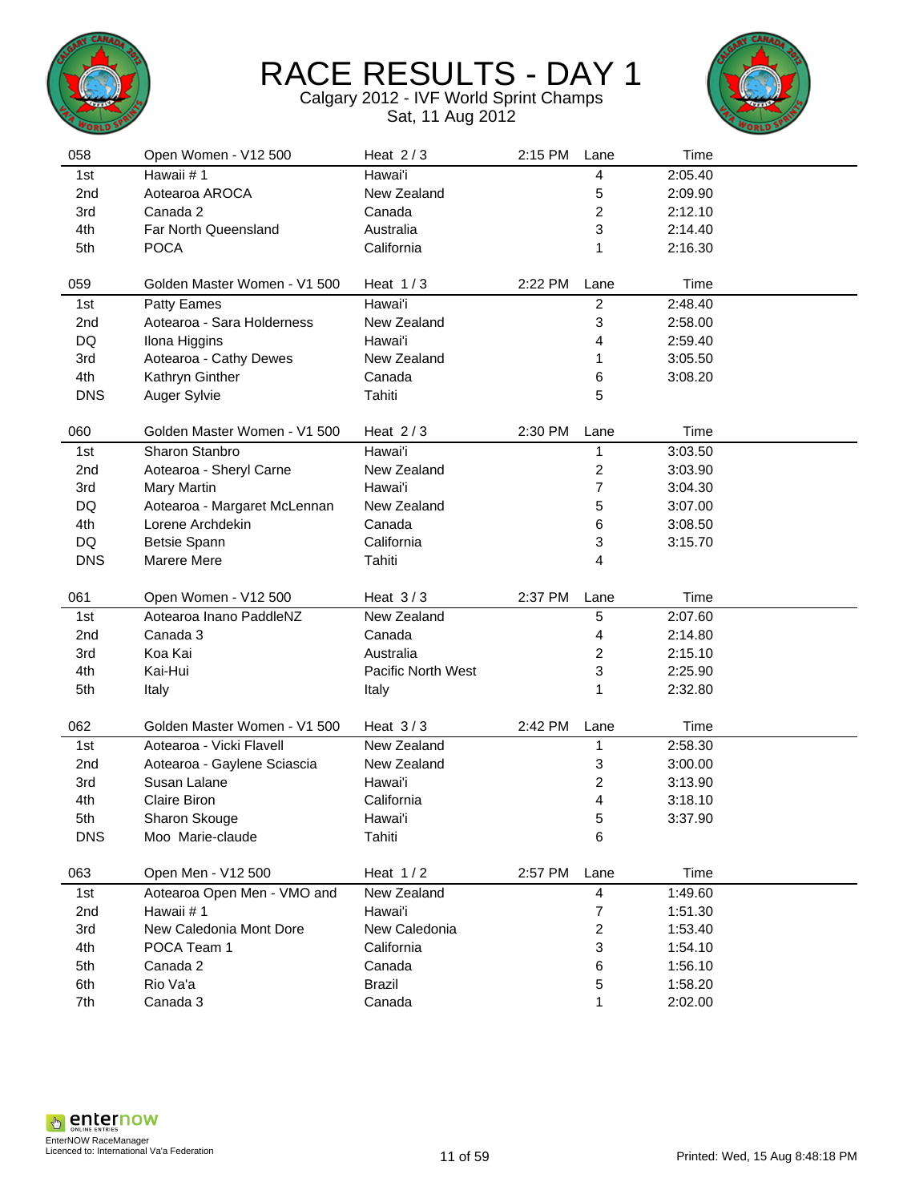# RACE RESULTS - DAY 1

Calgary 2012 - IVF World Sprint Champs
Sat, 11 Aug 2012

| 058 | Open Women - V12 500 | Heat 2 / 3 | 2:15 PM | Lane | Time |
|---|---|---|---|---|---|
| 1st | Hawaii # 1 | Hawai'i | | 4 | 2:05.40 |
| 2nd | Aotearoa AROCA | New Zealand | | 5 | 2:09.90 |
| 3rd | Canada 2 | Canada | | 2 | 2:12.10 |
| 4th | Far North Queensland | Australia | | 3 | 2:14.40 |
| 5th | POCA | California | | 1 | 2:16.30 |

| 059 | Golden Master Women - V1 500 | Heat 1 / 3 | 2:22 PM | Lane | Time |
|---|---|---|---|---|---|
| 1st | Patty Eames | Hawai'i | | 2 | 2:48.40 |
| 2nd | Aotearoa - Sara Holderness | New Zealand | | 3 | 2:58.00 |
| DQ | Ilona Higgins | Hawai'i | | 4 | 2:59.40 |
| 3rd | Aotearoa - Cathy Dewes | New Zealand | | 1 | 3:05.50 |
| 4th | Kathryn Ginther | Canada | | 6 | 3:08.20 |
| DNS | Auger Sylvie | Tahiti | | 5 | |

| 060 | Golden Master Women - V1 500 | Heat 2 / 3 | 2:30 PM | Lane | Time |
|---|---|---|---|---|---|
| 1st | Sharon Stanbro | Hawai'i | | 1 | 3:03.50 |
| 2nd | Aotearoa - Sheryl Carne | New Zealand | | 2 | 3:03.90 |
| 3rd | Mary Martin | Hawai'i | | 7 | 3:04.30 |
| DQ | Aotearoa - Margaret McLennan | New Zealand | | 5 | 3:07.00 |
| 4th | Lorene Archdekin | Canada | | 6 | 3:08.50 |
| DQ | Betsie Spann | California | | 3 | 3:15.70 |
| DNS | Marere Mere | Tahiti | | 4 | |

| 061 | Open Women - V12 500 | Heat 3 / 3 | 2:37 PM | Lane | Time |
|---|---|---|---|---|---|
| 1st | Aotearoa Inano PaddleNZ | New Zealand | | 5 | 2:07.60 |
| 2nd | Canada 3 | Canada | | 4 | 2:14.80 |
| 3rd | Koa Kai | Australia | | 2 | 2:15.10 |
| 4th | Kai-Hui | Pacific North West | | 3 | 2:25.90 |
| 5th | Italy | Italy | | 1 | 2:32.80 |

| 062 | Golden Master Women - V1 500 | Heat 3 / 3 | 2:42 PM | Lane | Time |
|---|---|---|---|---|---|
| 1st | Aotearoa - Vicki Flavell | New Zealand | | 1 | 2:58.30 |
| 2nd | Aotearoa - Gaylene Sciascia | New Zealand | | 3 | 3:00.00 |
| 3rd | Susan Lalane | Hawai'i | | 2 | 3:13.90 |
| 4th | Claire Biron | California | | 4 | 3:18.10 |
| 5th | Sharon Skouge | Hawai'i | | 5 | 3:37.90 |
| DNS | Moo Marie-claude | Tahiti | | 6 | |

| 063 | Open Men - V12 500 | Heat 1 / 2 | 2:57 PM | Lane | Time |
|---|---|---|---|---|---|
| 1st | Aotearoa Open Men - VMO and | New Zealand | | 4 | 1:49.60 |
| 2nd | Hawaii # 1 | Hawai'i | | 7 | 1:51.30 |
| 3rd | New Caledonia Mont Dore | New Caledonia | | 2 | 1:53.40 |
| 4th | POCA Team 1 | California | | 3 | 1:54.10 |
| 5th | Canada 2 | Canada | | 6 | 1:56.10 |
| 6th | Rio Va'a | Brazil | | 5 | 1:58.20 |
| 7th | Canada 3 | Canada | | 1 | 2:02.00 |

EnterNOW RaceManager
Licenced to: International Va'a Federation

Printed: Wed, 15 Aug 8:48:18 PM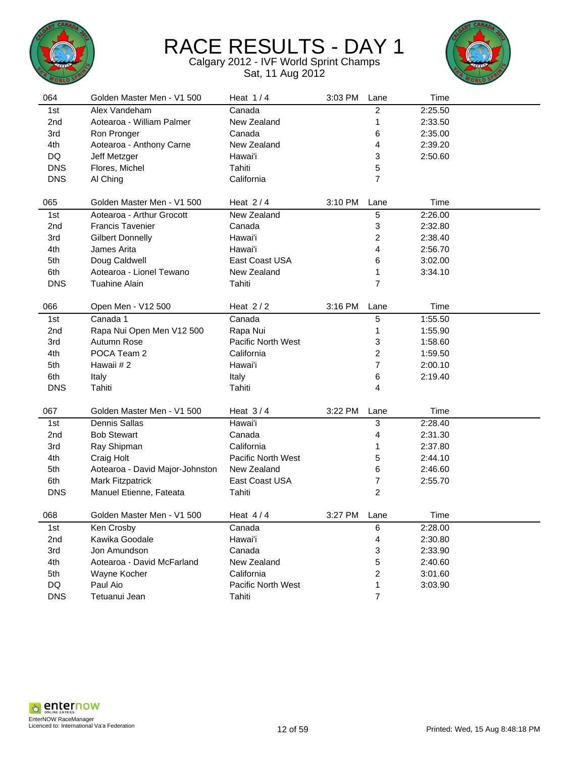# RACE RESULTS - DAY 1

Calgary 2012 - IVF World Sprint Champs

Sat, 11 Aug 2012

| 064 | Golden Master Men - V1 500 | Heat 1 / 4 | 3:03 PM | Lane | Time |
|---|---|---|---|---|---|
| 1st | Alex Vandeham | Canada | | 2 | 2:25.50 |
| 2nd | Aotearoa - William Palmer | New Zealand | | 1 | 2:33.50 |
| 3rd | Ron Pronger | Canada | | 6 | 2:35.00 |
| 4th | Aotearoa - Anthony Carne | New Zealand | | 4 | 2:39.20 |
| DQ | Jeff Metzger | Hawai'i | | 3 | 2:50.60 |
| DNS | Flores, Michel | Tahiti | | 5 | |
| DNS | Al Ching | California | | 7 | |

| 065 | Golden Master Men - V1 500 | Heat 2 / 4 | 3:10 PM | Lane | Time |
|---|---|---|---|---|---|
| 1st | Aotearoa - Arthur Grocott | New Zealand | | 5 | 2:26.00 |
| 2nd | Francis Tavenier | Canada | | 3 | 2:32.80 |
| 3rd | Gilbert Donnelly | Hawai'i | | 2 | 2:38.40 |
| 4th | James Arita | Hawai'i | | 4 | 2:56.70 |
| 5th | Doug Caldwell | East Coast USA | | 6 | 3:02.00 |
| 6th | Aotearoa - Lionel Tewano | New Zealand | | 1 | 3:34.10 |
| DNS | Tuahine Alain | Tahiti | | 7 | |

| 066 | Open Men - V12 500 | Heat 2 / 2 | 3:16 PM | Lane | Time |
|---|---|---|---|---|---|
| 1st | Canada 1 | Canada | | 5 | 1:55.50 |
| 2nd | Rapa Nui Open Men V12 500 | Rapa Nui | | 1 | 1:55.90 |
| 3rd | Autumn Rose | Pacific North West | | 3 | 1:58.60 |
| 4th | POCA Team 2 | California | | 2 | 1:59.50 |
| 5th | Hawaii # 2 | Hawai'i | | 7 | 2:00.10 |
| 6th | Italy | Italy | | 6 | 2:19.40 |
| DNS | Tahiti | Tahiti | | 4 | |

| 067 | Golden Master Men - V1 500 | Heat 3 / 4 | 3:22 PM | Lane | Time |
|---|---|---|---|---|---|
| 1st | Dennis Sallas | Hawai'i | | 3 | 2:28.40 |
| 2nd | Bob Stewart | Canada | | 4 | 2:31.30 |
| 3rd | Ray Shipman | California | | 1 | 2:37.80 |
| 4th | Craig Holt | Pacific North West | | 5 | 2:44.10 |
| 5th | Aotearoa - David Major-Johnston | New Zealand | | 6 | 2:46.60 |
| 6th | Mark Fitzpatrick | East Coast USA | | 7 | 2:55.70 |
| DNS | Manuel Etienne, Fateata | Tahiti | | 2 | |

| 068 | Golden Master Men - V1 500 | Heat 4 / 4 | 3:27 PM | Lane | Time |
|---|---|---|---|---|---|
| 1st | Ken Crosby | Canada | | 6 | 2:28.00 |
| 2nd | Kawika Goodale | Hawai'i | | 4 | 2:30.80 |
| 3rd | Jon Amundson | Canada | | 3 | 2:33.90 |
| 4th | Aotearoa - David McFarland | New Zealand | | 5 | 2:40.60 |
| 5th | Wayne Kocher | California | | 2 | 3:01.60 |
| DQ | Paul Aio | Pacific North West | | 1 | 3:03.90 |
| DNS | Tetuanui Jean | Tahiti | | 7 | |

EnterNOW RaceManager
Licenced to: International Va'a Federation

Printed: Wed, 15 Aug 8:48:18 PM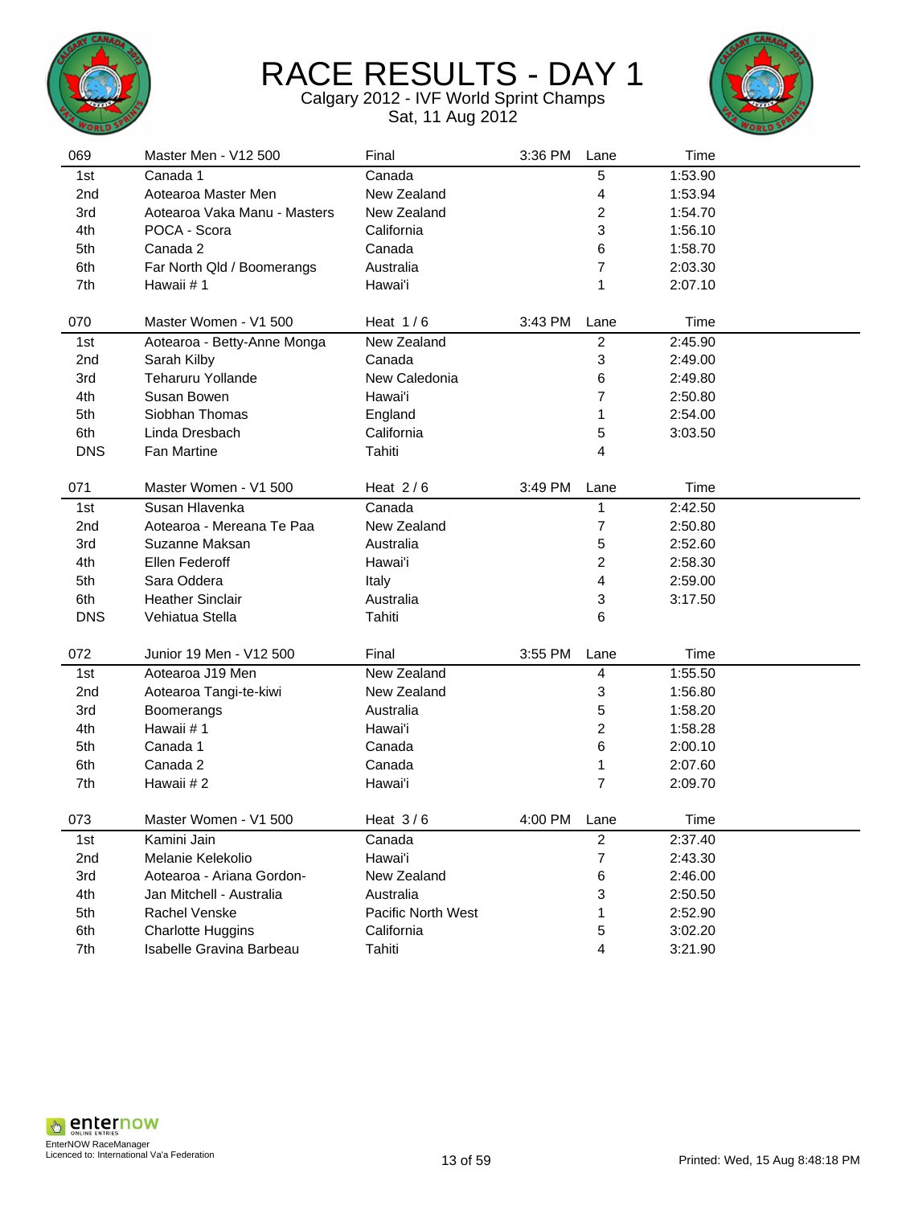# RACE RESULTS - DAY 1

Calgary 2012 - IVF World Sprint Champs

Sat, 11 Aug 2012

| 069 | Master Men - V12 500 | Final | 3:36 PM | Lane | Time |
|---|---|---|---|---|---|
| 1st | Canada 1 | Canada | | 5 | 1:53.90 |
| 2nd | Aotearoa Master Men | New Zealand | | 4 | 1:53.94 |
| 3rd | Aotearoa Vaka Manu - Masters | New Zealand | | 2 | 1:54.70 |
| 4th | POCA - Scora | California | | 3 | 1:56.10 |
| 5th | Canada 2 | Canada | | 6 | 1:58.70 |
| 6th | Far North Qld / Boomerangs | Australia | | 7 | 2:03.30 |
| 7th | Hawaii # 1 | Hawai'i | | 1 | 2:07.10 |

| 070 | Master Women - V1 500 | Heat 1 / 6 | 3:43 PM | Lane | Time |
|---|---|---|---|---|---|
| 1st | Aotearoa - Betty-Anne Monga | New Zealand | | 2 | 2:45.90 |
| 2nd | Sarah Kilby | Canada | | 3 | 2:49.00 |
| 3rd | Teharuru Yollande | New Caledonia | | 6 | 2:49.80 |
| 4th | Susan Bowen | Hawai'i | | 7 | 2:50.80 |
| 5th | Siobhan Thomas | England | | 1 | 2:54.00 |
| 6th | Linda Dresbach | California | | 5 | 3:03.50 |
| DNS | Fan Martine | Tahiti | | 4 | |

| 071 | Master Women - V1 500 | Heat 2 / 6 | 3:49 PM | Lane | Time |
|---|---|---|---|---|---|
| 1st | Susan Hlavenka | Canada | | 1 | 2:42.50 |
| 2nd | Aotearoa - Mereana Te Paa | New Zealand | | 7 | 2:50.80 |
| 3rd | Suzanne Maksan | Australia | | 5 | 2:52.60 |
| 4th | Ellen Federoff | Hawai'i | | 2 | 2:58.30 |
| 5th | Sara Oddera | Italy | | 4 | 2:59.00 |
| 6th | Heather Sinclair | Australia | | 3 | 3:17.50 |
| DNS | Vehiatua Stella | Tahiti | | 6 | |

| 072 | Junior 19 Men - V12 500 | Final | 3:55 PM | Lane | Time |
|---|---|---|---|---|---|
| 1st | Aotearoa J19 Men | New Zealand | | 4 | 1:55.50 |
| 2nd | Aotearoa Tangi-te-kiwi | New Zealand | | 3 | 1:56.80 |
| 3rd | Boomerangs | Australia | | 5 | 1:58.20 |
| 4th | Hawaii # 1 | Hawai'i | | 2 | 1:58.28 |
| 5th | Canada 1 | Canada | | 6 | 2:00.10 |
| 6th | Canada 2 | Canada | | 1 | 2:07.60 |
| 7th | Hawaii # 2 | Hawai'i | | 7 | 2:09.70 |

| 073 | Master Women - V1 500 | Heat 3 / 6 | 4:00 PM | Lane | Time |
|---|---|---|---|---|---|
| 1st | Kamini Jain | Canada | | 2 | 2:37.40 |
| 2nd | Melanie Kelekolio | Hawai'i | | 7 | 2:43.30 |
| 3rd | Aotearoa - Ariana Gordon- | New Zealand | | 6 | 2:46.00 |
| 4th | Jan Mitchell - Australia | Australia | | 3 | 2:50.50 |
| 5th | Rachel Venske | Pacific North West | | 1 | 2:52.90 |
| 6th | Charlotte Huggins | California | | 5 | 3:02.20 |
| 7th | Isabelle Gravina Barbeau | Tahiti | | 4 | 3:21.90 |

EnterNOW RaceManager
Licenced to: International Va'a Federation

Printed: Wed, 15 Aug 8:48:18 PM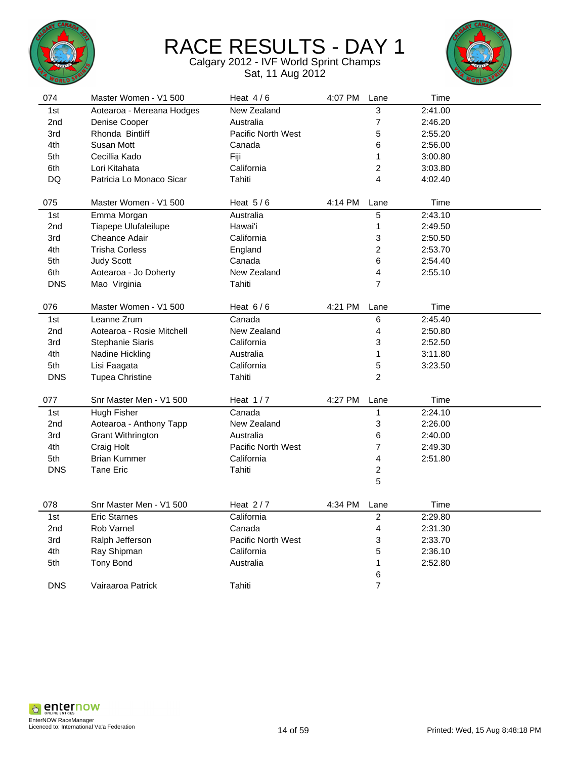# RACE RESULTS - DAY 1

Calgary 2012 - IVF World Sprint Champs

Sat, 11 Aug 2012

| 074 | Master Women - V1 500 | Heat 4 / 6 | 4:07 PM | Lane | Time |
|---|---|---|---|---|---|
| 1st | Aotearoa - Mereana Hodges | New Zealand | | 3 | 2:41.00 |
| 2nd | Denise Cooper | Australia | | 7 | 2:46.20 |
| 3rd | Rhonda Bintliff | Pacific North West | | 5 | 2:55.20 |
| 4th | Susan Mott | Canada | | 6 | 2:56.00 |
| 5th | Cecillia Kado | Fiji | | 1 | 3:00.80 |
| 6th | Lori Kitahata | California | | 2 | 3:03.80 |
| DQ | Patricia Lo Monaco Sicar | Tahiti | | 4 | 4:02.40 |

| 075 | Master Women - V1 500 | Heat 5 / 6 | 4:14 PM | Lane | Time |
|---|---|---|---|---|---|
| 1st | Emma Morgan | Australia | | 5 | 2:43.10 |
| 2nd | Tiapepe Ulufaleilupe | Hawai'i | | 1 | 2:49.50 |
| 3rd | Cheance Adair | California | | 3 | 2:50.50 |
| 4th | Trisha Corless | England | | 2 | 2:53.70 |
| 5th | Judy Scott | Canada | | 6 | 2:54.40 |
| 6th | Aotearoa - Jo Doherty | New Zealand | | 4 | 2:55.10 |
| DNS | Mao Virginia | Tahiti | | 7 | |

| 076 | Master Women - V1 500 | Heat 6 / 6 | 4:21 PM | Lane | Time |
|---|---|---|---|---|---|
| 1st | Leanne Zrum | Canada | | 6 | 2:45.40 |
| 2nd | Aotearoa - Rosie Mitchell | New Zealand | | 4 | 2:50.80 |
| 3rd | Stephanie Siaris | California | | 3 | 2:52.50 |
| 4th | Nadine Hickling | Australia | | 1 | 3:11.80 |
| 5th | Lisi Faagata | California | | 5 | 3:23.50 |
| DNS | Tupea Christine | Tahiti | | 2 | |

| 077 | Snr Master Men - V1 500 | Heat 1 / 7 | 4:27 PM | Lane | Time |
|---|---|---|---|---|---|
| 1st | Hugh Fisher | Canada | | 1 | 2:24.10 |
| 2nd | Aotearoa - Anthony Tapp | New Zealand | | 3 | 2:26.00 |
| 3rd | Grant Withrington | Australia | | 6 | 2:40.00 |
| 4th | Craig Holt | Pacific North West | | 7 | 2:49.30 |
| 5th | Brian Kummer | California | | 4 | 2:51.80 |
| DNS | Tane Eric | Tahiti | | 2 | |
| | | | | 5 | |

| 078 | Snr Master Men - V1 500 | Heat 2 / 7 | 4:34 PM | Lane | Time |
|---|---|---|---|---|---|
| 1st | Eric Starnes | California | | 2 | 2:29.80 |
| 2nd | Rob Varnel | Canada | | 4 | 2:31.30 |
| 3rd | Ralph Jefferson | Pacific North West | | 3 | 2:33.70 |
| 4th | Ray Shipman | California | | 5 | 2:36.10 |
| 5th | Tony Bond | Australia | | 1 | 2:52.80 |
| | | | | 6 | |
| DNS | Vairaaroa Patrick | Tahiti | | 7 | |

EnterNOW RaceManager
Licenced to: International Va'a Federation

Printed: Wed, 15 Aug 8:48:18 PM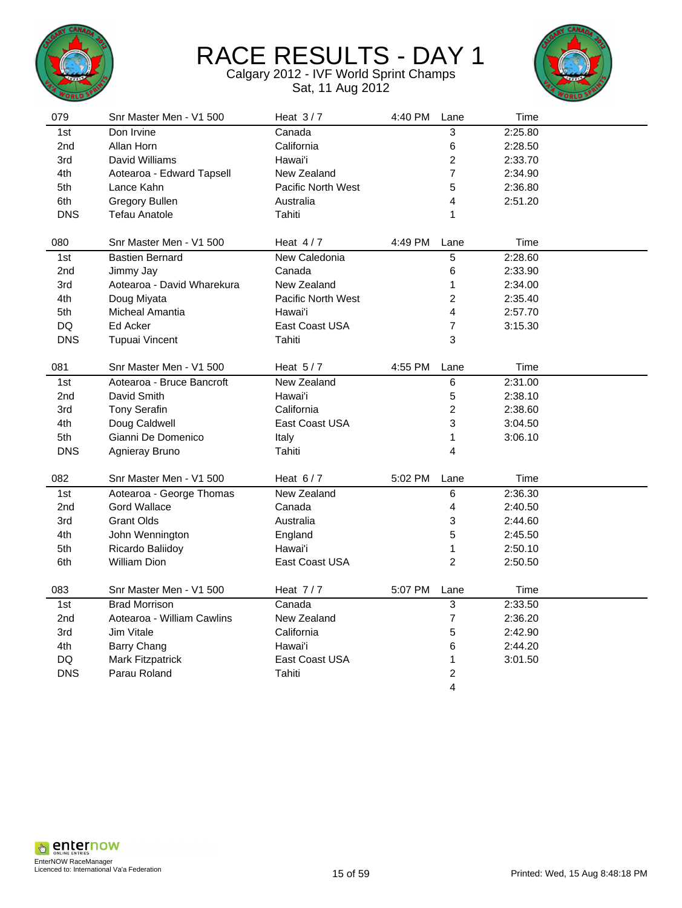# RACE RESULTS - DAY 1

Calgary 2012 - IVF World Sprint Champs

Sat, 11 Aug 2012

| 079 | Snr Master Men - V1 500 | Heat 3 / 7 | 4:40 PM | Lane | Time |
|---|---|---|---|---|---|
| 1st | Don Irvine | Canada | | 3 | 2:25.80 |
| 2nd | Allan Horn | California | | 6 | 2:28.50 |
| 3rd | David Williams | Hawai'i | | 2 | 2:33.70 |
| 4th | Aotearoa - Edward Tapsell | New Zealand | | 7 | 2:34.90 |
| 5th | Lance Kahn | Pacific North West | | 5 | 2:36.80 |
| 6th | Gregory Bullen | Australia | | 4 | 2:51.20 |
| DNS | Tefau Anatole | Tahiti | | 1 | |

| 080 | Snr Master Men - V1 500 | Heat 4 / 7 | 4:49 PM | Lane | Time |
|---|---|---|---|---|---|
| 1st | Bastien Bernard | New Caledonia | | 5 | 2:28.60 |
| 2nd | Jimmy Jay | Canada | | 6 | 2:33.90 |
| 3rd | Aotearoa - David Wharekura | New Zealand | | 1 | 2:34.00 |
| 4th | Doug Miyata | Pacific North West | | 2 | 2:35.40 |
| 5th | Micheal Amantia | Hawai'i | | 4 | 2:57.70 |
| DQ | Ed Acker | East Coast USA | | 7 | 3:15.30 |
| DNS | Tupuai Vincent | Tahiti | | 3 | |

| 081 | Snr Master Men - V1 500 | Heat 5 / 7 | 4:55 PM | Lane | Time |
|---|---|---|---|---|---|
| 1st | Aotearoa - Bruce Bancroft | New Zealand | | 6 | 2:31.00 |
| 2nd | David Smith | Hawai'i | | 5 | 2:38.10 |
| 3rd | Tony Serafin | California | | 2 | 2:38.60 |
| 4th | Doug Caldwell | East Coast USA | | 3 | 3:04.50 |
| 5th | Gianni De Domenico | Italy | | 1 | 3:06.10 |
| DNS | Agnieray Bruno | Tahiti | | 4 | |

| 082 | Snr Master Men - V1 500 | Heat 6 / 7 | 5:02 PM | Lane | Time |
|---|---|---|---|---|---|
| 1st | Aotearoa - George Thomas | New Zealand | | 6 | 2:36.30 |
| 2nd | Gord Wallace | Canada | | 4 | 2:40.50 |
| 3rd | Grant Olds | Australia | | 3 | 2:44.60 |
| 4th | John Wennington | England | | 5 | 2:45.50 |
| 5th | Ricardo Baliidoy | Hawai'i | | 1 | 2:50.10 |
| 6th | William Dion | East Coast USA | | 2 | 2:50.50 |

| 083 | Snr Master Men - V1 500 | Heat 7 / 7 | 5:07 PM | Lane | Time |
|---|---|---|---|---|---|
| 1st | Brad Morrison | Canada | | 3 | 2:33.50 |
| 2nd | Aotearoa - William Cawlins | New Zealand | | 7 | 2:36.20 |
| 3rd | Jim Vitale | California | | 5 | 2:42.90 |
| 4th | Barry Chang | Hawai'i | | 6 | 2:44.20 |
| DQ | Mark Fitzpatrick | East Coast USA | | 1 | 3:01.50 |
| DNS | Parau Roland | Tahiti | | 2 | |
| | | | | 4 | |

EnterNOW RaceManager
Licenced to: International Va'a Federation

Printed: Wed, 15 Aug 8:48:18 PM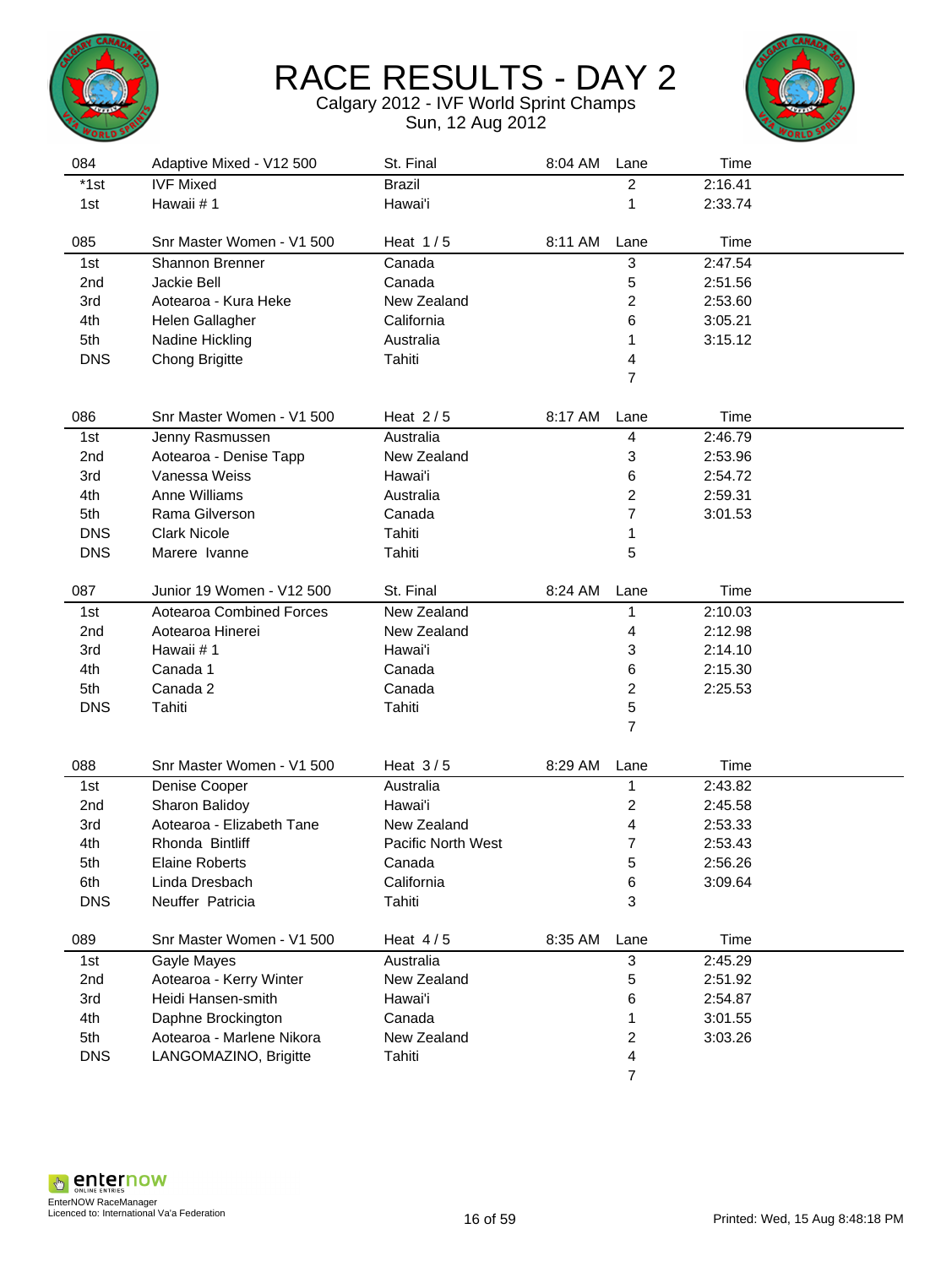# RACE RESULTS - DAY 2

Calgary 2012 - IVF World Sprint Champs

Sun, 12 Aug 2012

| 084 | Adaptive Mixed - V12 500 | St. Final | 8:04 AM | Lane | Time |
|---|---|---|---|---|---|
| *1st | IVF Mixed | Brazil | | 2 | 2:16.41 |
| 1st | Hawaii # 1 | Hawai'i | | 1 | 2:33.74 |

| 085 | Snr Master Women - V1 500 | Heat 1 / 5 | 8:11 AM | Lane | Time |
|---|---|---|---|---|---|
| 1st | Shannon Brenner | Canada | | 3 | 2:47.54 |
| 2nd | Jackie Bell | Canada | | 5 | 2:51.56 |
| 3rd | Aotearoa - Kura Heke | New Zealand | | 2 | 2:53.60 |
| 4th | Helen Gallagher | California | | 6 | 3:05.21 |
| 5th | Nadine Hickling | Australia | | 1 | 3:15.12 |
| DNS | Chong Brigitte | Tahiti | | 4 | |
| | | | | 7 | |

| 086 | Snr Master Women - V1 500 | Heat 2 / 5 | 8:17 AM | Lane | Time |
|---|---|---|---|---|---|
| 1st | Jenny Rasmussen | Australia | | 4 | 2:46.79 |
| 2nd | Aotearoa - Denise Tapp | New Zealand | | 3 | 2:53.96 |
| 3rd | Vanessa Weiss | Hawai'i | | 6 | 2:54.72 |
| 4th | Anne Williams | Australia | | 2 | 2:59.31 |
| 5th | Rama Gilverson | Canada | | 7 | 3:01.53 |
| DNS | Clark Nicole | Tahiti | | 1 | |
| DNS | Marere Ivanne | Tahiti | | 5 | |

| 087 | Junior 19 Women - V12 500 | St. Final | 8:24 AM | Lane | Time |
|---|---|---|---|---|---|
| 1st | Aotearoa Combined Forces | New Zealand | | 1 | 2:10.03 |
| 2nd | Aotearoa Hinerei | New Zealand | | 4 | 2:12.98 |
| 3rd | Hawaii # 1 | Hawai'i | | 3 | 2:14.10 |
| 4th | Canada 1 | Canada | | 6 | 2:15.30 |
| 5th | Canada 2 | Canada | | 2 | 2:25.53 |
| DNS | Tahiti | Tahiti | | 5 | |
| | | | | 7 | |

| 088 | Snr Master Women - V1 500 | Heat 3 / 5 | 8:29 AM | Lane | Time |
|---|---|---|---|---|---|
| 1st | Denise Cooper | Australia | | 1 | 2:43.82 |
| 2nd | Sharon Balidoy | Hawai'i | | 2 | 2:45.58 |
| 3rd | Aotearoa - Elizabeth Tane | New Zealand | | 4 | 2:53.33 |
| 4th | Rhonda Bintliff | Pacific North West | | 7 | 2:53.43 |
| 5th | Elaine Roberts | Canada | | 5 | 2:56.26 |
| 6th | Linda Dresbach | California | | 6 | 3:09.64 |
| DNS | Neuffer Patricia | Tahiti | | 3 | |

| 089 | Snr Master Women - V1 500 | Heat 4 / 5 | 8:35 AM | Lane | Time |
|---|---|---|---|---|---|
| 1st | Gayle Mayes | Australia | | 3 | 2:45.29 |
| 2nd | Aotearoa - Kerry Winter | New Zealand | | 5 | 2:51.92 |
| 3rd | Heidi Hansen-smith | Hawai'i | | 6 | 2:54.87 |
| 4th | Daphne Brockington | Canada | | 1 | 3:01.55 |
| 5th | Aotearoa - Marlene Nikora | New Zealand | | 2 | 3:03.26 |
| DNS | LANGOMAZINO, Brigitte | Tahiti | | 4 | |
| | | | | 7 | |

EnterNOW RaceManager
Licenced to: International Va'a Federation

Printed: Wed, 15 Aug 8:48:18 PM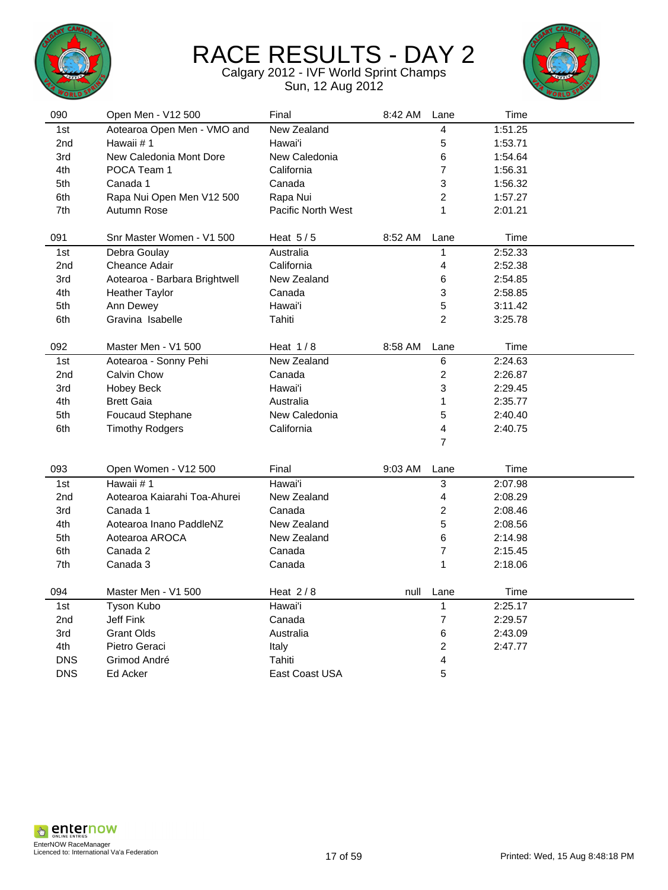# RACE RESULTS - DAY 2

Calgary 2012 - IVF World Sprint Champs
Sun, 12 Aug 2012

| 090 | Open Men - V12 500 | Final | 8:42 AM | Lane | Time |
|---|---|---|---|---|---|
| 1st | Aotearoa Open Men - VMO and | New Zealand | | 4 | 1:51.25 |
| 2nd | Hawaii # 1 | Hawai'i | | 5 | 1:53.71 |
| 3rd | New Caledonia Mont Dore | New Caledonia | | 6 | 1:54.64 |
| 4th | POCA Team 1 | California | | 7 | 1:56.31 |
| 5th | Canada 1 | Canada | | 3 | 1:56.32 |
| 6th | Rapa Nui Open Men V12 500 | Rapa Nui | | 2 | 1:57.27 |
| 7th | Autumn Rose | Pacific North West | | 1 | 2:01.21 |

| 091 | Snr Master Women - V1 500 | Heat 5 / 5 | 8:52 AM | Lane | Time |
|---|---|---|---|---|---|
| 1st | Debra Goulay | Australia | | 1 | 2:52.33 |
| 2nd | Cheance Adair | California | | 4 | 2:52.38 |
| 3rd | Aotearoa - Barbara Brightwell | New Zealand | | 6 | 2:54.85 |
| 4th | Heather Taylor | Canada | | 3 | 2:58.85 |
| 5th | Ann Dewey | Hawai'i | | 5 | 3:11.42 |
| 6th | Gravina Isabelle | Tahiti | | 2 | 3:25.78 |

| 092 | Master Men - V1 500 | Heat 1 / 8 | 8:58 AM | Lane | Time |
|---|---|---|---|---|---|
| 1st | Aotearoa - Sonny Pehi | New Zealand | | 6 | 2:24.63 |
| 2nd | Calvin Chow | Canada | | 2 | 2:26.87 |
| 3rd | Hobey Beck | Hawai'i | | 3 | 2:29.45 |
| 4th | Brett Gaia | Australia | | 1 | 2:35.77 |
| 5th | Foucaud Stephane | New Caledonia | | 5 | 2:40.40 |
| 6th | Timothy Rodgers | California | | 4 | 2:40.75 |
| | | | | 7 | |

| 093 | Open Women - V12 500 | Final | 9:03 AM | Lane | Time |
|---|---|---|---|---|---|
| 1st | Hawaii # 1 | Hawai'i | | 3 | 2:07.98 |
| 2nd | Aotearoa Kaiarahi Toa-Ahurei | New Zealand | | 4 | 2:08.29 |
| 3rd | Canada 1 | Canada | | 2 | 2:08.46 |
| 4th | Aotearoa Inano PaddleNZ | New Zealand | | 5 | 2:08.56 |
| 5th | Aotearoa AROCA | New Zealand | | 6 | 2:14.98 |
| 6th | Canada 2 | Canada | | 7 | 2:15.45 |
| 7th | Canada 3 | Canada | | 1 | 2:18.06 |

| 094 | Master Men - V1 500 | Heat 2 / 8 | null | Lane | Time |
|---|---|---|---|---|---|
| 1st | Tyson Kubo | Hawai'i | | 1 | 2:25.17 |
| 2nd | Jeff Fink | Canada | | 7 | 2:29.57 |
| 3rd | Grant Olds | Australia | | 6 | 2:43.09 |
| 4th | Pietro Geraci | Italy | | 2 | 2:47.77 |
| DNS | Grimod André | Tahiti | | 4 | |
| DNS | Ed Acker | East Coast USA | | 5 | |

EnterNOW RaceManager
Licenced to: International Va'a Federation

Printed: Wed, 15 Aug 8:48:18 PM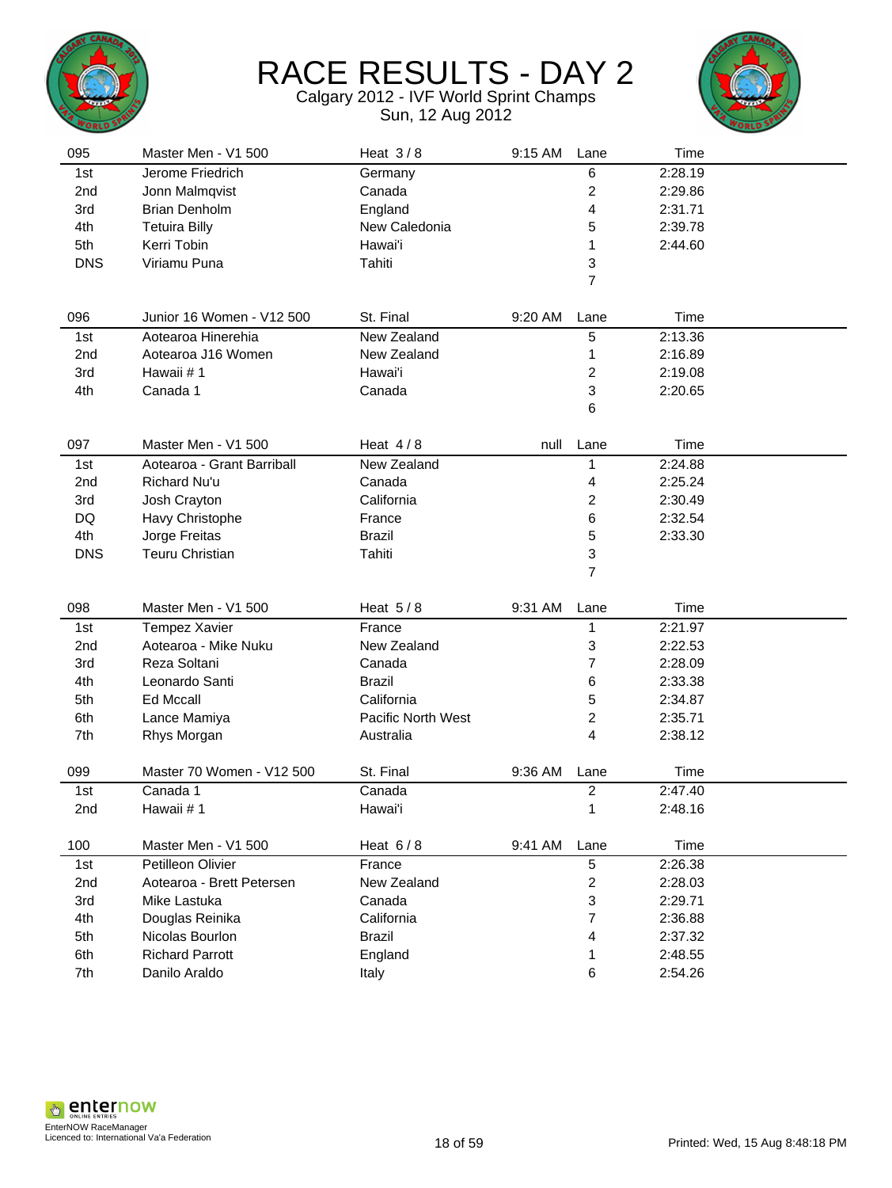# RACE RESULTS - DAY 2

Calgary 2012 - IVF World Sprint Champs

Sun, 12 Aug 2012

| 095 | Master Men - V1 500 | Heat 3 / 8 | 9:15 AM | Lane | Time |
|---|---|---|---|---|---|
| 1st | Jerome Friedrich | Germany | | 6 | 2:28.19 |
| 2nd | Jonn Malmqvist | Canada | | 2 | 2:29.86 |
| 3rd | Brian Denholm | England | | 4 | 2:31.71 |
| 4th | Tetuira Billy | New Caledonia | | 5 | 2:39.78 |
| 5th | Kerri Tobin | Hawai'i | | 1 | 2:44.60 |
| DNS | Viriamu Puna | Tahiti | | 3 | |
| | | | | 7 | |

| 096 | Junior 16 Women - V12 500 | St. Final | 9:20 AM | Lane | Time |
|---|---|---|---|---|---|
| 1st | Aotearoa Hinerehia | New Zealand | | 5 | 2:13.36 |
| 2nd | Aotearoa J16 Women | New Zealand | | 1 | 2:16.89 |
| 3rd | Hawaii # 1 | Hawai'i | | 2 | 2:19.08 |
| 4th | Canada 1 | Canada | | 3 | 2:20.65 |
| | | | | 6 | |

| 097 | Master Men - V1 500 | Heat 4 / 8 | null | Lane | Time |
|---|---|---|---|---|---|
| 1st | Aotearoa - Grant Barriball | New Zealand | | 1 | 2:24.88 |
| 2nd | Richard Nu'u | Canada | | 4 | 2:25.24 |
| 3rd | Josh Crayton | California | | 2 | 2:30.49 |
| DQ | Havy Christophe | France | | 6 | 2:32.54 |
| 4th | Jorge Freitas | Brazil | | 5 | 2:33.30 |
| DNS | Teuru Christian | Tahiti | | 3 | |
| | | | | 7 | |

| 098 | Master Men - V1 500 | Heat 5 / 8 | 9:31 AM | Lane | Time |
|---|---|---|---|---|---|
| 1st | Tempez Xavier | France | | 1 | 2:21.97 |
| 2nd | Aotearoa - Mike Nuku | New Zealand | | 3 | 2:22.53 |
| 3rd | Reza Soltani | Canada | | 7 | 2:28.09 |
| 4th | Leonardo Santi | Brazil | | 6 | 2:33.38 |
| 5th | Ed Mccall | California | | 5 | 2:34.87 |
| 6th | Lance Mamiya | Pacific North West | | 2 | 2:35.71 |
| 7th | Rhys Morgan | Australia | | 4 | 2:38.12 |

| 099 | Master 70 Women - V12 500 | St. Final | 9:36 AM | Lane | Time |
|---|---|---|---|---|---|
| 1st | Canada 1 | Canada | | 2 | 2:47.40 |
| 2nd | Hawaii # 1 | Hawai'i | | 1 | 2:48.16 |

| 100 | Master Men - V1 500 | Heat 6 / 8 | 9:41 AM | Lane | Time |
|---|---|---|---|---|---|
| 1st | Petilleon Olivier | France | | 5 | 2:26.38 |
| 2nd | Aotearoa - Brett Petersen | New Zealand | | 2 | 2:28.03 |
| 3rd | Mike Lastuka | Canada | | 3 | 2:29.71 |
| 4th | Douglas Reinika | California | | 7 | 2:36.88 |
| 5th | Nicolas Bourlon | Brazil | | 4 | 2:37.32 |
| 6th | Richard Parrott | England | | 1 | 2:48.55 |
| 7th | Danilo Araldo | Italy | | 6 | 2:54.26 |

EnterNOW RaceManager
Licenced to: International Va'a Federation

Printed: Wed, 15 Aug 8:48:18 PM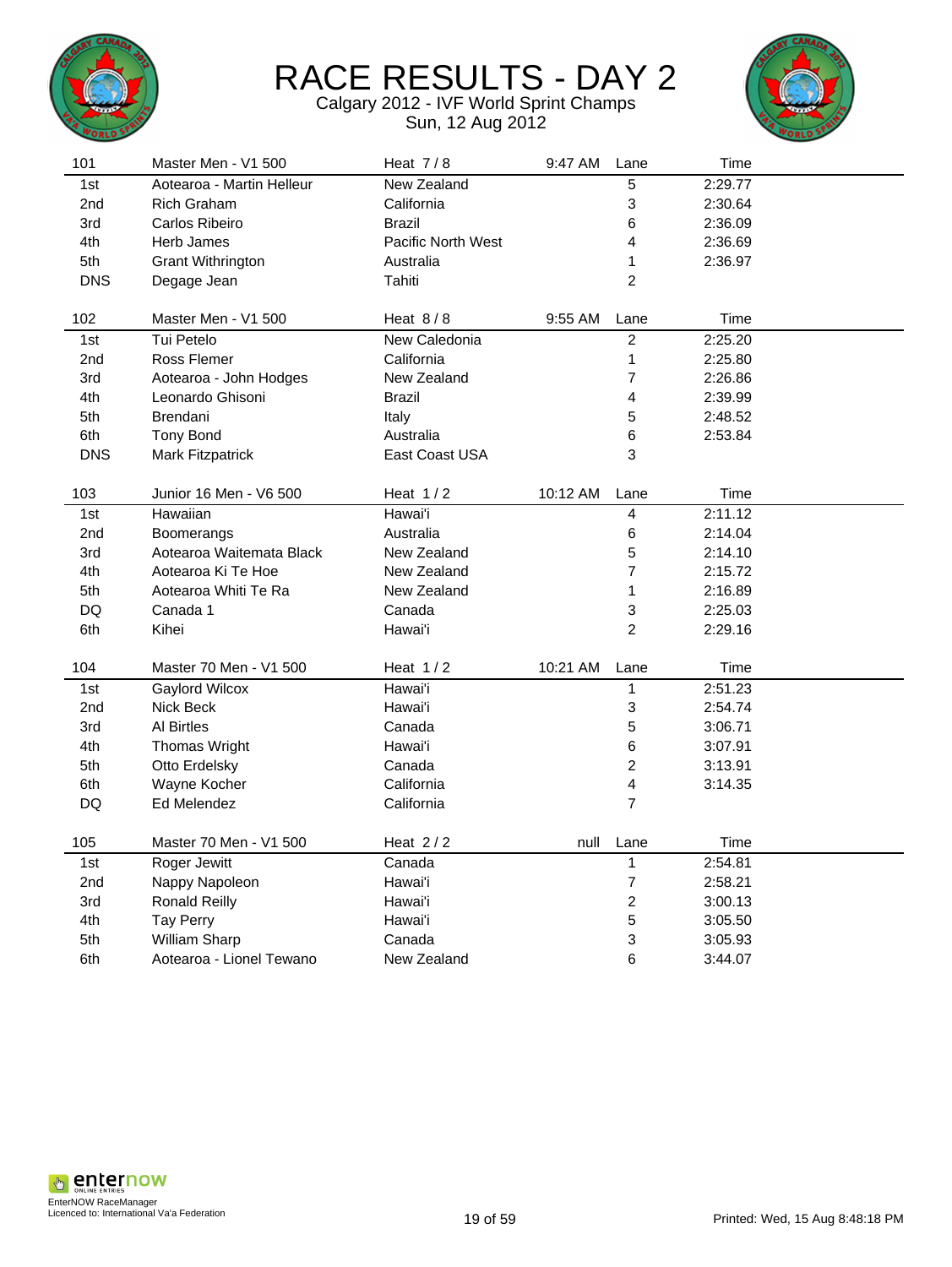# RACE RESULTS - DAY 2

Calgary 2012 - IVF World Sprint Champs
Sun, 12 Aug 2012

| 101 | Master Men - V1 500 | Heat 7 / 8 | 9:47 AM | Lane | Time |
|---|---|---|---|---|---|
| 1st | Aotearoa - Martin Helleur | New Zealand | | 5 | 2:29.77 |
| 2nd | Rich Graham | California | | 3 | 2:30.64 |
| 3rd | Carlos Ribeiro | Brazil | | 6 | 2:36.09 |
| 4th | Herb James | Pacific North West | | 4 | 2:36.69 |
| 5th | Grant Withrington | Australia | | 1 | 2:36.97 |
| DNS | Degage Jean | Tahiti | | 2 | |

| 102 | Master Men - V1 500 | Heat 8 / 8 | 9:55 AM | Lane | Time |
|---|---|---|---|---|---|
| 1st | Tui Petelo | New Caledonia | | 2 | 2:25.20 |
| 2nd | Ross Flemer | California | | 1 | 2:25.80 |
| 3rd | Aotearoa - John Hodges | New Zealand | | 7 | 2:26.86 |
| 4th | Leonardo Ghisoni | Brazil | | 4 | 2:39.99 |
| 5th | Brendani | Italy | | 5 | 2:48.52 |
| 6th | Tony Bond | Australia | | 6 | 2:53.84 |
| DNS | Mark Fitzpatrick | East Coast USA | | 3 | |

| 103 | Junior 16 Men - V6 500 | Heat 1 / 2 | 10:12 AM | Lane | Time |
|---|---|---|---|---|---|
| 1st | Hawaiian | Hawai'i | | 4 | 2:11.12 |
| 2nd | Boomerangs | Australia | | 6 | 2:14.04 |
| 3rd | Aotearoa Waitemata Black | New Zealand | | 5 | 2:14.10 |
| 4th | Aotearoa Ki Te Hoe | New Zealand | | 7 | 2:15.72 |
| 5th | Aotearoa Whiti Te Ra | New Zealand | | 1 | 2:16.89 |
| DQ | Canada 1 | Canada | | 3 | 2:25.03 |
| 6th | Kihei | Hawai'i | | 2 | 2:29.16 |

| 104 | Master 70 Men - V1 500 | Heat 1 / 2 | 10:21 AM | Lane | Time |
|---|---|---|---|---|---|
| 1st | Gaylord Wilcox | Hawai'i | | 1 | 2:51.23 |
| 2nd | Nick Beck | Hawai'i | | 3 | 2:54.74 |
| 3rd | Al Birtles | Canada | | 5 | 3:06.71 |
| 4th | Thomas Wright | Hawai'i | | 6 | 3:07.91 |
| 5th | Otto Erdelsky | Canada | | 2 | 3:13.91 |
| 6th | Wayne Kocher | California | | 4 | 3:14.35 |
| DQ | Ed Melendez | California | | 7 | |

| 105 | Master 70 Men - V1 500 | Heat 2 / 2 | null | Lane | Time |
|---|---|---|---|---|---|
| 1st | Roger Jewitt | Canada | | 1 | 2:54.81 |
| 2nd | Nappy Napoleon | Hawai'i | | 7 | 2:58.21 |
| 3rd | Ronald Reilly | Hawai'i | | 2 | 3:00.13 |
| 4th | Tay Perry | Hawai'i | | 5 | 3:05.50 |
| 5th | William Sharp | Canada | | 3 | 3:05.93 |
| 6th | Aotearoa - Lionel Tewano | New Zealand | | 6 | 3:44.07 |

EnterNOW RaceManager
Licenced to: International Va'a Federation

Printed: Wed, 15 Aug 8:48:18 PM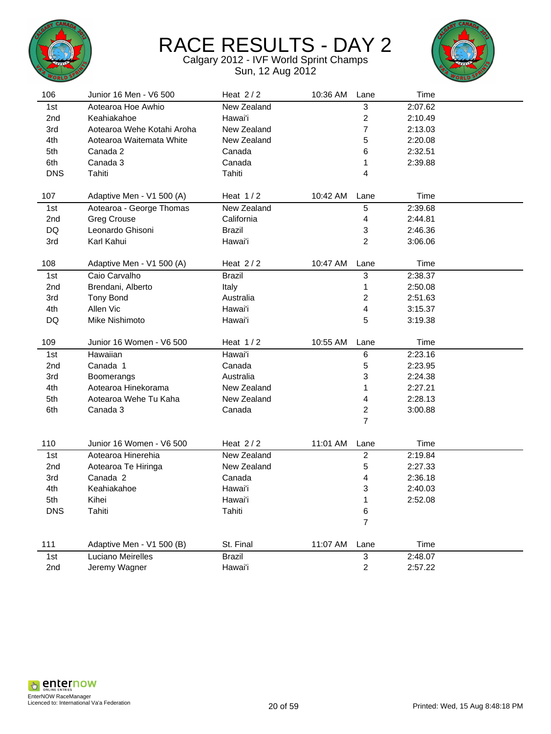# RACE RESULTS - DAY 2

Calgary 2012 - IVF World Sprint Champs

Sun, 12 Aug 2012

| 106 | Junior 16 Men - V6 500 | Heat 2 / 2 | 10:36 AM | Lane | Time |
|---|---|---|---|---|---|
| 1st | Aotearoa Hoe Awhio | New Zealand | | 3 | 2:07.62 |
| 2nd | Keahiakahoe | Hawai'i | | 2 | 2:10.49 |
| 3rd | Aotearoa Wehe Kotahi Aroha | New Zealand | | 7 | 2:13.03 |
| 4th | Aotearoa Waitemata White | New Zealand | | 5 | 2:20.08 |
| 5th | Canada 2 | Canada | | 6 | 2:32.51 |
| 6th | Canada 3 | Canada | | 1 | 2:39.88 |
| DNS | Tahiti | Tahiti | | 4 | |

| 107 | Adaptive Men - V1 500 (A) | Heat 1 / 2 | 10:42 AM | Lane | Time |
|---|---|---|---|---|---|
| 1st | Aotearoa - George Thomas | New Zealand | | 5 | 2:39.68 |
| 2nd | Greg Crouse | California | | 4 | 2:44.81 |
| DQ | Leonardo Ghisoni | Brazil | | 3 | 2:46.36 |
| 3rd | Karl Kahui | Hawai'i | | 2 | 3:06.06 |

| 108 | Adaptive Men - V1 500 (A) | Heat 2 / 2 | 10:47 AM | Lane | Time |
|---|---|---|---|---|---|
| 1st | Caio Carvalho | Brazil | | 3 | 2:38.37 |
| 2nd | Brendani, Alberto | Italy | | 1 | 2:50.08 |
| 3rd | Tony Bond | Australia | | 2 | 2:51.63 |
| 4th | Allen Vic | Hawai'i | | 4 | 3:15.37 |
| DQ | Mike Nishimoto | Hawai'i | | 5 | 3:19.38 |

| 109 | Junior 16 Women - V6 500 | Heat 1 / 2 | 10:55 AM | Lane | Time |
|---|---|---|---|---|---|
| 1st | Hawaiian | Hawai'i | | 6 | 2:23.16 |
| 2nd | Canada 1 | Canada | | 5 | 2:23.95 |
| 3rd | Boomerangs | Australia | | 3 | 2:24.38 |
| 4th | Aotearoa Hinekorama | New Zealand | | 1 | 2:27.21 |
| 5th | Aotearoa Wehe Tu Kaha | New Zealand | | 4 | 2:28.13 |
| 6th | Canada 3 | Canada | | 2 | 3:00.88 |
| | | | | 7 | |

| 110 | Junior 16 Women - V6 500 | Heat 2 / 2 | 11:01 AM | Lane | Time |
|---|---|---|---|---|---|
| 1st | Aotearoa Hinerehia | New Zealand | | 2 | 2:19.84 |
| 2nd | Aotearoa Te Hiringa | New Zealand | | 5 | 2:27.33 |
| 3rd | Canada 2 | Canada | | 4 | 2:36.18 |
| 4th | Keahiakahoe | Hawai'i | | 3 | 2:40.03 |
| 5th | Kihei | Hawai'i | | 1 | 2:52.08 |
| DNS | Tahiti | Tahiti | | 6 | |
| | | | | 7 | |

| 111 | Adaptive Men - V1 500 (B) | St. Final | 11:07 AM | Lane | Time |
|---|---|---|---|---|---|
| 1st | Luciano Meirelles | Brazil | | 3 | 2:48.07 |
| 2nd | Jeremy Wagner | Hawai'i | | 2 | 2:57.22 |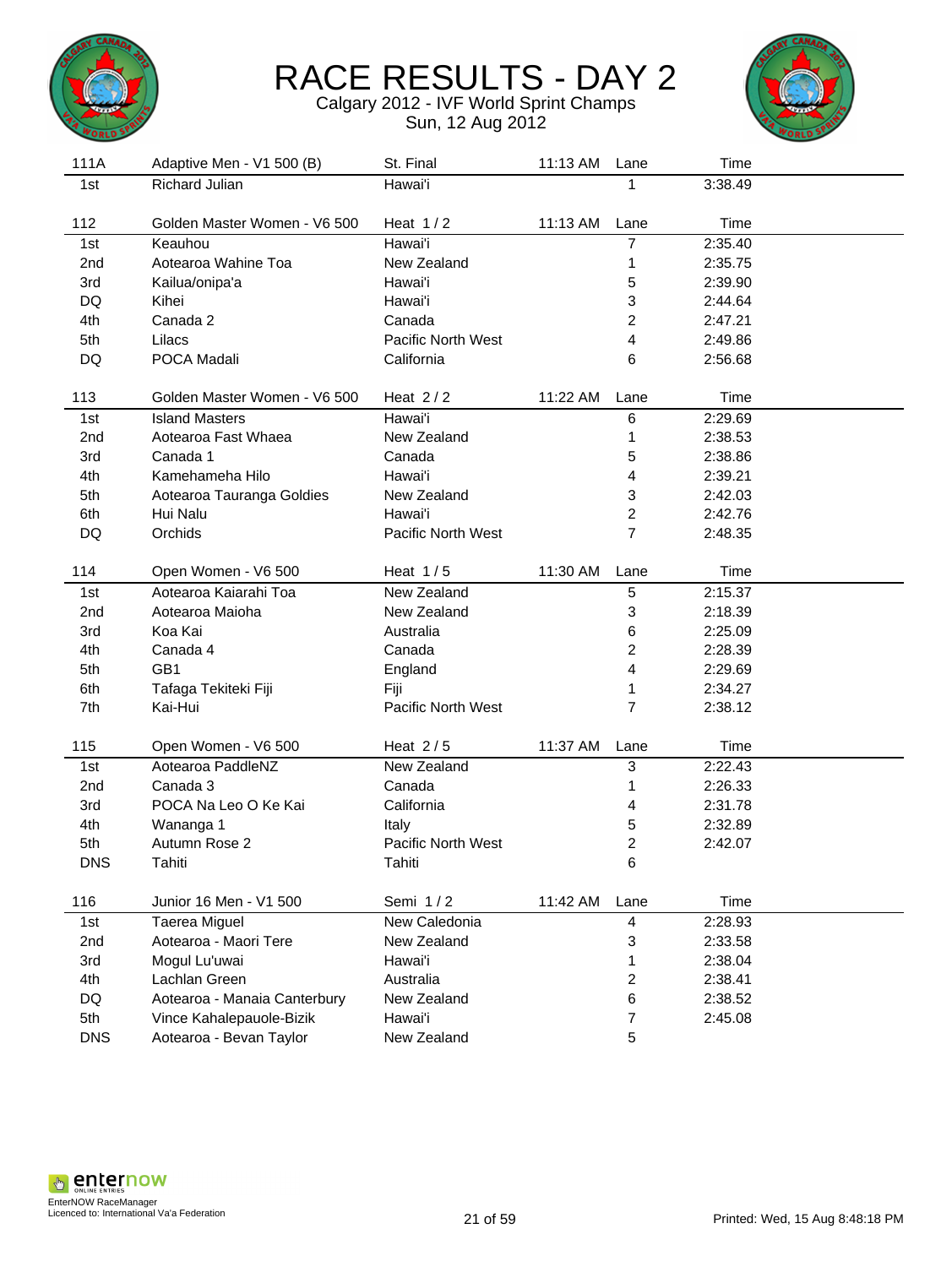# RACE RESULTS - DAY 2

Calgary 2012 - IVF World Sprint Champs

Sun, 12 Aug 2012

| 111A | Adaptive Men - V1 500 (B) | St. Final | 11:13 AM | Lane | Time |
|---|---|---|---|---|---|
| 1st | Richard Julian | Hawai'i | | 1 | 3:38.49 |

| 112 | Golden Master Women - V6 500 | Heat 1 / 2 | 11:13 AM | Lane | Time |
|---|---|---|---|---|---|
| 1st | Keauhou | Hawai'i | | 7 | 2:35.40 |
| 2nd | Aotearoa Wahine Toa | New Zealand | | 1 | 2:35.75 |
| 3rd | Kailua/onipa'a | Hawai'i | | 5 | 2:39.90 |
| DQ | Kihei | Hawai'i | | 3 | 2:44.64 |
| 4th | Canada 2 | Canada | | 2 | 2:47.21 |
| 5th | Lilacs | Pacific North West | | 4 | 2:49.86 |
| DQ | POCA Madali | California | | 6 | 2:56.68 |

| 113 | Golden Master Women - V6 500 | Heat 2 / 2 | 11:22 AM | Lane | Time |
|---|---|---|---|---|---|
| 1st | Island Masters | Hawai'i | | 6 | 2:29.69 |
| 2nd | Aotearoa Fast Whaea | New Zealand | | 1 | 2:38.53 |
| 3rd | Canada 1 | Canada | | 5 | 2:38.86 |
| 4th | Kamehameha Hilo | Hawai'i | | 4 | 2:39.21 |
| 5th | Aotearoa Tauranga Goldies | New Zealand | | 3 | 2:42.03 |
| 6th | Hui Nalu | Hawai'i | | 2 | 2:42.76 |
| DQ | Orchids | Pacific North West | | 7 | 2:48.35 |

| 114 | Open Women - V6 500 | Heat 1 / 5 | 11:30 AM | Lane | Time |
|---|---|---|---|---|---|
| 1st | Aotearoa Kaiarahi Toa | New Zealand | | 5 | 2:15.37 |
| 2nd | Aotearoa Maioha | New Zealand | | 3 | 2:18.39 |
| 3rd | Koa Kai | Australia | | 6 | 2:25.09 |
| 4th | Canada 4 | Canada | | 2 | 2:28.39 |
| 5th | GB1 | England | | 4 | 2:29.69 |
| 6th | Tafaga Tekiteki Fiji | Fiji | | 1 | 2:34.27 |
| 7th | Kai-Hui | Pacific North West | | 7 | 2:38.12 |

| 115 | Open Women - V6 500 | Heat 2 / 5 | 11:37 AM | Lane | Time |
|---|---|---|---|---|---|
| 1st | Aotearoa PaddleNZ | New Zealand | | 3 | 2:22.43 |
| 2nd | Canada 3 | Canada | | 1 | 2:26.33 |
| 3rd | POCA Na Leo O Ke Kai | California | | 4 | 2:31.78 |
| 4th | Wananga 1 | Italy | | 5 | 2:32.89 |
| 5th | Autumn Rose 2 | Pacific North West | | 2 | 2:42.07 |
| DNS | Tahiti | Tahiti | | 6 | |

| 116 | Junior 16 Men - V1 500 | Semi 1 / 2 | 11:42 AM | Lane | Time |
|---|---|---|---|---|---|
| 1st | Taerea Miguel | New Caledonia | | 4 | 2:28.93 |
| 2nd | Aotearoa - Maori Tere | New Zealand | | 3 | 2:33.58 |
| 3rd | Mogul Lu'uwai | Hawai'i | | 1 | 2:38.04 |
| 4th | Lachlan Green | Australia | | 2 | 2:38.41 |
| DQ | Aotearoa - Manaia Canterbury | New Zealand | | 6 | 2:38.52 |
| 5th | Vince Kahalepauole-Bizik | Hawai'i | | 7 | 2:45.08 |
| DNS | Aotearoa - Bevan Taylor | New Zealand | | 5 | |

EnterNOW RaceManager
Licenced to: International Va'a Federation

Printed: Wed, 15 Aug 8:48:18 PM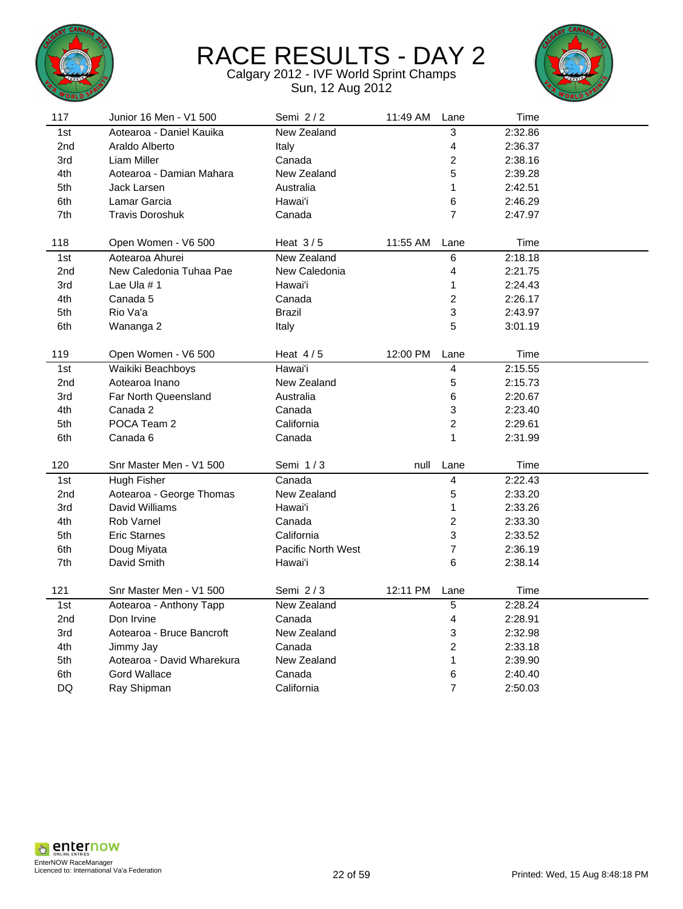# RACE RESULTS - DAY 2

Calgary 2012 - IVF World Sprint Champs

Sun, 12 Aug 2012

| 117 | Junior 16 Men - V1 500 | Semi 2 / 2 | 11:49 AM | Lane | Time |
|---|---|---|---|---|---|
| 1st | Aotearoa - Daniel Kauika | New Zealand | | 3 | 2:32.86 |
| 2nd | Araldo Alberto | Italy | | 4 | 2:36.37 |
| 3rd | Liam Miller | Canada | | 2 | 2:38.16 |
| 4th | Aotearoa - Damian Mahara | New Zealand | | 5 | 2:39.28 |
| 5th | Jack Larsen | Australia | | 1 | 2:42.51 |
| 6th | Lamar Garcia | Hawai'i | | 6 | 2:46.29 |
| 7th | Travis Doroshuk | Canada | | 7 | 2:47.97 |

| 118 | Open Women - V6 500 | Heat 3 / 5 | 11:55 AM | Lane | Time |
|---|---|---|---|---|---|
| 1st | Aotearoa Ahurei | New Zealand | | 6 | 2:18.18 |
| 2nd | New Caledonia Tuhaa Pae | New Caledonia | | 4 | 2:21.75 |
| 3rd | Lae Ula # 1 | Hawai'i | | 1 | 2:24.43 |
| 4th | Canada 5 | Canada | | 2 | 2:26.17 |
| 5th | Rio Va'a | Brazil | | 3 | 2:43.97 |
| 6th | Wananga 2 | Italy | | 5 | 3:01.19 |

| 119 | Open Women - V6 500 | Heat 4 / 5 | 12:00 PM | Lane | Time |
|---|---|---|---|---|---|
| 1st | Waikiki Beachboys | Hawai'i | | 4 | 2:15.55 |
| 2nd | Aotearoa Inano | New Zealand | | 5 | 2:15.73 |
| 3rd | Far North Queensland | Australia | | 6 | 2:20.67 |
| 4th | Canada 2 | Canada | | 3 | 2:23.40 |
| 5th | POCA Team 2 | California | | 2 | 2:29.61 |
| 6th | Canada 6 | Canada | | 1 | 2:31.99 |

| 120 | Snr Master Men - V1 500 | Semi 1 / 3 | null | Lane | Time |
|---|---|---|---|---|---|
| 1st | Hugh Fisher | Canada | | 4 | 2:22.43 |
| 2nd | Aotearoa - George Thomas | New Zealand | | 5 | 2:33.20 |
| 3rd | David Williams | Hawai'i | | 1 | 2:33.26 |
| 4th | Rob Varnel | Canada | | 2 | 2:33.30 |
| 5th | Eric Starnes | California | | 3 | 2:33.52 |
| 6th | Doug Miyata | Pacific North West | | 7 | 2:36.19 |
| 7th | David Smith | Hawai'i | | 6 | 2:38.14 |

| 121 | Snr Master Men - V1 500 | Semi 2 / 3 | 12:11 PM | Lane | Time |
|---|---|---|---|---|---|
| 1st | Aotearoa - Anthony Tapp | New Zealand | | 5 | 2:28.24 |
| 2nd | Don Irvine | Canada | | 4 | 2:28.91 |
| 3rd | Aotearoa - Bruce Bancroft | New Zealand | | 3 | 2:32.98 |
| 4th | Jimmy Jay | Canada | | 2 | 2:33.18 |
| 5th | Aotearoa - David Wharekura | New Zealand | | 1 | 2:39.90 |
| 6th | Gord Wallace | Canada | | 6 | 2:40.40 |
| DQ | Ray Shipman | California | | 7 | 2:50.03 |

EnterNOW RaceManager
Licenced to: International Va'a Federation

Printed: Wed, 15 Aug 8:48:18 PM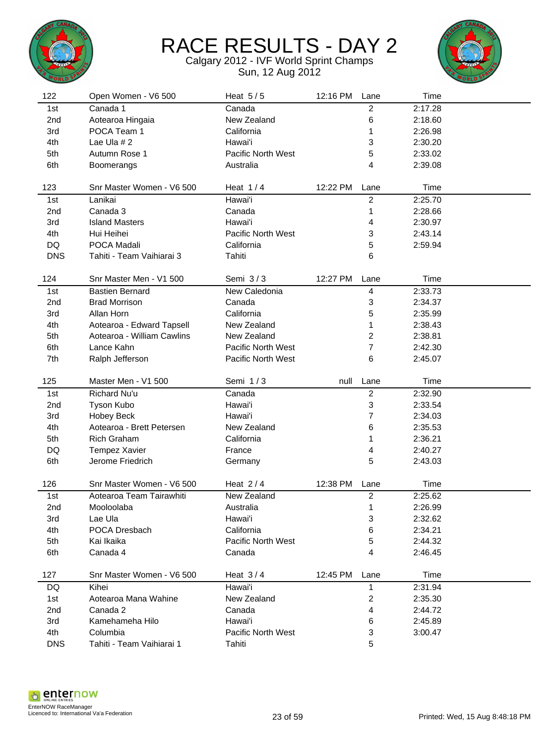# RACE RESULTS - DAY 2

Calgary 2012 - IVF World Sprint Champs

Sun, 12 Aug 2012

| 122 | Open Women - V6 500 | Heat 5 / 5 | 12:16 PM | Lane | Time |
|---|---|---|---|---|---|
| 1st | Canada 1 | Canada | | 2 | 2:17.28 |
| 2nd | Aotearoa Hingaia | New Zealand | | 6 | 2:18.60 |
| 3rd | POCA Team 1 | California | | 1 | 2:26.98 |
| 4th | Lae Ula # 2 | Hawai'i | | 3 | 2:30.20 |
| 5th | Autumn Rose 1 | Pacific North West | | 5 | 2:33.02 |
| 6th | Boomerangs | Australia | | 4 | 2:39.08 |

| 123 | Snr Master Women - V6 500 | Heat 1 / 4 | 12:22 PM | Lane | Time |
|---|---|---|---|---|---|
| 1st | Lanikai | Hawai'i | | 2 | 2:25.70 |
| 2nd | Canada 3 | Canada | | 1 | 2:28.66 |
| 3rd | Island Masters | Hawai'i | | 4 | 2:30.97 |
| 4th | Hui Heihei | Pacific North West | | 3 | 2:43.14 |
| DQ | POCA Madali | California | | 5 | 2:59.94 |
| DNS | Tahiti - Team Vaihiarai 3 | Tahiti | | 6 | |

| 124 | Snr Master Men - V1 500 | Semi 3 / 3 | 12:27 PM | Lane | Time |
|---|---|---|---|---|---|
| 1st | Bastien Bernard | New Caledonia | | 4 | 2:33.73 |
| 2nd | Brad Morrison | Canada | | 3 | 2:34.37 |
| 3rd | Allan Horn | California | | 5 | 2:35.99 |
| 4th | Aotearoa - Edward Tapsell | New Zealand | | 1 | 2:38.43 |
| 5th | Aotearoa - William Cawlins | New Zealand | | 2 | 2:38.81 |
| 6th | Lance Kahn | Pacific North West | | 7 | 2:42.30 |
| 7th | Ralph Jefferson | Pacific North West | | 6 | 2:45.07 |

| 125 | Master Men - V1 500 | Semi 1 / 3 | null | Lane | Time |
|---|---|---|---|---|---|
| 1st | Richard Nu'u | Canada | | 2 | 2:32.90 |
| 2nd | Tyson Kubo | Hawai'i | | 3 | 2:33.54 |
| 3rd | Hobey Beck | Hawai'i | | 7 | 2:34.03 |
| 4th | Aotearoa - Brett Petersen | New Zealand | | 6 | 2:35.53 |
| 5th | Rich Graham | California | | 1 | 2:36.21 |
| DQ | Tempez Xavier | France | | 4 | 2:40.27 |
| 6th | Jerome Friedrich | Germany | | 5 | 2:43.03 |

| 126 | Snr Master Women - V6 500 | Heat 2 / 4 | 12:38 PM | Lane | Time |
|---|---|---|---|---|---|
| 1st | Aotearoa Team Tairawhiti | New Zealand | | 2 | 2:25.62 |
| 2nd | Mooloolaba | Australia | | 1 | 2:26.99 |
| 3rd | Lae Ula | Hawai'i | | 3 | 2:32.62 |
| 4th | POCA Dresbach | California | | 6 | 2:34.21 |
| 5th | Kai Ikaika | Pacific North West | | 5 | 2:44.32 |
| 6th | Canada 4 | Canada | | 4 | 2:46.45 |

| 127 | Snr Master Women - V6 500 | Heat 3 / 4 | 12:45 PM | Lane | Time |
|---|---|---|---|---|---|
| DQ | Kihei | Hawai'i | | 1 | 2:31.94 |
| 1st | Aotearoa Mana Wahine | New Zealand | | 2 | 2:35.30 |
| 2nd | Canada 2 | Canada | | 4 | 2:44.72 |
| 3rd | Kamehameha Hilo | Hawai'i | | 6 | 2:45.89 |
| 4th | Columbia | Pacific North West | | 3 | 3:00.47 |
| DNS | Tahiti - Team Vaihiarai 1 | Tahiti | | 5 | |

EnterNOW RaceManager
Licenced to: International Va'a Federation

Printed: Wed, 15 Aug 8:48:18 PM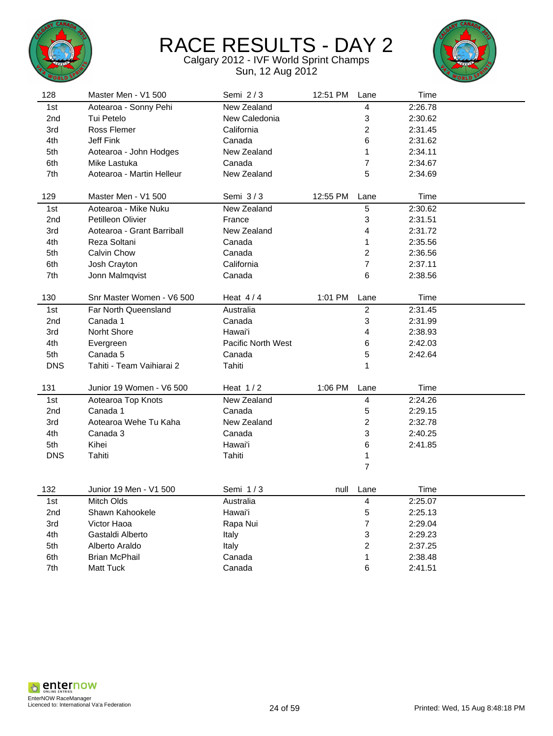# RACE RESULTS - DAY 2

Calgary 2012 - IVF World Sprint Champs

Sun, 12 Aug 2012

| 128 | Master Men - V1 500 | Semi 2 / 3 | 12:51 PM | Lane | Time |
|---|---|---|---|---|---|
| 1st | Aotearoa - Sonny Pehi | New Zealand | | 4 | 2:26.78 |
| 2nd | Tui Petelo | New Caledonia | | 3 | 2:30.62 |
| 3rd | Ross Flemer | California | | 2 | 2:31.45 |
| 4th | Jeff Fink | Canada | | 6 | 2:31.62 |
| 5th | Aotearoa - John Hodges | New Zealand | | 1 | 2:34.11 |
| 6th | Mike Lastuka | Canada | | 7 | 2:34.67 |
| 7th | Aotearoa - Martin Helleur | New Zealand | | 5 | 2:34.69 |

| 129 | Master Men - V1 500 | Semi 3 / 3 | 12:55 PM | Lane | Time |
|---|---|---|---|---|---|
| 1st | Aotearoa - Mike Nuku | New Zealand | | 5 | 2:30.62 |
| 2nd | Petilleon Olivier | France | | 3 | 2:31.51 |
| 3rd | Aotearoa - Grant Barriball | New Zealand | | 4 | 2:31.72 |
| 4th | Reza Soltani | Canada | | 1 | 2:35.56 |
| 5th | Calvin Chow | Canada | | 2 | 2:36.56 |
| 6th | Josh Crayton | California | | 7 | 2:37.11 |
| 7th | Jonn Malmqvist | Canada | | 6 | 2:38.56 |

| 130 | Snr Master Women - V6 500 | Heat 4 / 4 | 1:01 PM | Lane | Time |
|---|---|---|---|---|---|
| 1st | Far North Queensland | Australia | | 2 | 2:31.45 |
| 2nd | Canada 1 | Canada | | 3 | 2:31.99 |
| 3rd | Norht Shore | Hawai'i | | 4 | 2:38.93 |
| 4th | Evergreen | Pacific North West | | 6 | 2:42.03 |
| 5th | Canada 5 | Canada | | 5 | 2:42.64 |
| DNS | Tahiti - Team Vaihiarai 2 | Tahiti | | 1 | |

| 131 | Junior 19 Women - V6 500 | Heat 1 / 2 | 1:06 PM | Lane | Time |
|---|---|---|---|---|---|
| 1st | Aotearoa Top Knots | New Zealand | | 4 | 2:24.26 |
| 2nd | Canada 1 | Canada | | 5 | 2:29.15 |
| 3rd | Aotearoa Wehe Tu Kaha | New Zealand | | 2 | 2:32.78 |
| 4th | Canada 3 | Canada | | 3 | 2:40.25 |
| 5th | Kihei | Hawai'i | | 6 | 2:41.85 |
| DNS | Tahiti | Tahiti | | 1 | |
| | | | | 7 | |

| 132 | Junior 19 Men - V1 500 | Semi 1 / 3 | null | Lane | Time |
|---|---|---|---|---|---|
| 1st | Mitch Olds | Australia | | 4 | 2:25.07 |
| 2nd | Shawn Kahookele | Hawai'i | | 5 | 2:25.13 |
| 3rd | Victor Haoa | Rapa Nui | | 7 | 2:29.04 |
| 4th | Gastaldi Alberto | Italy | | 3 | 2:29.23 |
| 5th | Alberto Araldo | Italy | | 2 | 2:37.25 |
| 6th | Brian McPhail | Canada | | 1 | 2:38.48 |
| 7th | Matt Tuck | Canada | | 6 | 2:41.51 |

EnterNOW RaceManager
Licenced to: International Va'a Federation

Printed: Wed, 15 Aug 8:48:18 PM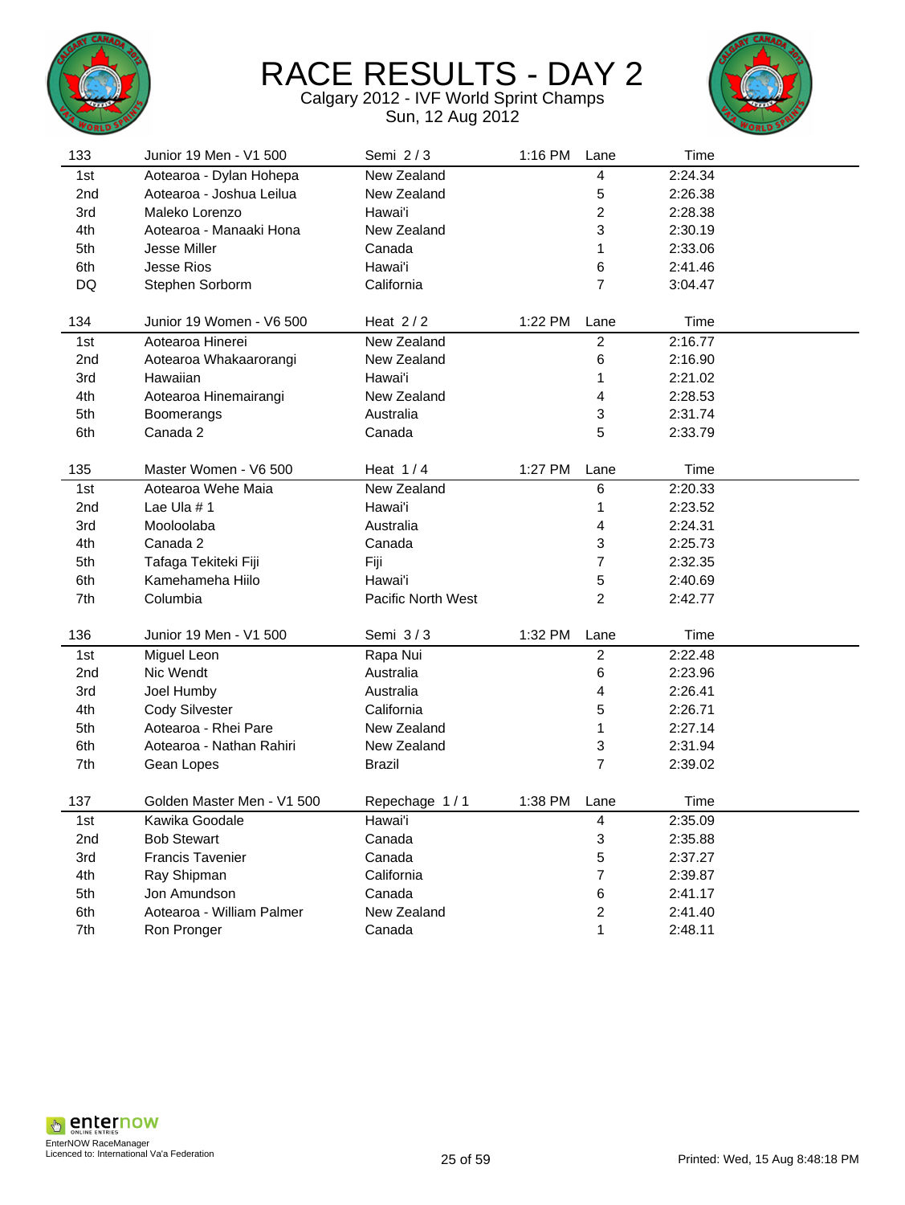# RACE RESULTS - DAY 2

Calgary 2012 - IVF World Sprint Champs

Sun, 12 Aug 2012

| 133 | Junior 19 Men - V1 500 | Semi 2 / 3 | 1:16 PM | Lane | Time |
|---|---|---|---|---|---|
| 1st | Aotearoa - Dylan Hohepa | New Zealand | | 4 | 2:24.34 |
| 2nd | Aotearoa - Joshua Leilua | New Zealand | | 5 | 2:26.38 |
| 3rd | Maleko Lorenzo | Hawai'i | | 2 | 2:28.38 |
| 4th | Aotearoa - Manaaki Hona | New Zealand | | 3 | 2:30.19 |
| 5th | Jesse Miller | Canada | | 1 | 2:33.06 |
| 6th | Jesse Rios | Hawai'i | | 6 | 2:41.46 |
| DQ | Stephen Sorborm | California | | 7 | 3:04.47 |

| 134 | Junior 19 Women - V6 500 | Heat 2 / 2 | 1:22 PM | Lane | Time |
|---|---|---|---|---|---|
| 1st | Aotearoa Hinerei | New Zealand | | 2 | 2:16.77 |
| 2nd | Aotearoa Whakaarorangi | New Zealand | | 6 | 2:16.90 |
| 3rd | Hawaiian | Hawai'i | | 1 | 2:21.02 |
| 4th | Aotearoa Hinemairangi | New Zealand | | 4 | 2:28.53 |
| 5th | Boomerangs | Australia | | 3 | 2:31.74 |
| 6th | Canada 2 | Canada | | 5 | 2:33.79 |

| 135 | Master Women - V6 500 | Heat 1 / 4 | 1:27 PM | Lane | Time |
|---|---|---|---|---|---|
| 1st | Aotearoa Wehe Maia | New Zealand | | 6 | 2:20.33 |
| 2nd | Lae Ula # 1 | Hawai'i | | 1 | 2:23.52 |
| 3rd | Mooloolaba | Australia | | 4 | 2:24.31 |
| 4th | Canada 2 | Canada | | 3 | 2:25.73 |
| 5th | Tafaga Tekiteki Fiji | Fiji | | 7 | 2:32.35 |
| 6th | Kamehameha Hiilo | Hawai'i | | 5 | 2:40.69 |
| 7th | Columbia | Pacific North West | | 2 | 2:42.77 |

| 136 | Junior 19 Men - V1 500 | Semi 3 / 3 | 1:32 PM | Lane | Time |
|---|---|---|---|---|---|
| 1st | Miguel Leon | Rapa Nui | | 2 | 2:22.48 |
| 2nd | Nic Wendt | Australia | | 6 | 2:23.96 |
| 3rd | Joel Humby | Australia | | 4 | 2:26.41 |
| 4th | Cody Silvester | California | | 5 | 2:26.71 |
| 5th | Aotearoa - Rhei Pare | New Zealand | | 1 | 2:27.14 |
| 6th | Aotearoa - Nathan Rahiri | New Zealand | | 3 | 2:31.94 |
| 7th | Gean Lopes | Brazil | | 7 | 2:39.02 |

| 137 | Golden Master Men - V1 500 | Repechage 1 / 1 | 1:38 PM | Lane | Time |
|---|---|---|---|---|---|
| 1st | Kawika Goodale | Hawai'i | | 4 | 2:35.09 |
| 2nd | Bob Stewart | Canada | | 3 | 2:35.88 |
| 3rd | Francis Tavenier | Canada | | 5 | 2:37.27 |
| 4th | Ray Shipman | California | | 7 | 2:39.87 |
| 5th | Jon Amundson | Canada | | 6 | 2:41.17 |
| 6th | Aotearoa - William Palmer | New Zealand | | 2 | 2:41.40 |
| 7th | Ron Pronger | Canada | | 1 | 2:48.11 |

EnterNOW RaceManager
Licenced to: International Va'a Federation

Printed: Wed, 15 Aug 8:48:18 PM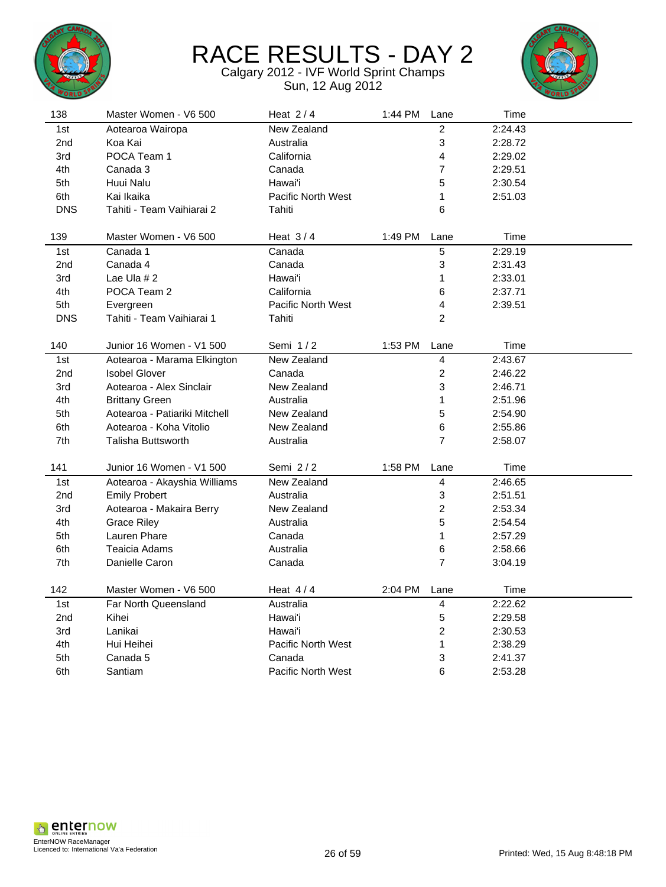# RACE RESULTS - DAY 2

Calgary 2012 - IVF World Sprint Champs

Sun, 12 Aug 2012

| 138 | Master Women - V6 500 | Heat 2 / 4 | 1:44 PM | Lane | Time |
|---|---|---|---|---|---|
| 1st | Aotearoa Wairopa | New Zealand | | 2 | 2:24.43 |
| 2nd | Koa Kai | Australia | | 3 | 2:28.72 |
| 3rd | POCA Team 1 | California | | 4 | 2:29.02 |
| 4th | Canada 3 | Canada | | 7 | 2:29.51 |
| 5th | Huui Nalu | Hawai'i | | 5 | 2:30.54 |
| 6th | Kai Ikaika | Pacific North West | | 1 | 2:51.03 |
| DNS | Tahiti - Team Vaihiarai 2 | Tahiti | | 6 | |

| 139 | Master Women - V6 500 | Heat 3 / 4 | 1:49 PM | Lane | Time |
|---|---|---|---|---|---|
| 1st | Canada 1 | Canada | | 5 | 2:29.19 |
| 2nd | Canada 4 | Canada | | 3 | 2:31.43 |
| 3rd | Lae Ula # 2 | Hawai'i | | 1 | 2:33.01 |
| 4th | POCA Team 2 | California | | 6 | 2:37.71 |
| 5th | Evergreen | Pacific North West | | 4 | 2:39.51 |
| DNS | Tahiti - Team Vaihiarai 1 | Tahiti | | 2 | |

| 140 | Junior 16 Women - V1 500 | Semi 1 / 2 | 1:53 PM | Lane | Time |
|---|---|---|---|---|---|
| 1st | Aotearoa - Marama Elkington | New Zealand | | 4 | 2:43.67 |
| 2nd | Isobel Glover | Canada | | 2 | 2:46.22 |
| 3rd | Aotearoa - Alex Sinclair | New Zealand | | 3 | 2:46.71 |
| 4th | Brittany Green | Australia | | 1 | 2:51.96 |
| 5th | Aotearoa - Patiariki Mitchell | New Zealand | | 5 | 2:54.90 |
| 6th | Aotearoa - Koha Vitolio | New Zealand | | 6 | 2:55.86 |
| 7th | Talisha Buttsworth | Australia | | 7 | 2:58.07 |

| 141 | Junior 16 Women - V1 500 | Semi 2 / 2 | 1:58 PM | Lane | Time |
|---|---|---|---|---|---|
| 1st | Aotearoa - Akayshia Williams | New Zealand | | 4 | 2:46.65 |
| 2nd | Emily Probert | Australia | | 3 | 2:51.51 |
| 3rd | Aotearoa - Makaira Berry | New Zealand | | 2 | 2:53.34 |
| 4th | Grace Riley | Australia | | 5 | 2:54.54 |
| 5th | Lauren Phare | Canada | | 1 | 2:57.29 |
| 6th | Teaicia Adams | Australia | | 6 | 2:58.66 |
| 7th | Danielle Caron | Canada | | 7 | 3:04.19 |

| 142 | Master Women - V6 500 | Heat 4 / 4 | 2:04 PM | Lane | Time |
|---|---|---|---|---|---|
| 1st | Far North Queensland | Australia | | 4 | 2:22.62 |
| 2nd | Kihei | Hawai'i | | 5 | 2:29.58 |
| 3rd | Lanikai | Hawai'i | | 2 | 2:30.53 |
| 4th | Hui Heihei | Pacific North West | | 1 | 2:38.29 |
| 5th | Canada 5 | Canada | | 3 | 2:41.37 |
| 6th | Santiam | Pacific North West | | 6 | 2:53.28 |

EnterNOW RaceManager
Licenced to: International Va'a Federation

Printed: Wed, 15 Aug 8:48:18 PM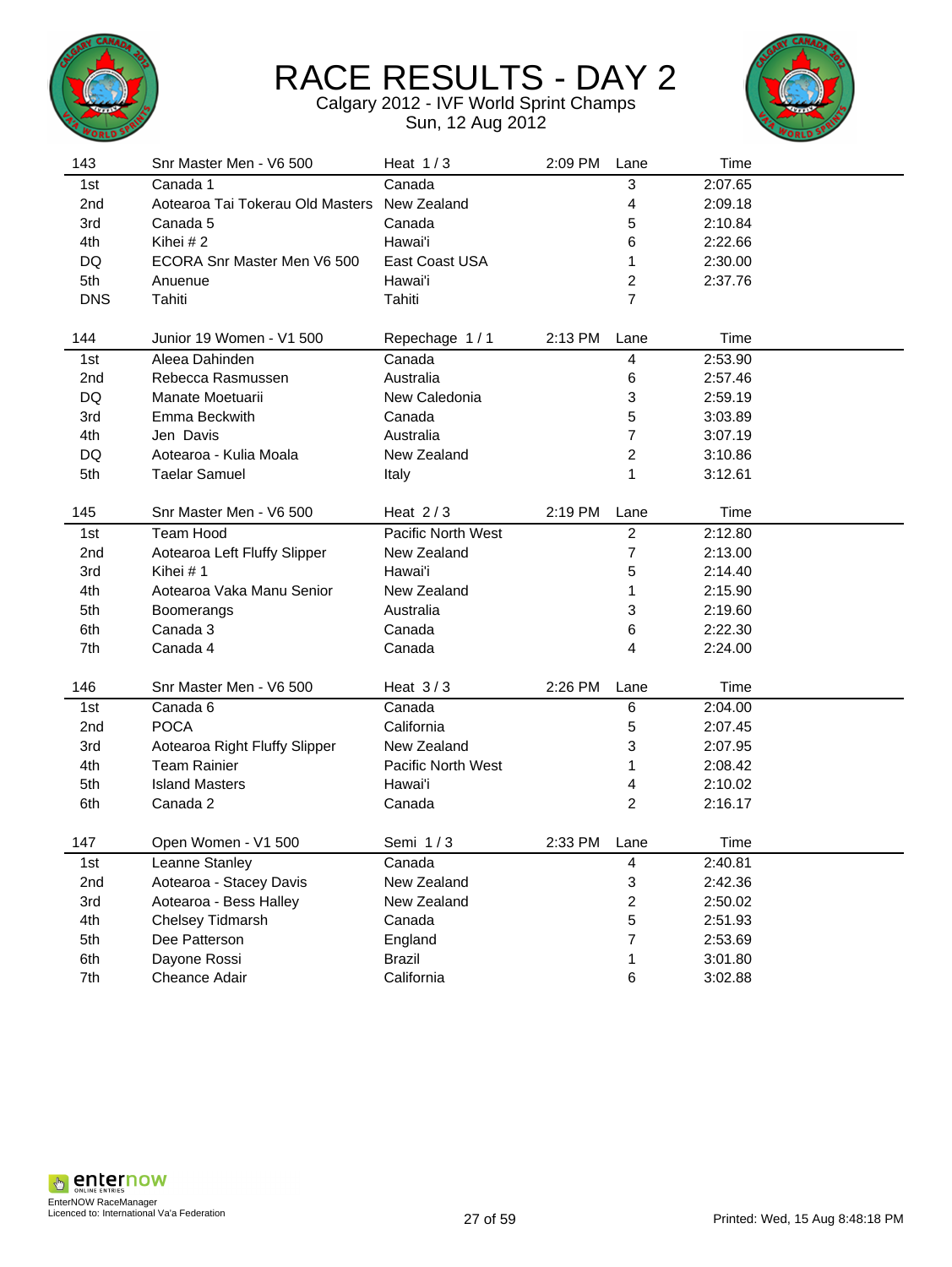# RACE RESULTS - DAY 2

Calgary 2012 - IVF World Sprint Champs
Sun, 12 Aug 2012

| 143 | Snr Master Men - V6 500 | Heat 1 / 3 | 2:09 PM | Lane | Time |
|---|---|---|---|---|---|
| 1st | Canada 1 | Canada | | 3 | 2:07.65 |
| 2nd | Aotearoa Tai Tokerau Old Masters | New Zealand | | 4 | 2:09.18 |
| 3rd | Canada 5 | Canada | | 5 | 2:10.84 |
| 4th | Kihei # 2 | Hawai'i | | 6 | 2:22.66 |
| DQ | ECORA Snr Master Men V6 500 | East Coast USA | | 1 | 2:30.00 |
| 5th | Anuenue | Hawai'i | | 2 | 2:37.76 |
| DNS | Tahiti | Tahiti | | 7 | |

| 144 | Junior 19 Women - V1 500 | Repechage 1 / 1 | 2:13 PM | Lane | Time |
|---|---|---|---|---|---|
| 1st | Aleea Dahinden | Canada | | 4 | 2:53.90 |
| 2nd | Rebecca Rasmussen | Australia | | 6 | 2:57.46 |
| DQ | Manate Moetuarii | New Caledonia | | 3 | 2:59.19 |
| 3rd | Emma Beckwith | Canada | | 5 | 3:03.89 |
| 4th | Jen Davis | Australia | | 7 | 3:07.19 |
| DQ | Aotearoa - Kulia Moala | New Zealand | | 2 | 3:10.86 |
| 5th | Taelar Samuel | Italy | | 1 | 3:12.61 |

| 145 | Snr Master Men - V6 500 | Heat 2 / 3 | 2:19 PM | Lane | Time |
|---|---|---|---|---|---|
| 1st | Team Hood | Pacific North West | | 2 | 2:12.80 |
| 2nd | Aotearoa Left Fluffy Slipper | New Zealand | | 7 | 2:13.00 |
| 3rd | Kihei # 1 | Hawai'i | | 5 | 2:14.40 |
| 4th | Aotearoa Vaka Manu Senior | New Zealand | | 1 | 2:15.90 |
| 5th | Boomerangs | Australia | | 3 | 2:19.60 |
| 6th | Canada 3 | Canada | | 6 | 2:22.30 |
| 7th | Canada 4 | Canada | | 4 | 2:24.00 |

| 146 | Snr Master Men - V6 500 | Heat 3 / 3 | 2:26 PM | Lane | Time |
|---|---|---|---|---|---|
| 1st | Canada 6 | Canada | | 6 | 2:04.00 |
| 2nd | POCA | California | | 5 | 2:07.45 |
| 3rd | Aotearoa Right Fluffy Slipper | New Zealand | | 3 | 2:07.95 |
| 4th | Team Rainier | Pacific North West | | 1 | 2:08.42 |
| 5th | Island Masters | Hawai'i | | 4 | 2:10.02 |
| 6th | Canada 2 | Canada | | 2 | 2:16.17 |

| 147 | Open Women - V1 500 | Semi 1 / 3 | 2:33 PM | Lane | Time |
|---|---|---|---|---|---|
| 1st | Leanne Stanley | Canada | | 4 | 2:40.81 |
| 2nd | Aotearoa - Stacey Davis | New Zealand | | 3 | 2:42.36 |
| 3rd | Aotearoa - Bess Halley | New Zealand | | 2 | 2:50.02 |
| 4th | Chelsey Tidmarsh | Canada | | 5 | 2:51.93 |
| 5th | Dee Patterson | England | | 7 | 2:53.69 |
| 6th | Dayone Rossi | Brazil | | 1 | 3:01.80 |
| 7th | Cheance Adair | California | | 6 | 3:02.88 |

EnterNOW RaceManager
Licenced to: International Va'a Federation

Printed: Wed, 15 Aug 8:48:18 PM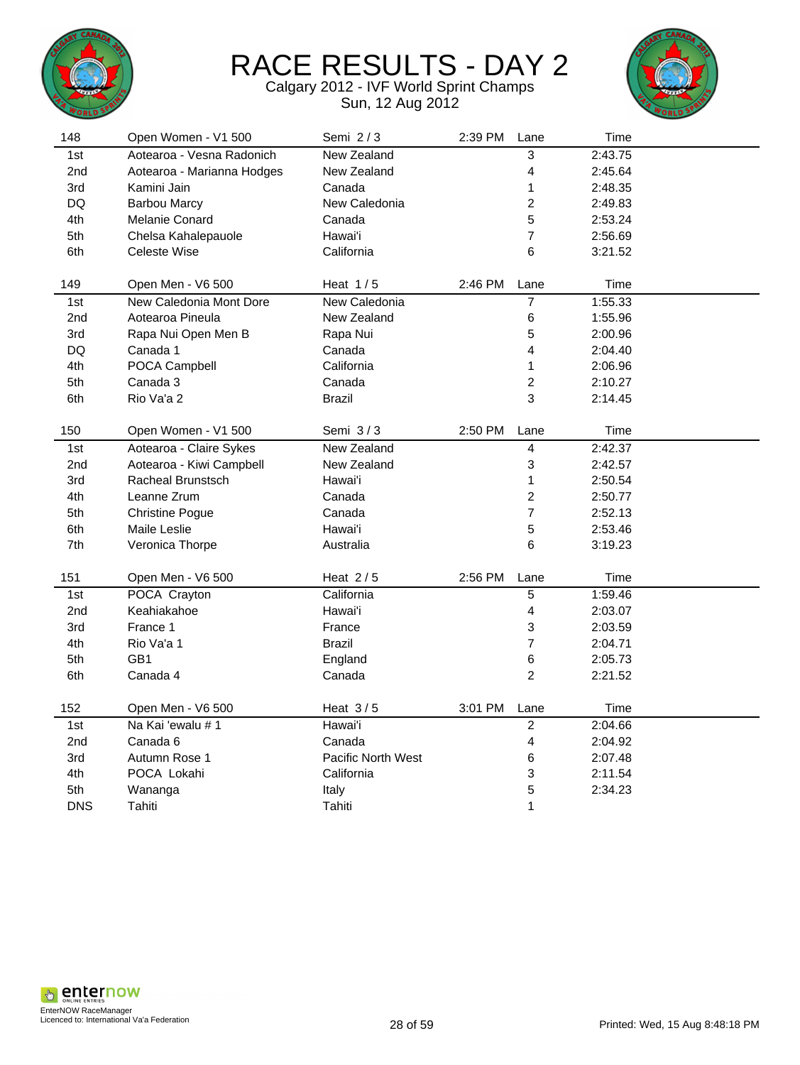# RACE RESULTS - DAY 2

Calgary 2012 - IVF World Sprint Champs
Sun, 12 Aug 2012

| 148 | Open Women - V1 500 | Semi 2 / 3 | 2:39 PM | Lane | Time |
|---|---|---|---|---|---|
| 1st | Aotearoa - Vesna Radonich | New Zealand | | 3 | 2:43.75 |
| 2nd | Aotearoa - Marianna Hodges | New Zealand | | 4 | 2:45.64 |
| 3rd | Kamini Jain | Canada | | 1 | 2:48.35 |
| DQ | Barbou Marcy | New Caledonia | | 2 | 2:49.83 |
| 4th | Melanie Conard | Canada | | 5 | 2:53.24 |
| 5th | Chelsa Kahalepauole | Hawai'i | | 7 | 2:56.69 |
| 6th | Celeste Wise | California | | 6 | 3:21.52 |

| 149 | Open Men - V6 500 | Heat 1 / 5 | 2:46 PM | Lane | Time |
|---|---|---|---|---|---|
| 1st | New Caledonia Mont Dore | New Caledonia | | 7 | 1:55.33 |
| 2nd | Aotearoa Pineula | New Zealand | | 6 | 1:55.96 |
| 3rd | Rapa Nui Open Men B | Rapa Nui | | 5 | 2:00.96 |
| DQ | Canada 1 | Canada | | 4 | 2:04.40 |
| 4th | POCA Campbell | California | | 1 | 2:06.96 |
| 5th | Canada 3 | Canada | | 2 | 2:10.27 |
| 6th | Rio Va'a 2 | Brazil | | 3 | 2:14.45 |

| 150 | Open Women - V1 500 | Semi 3 / 3 | 2:50 PM | Lane | Time |
|---|---|---|---|---|---|
| 1st | Aotearoa - Claire Sykes | New Zealand | | 4 | 2:42.37 |
| 2nd | Aotearoa - Kiwi Campbell | New Zealand | | 3 | 2:42.57 |
| 3rd | Racheal Brunstsch | Hawai'i | | 1 | 2:50.54 |
| 4th | Leanne Zrum | Canada | | 2 | 2:50.77 |
| 5th | Christine Pogue | Canada | | 7 | 2:52.13 |
| 6th | Maile Leslie | Hawai'i | | 5 | 2:53.46 |
| 7th | Veronica Thorpe | Australia | | 6 | 3:19.23 |

| 151 | Open Men - V6 500 | Heat 2 / 5 | 2:56 PM | Lane | Time |
|---|---|---|---|---|---|
| 1st | POCA Crayton | California | | 5 | 1:59.46 |
| 2nd | Keahiakahoe | Hawai'i | | 4 | 2:03.07 |
| 3rd | France 1 | France | | 3 | 2:03.59 |
| 4th | Rio Va'a 1 | Brazil | | 7 | 2:04.71 |
| 5th | GB1 | England | | 6 | 2:05.73 |
| 6th | Canada 4 | Canada | | 2 | 2:21.52 |

| 152 | Open Men - V6 500 | Heat 3 / 5 | 3:01 PM | Lane | Time |
|---|---|---|---|---|---|
| 1st | Na Kai 'ewalu # 1 | Hawai'i | | 2 | 2:04.66 |
| 2nd | Canada 6 | Canada | | 4 | 2:04.92 |
| 3rd | Autumn Rose 1 | Pacific North West | | 6 | 2:07.48 |
| 4th | POCA Lokahi | California | | 3 | 2:11.54 |
| 5th | Wananga | Italy | | 5 | 2:34.23 |
| DNS | Tahiti | Tahiti | | 1 | |

EnterNOW RaceManager
Licenced to: International Va'a Federation

Printed: Wed, 15 Aug 8:48:18 PM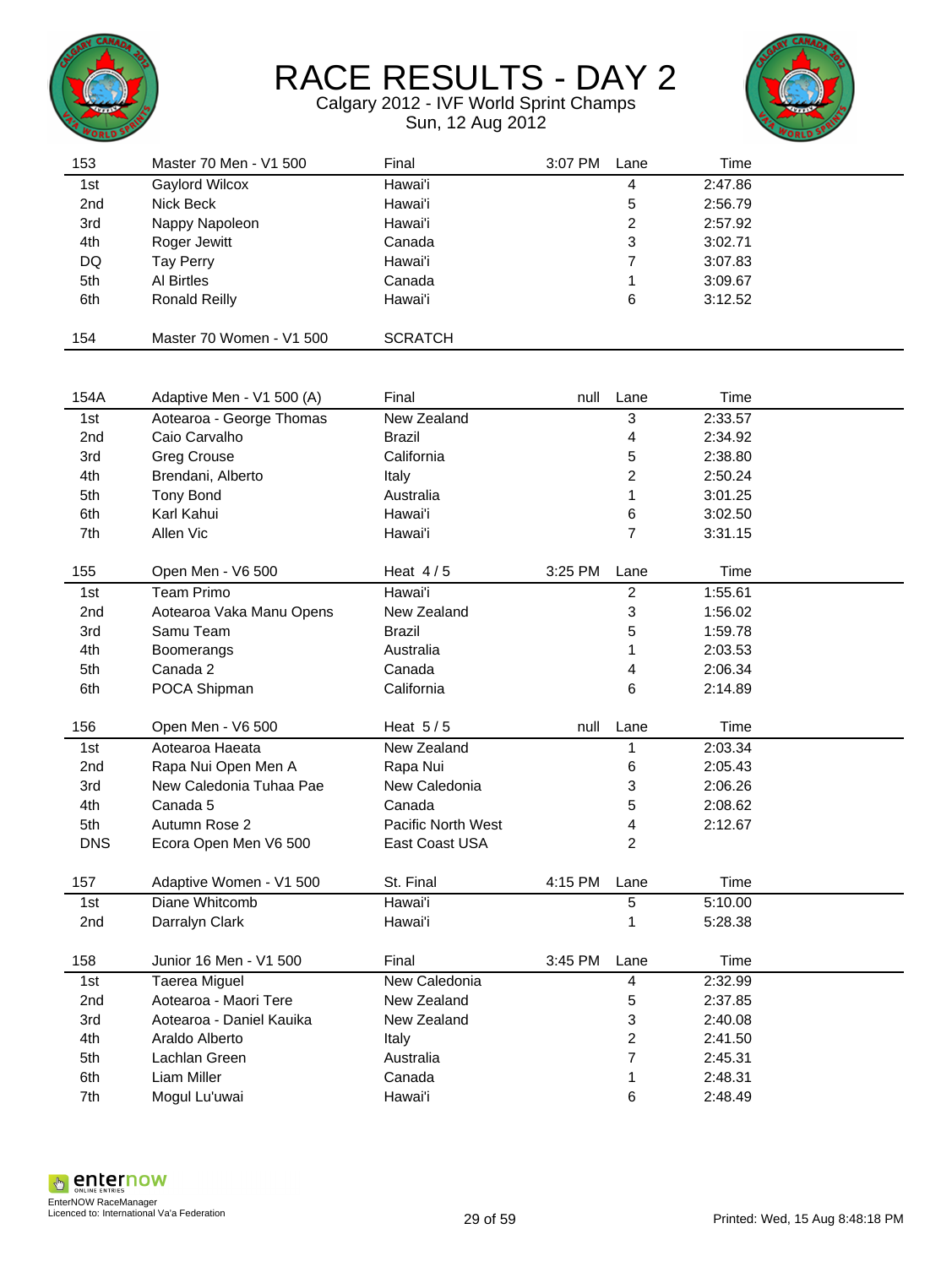# RACE RESULTS - DAY 2

Calgary 2012 - IVF World Sprint Champs

Sun, 12 Aug 2012

| 153 | Master 70 Men - V1 500 | Final | 3:07 PM | Lane | Time |
|---|---|---|---|---|---|
| 1st | Gaylord Wilcox | Hawai'i | | 4 | 2:47.86 |
| 2nd | Nick Beck | Hawai'i | | 5 | 2:56.79 |
| 3rd | Nappy Napoleon | Hawai'i | | 2 | 2:57.92 |
| 4th | Roger Jewitt | Canada | | 3 | 3:02.71 |
| DQ | Tay Perry | Hawai'i | | 7 | 3:07.83 |
| 5th | Al Birtles | Canada | | 1 | 3:09.67 |
| 6th | Ronald Reilly | Hawai'i | | 6 | 3:12.52 |

| 154 | Master 70 Women - V1 500 | SCRATCH |
|---|---|---|

| 154A | Adaptive Men - V1 500 (A) | Final | null | Lane | Time |
|---|---|---|---|---|---|
| 1st | Aotearoa - George Thomas | New Zealand | | 3 | 2:33.57 |
| 2nd | Caio Carvalho | Brazil | | 4 | 2:34.92 |
| 3rd | Greg Crouse | California | | 5 | 2:38.80 |
| 4th | Brendani, Alberto | Italy | | 2 | 2:50.24 |
| 5th | Tony Bond | Australia | | 1 | 3:01.25 |
| 6th | Karl Kahui | Hawai'i | | 6 | 3:02.50 |
| 7th | Allen Vic | Hawai'i | | 7 | 3:31.15 |

| 155 | Open Men - V6 500 | Heat 4 / 5 | 3:25 PM | Lane | Time |
|---|---|---|---|---|---|
| 1st | Team Primo | Hawai'i | | 2 | 1:55.61 |
| 2nd | Aotearoa Vaka Manu Opens | New Zealand | | 3 | 1:56.02 |
| 3rd | Samu Team | Brazil | | 5 | 1:59.78 |
| 4th | Boomerangs | Australia | | 1 | 2:03.53 |
| 5th | Canada 2 | Canada | | 4 | 2:06.34 |
| 6th | POCA Shipman | California | | 6 | 2:14.89 |

| 156 | Open Men - V6 500 | Heat 5 / 5 | null | Lane | Time |
|---|---|---|---|---|---|
| 1st | Aotearoa Haeata | New Zealand | | 1 | 2:03.34 |
| 2nd | Rapa Nui Open Men A | Rapa Nui | | 6 | 2:05.43 |
| 3rd | New Caledonia Tuhaa Pae | New Caledonia | | 3 | 2:06.26 |
| 4th | Canada 5 | Canada | | 5 | 2:08.62 |
| 5th | Autumn Rose 2 | Pacific North West | | 4 | 2:12.67 |
| DNS | Ecora Open Men V6 500 | East Coast USA | | 2 | |

| 157 | Adaptive Women - V1 500 | St. Final | 4:15 PM | Lane | Time |
|---|---|---|---|---|---|
| 1st | Diane Whitcomb | Hawai'i | | 5 | 5:10.00 |
| 2nd | Darralyn Clark | Hawai'i | | 1 | 5:28.38 |

| 158 | Junior 16 Men - V1 500 | Final | 3:45 PM | Lane | Time |
|---|---|---|---|---|---|
| 1st | Taerea Miguel | New Caledonia | | 4 | 2:32.99 |
| 2nd | Aotearoa - Maori Tere | New Zealand | | 5 | 2:37.85 |
| 3rd | Aotearoa - Daniel Kauika | New Zealand | | 3 | 2:40.08 |
| 4th | Araldo Alberto | Italy | | 2 | 2:41.50 |
| 5th | Lachlan Green | Australia | | 7 | 2:45.31 |
| 6th | Liam Miller | Canada | | 1 | 2:48.31 |
| 7th | Mogul Lu'uwai | Hawai'i | | 6 | 2:48.49 |

EnterNOW RaceManager
Licenced to: International Va'a Federation

Printed: Wed, 15 Aug 8:48:18 PM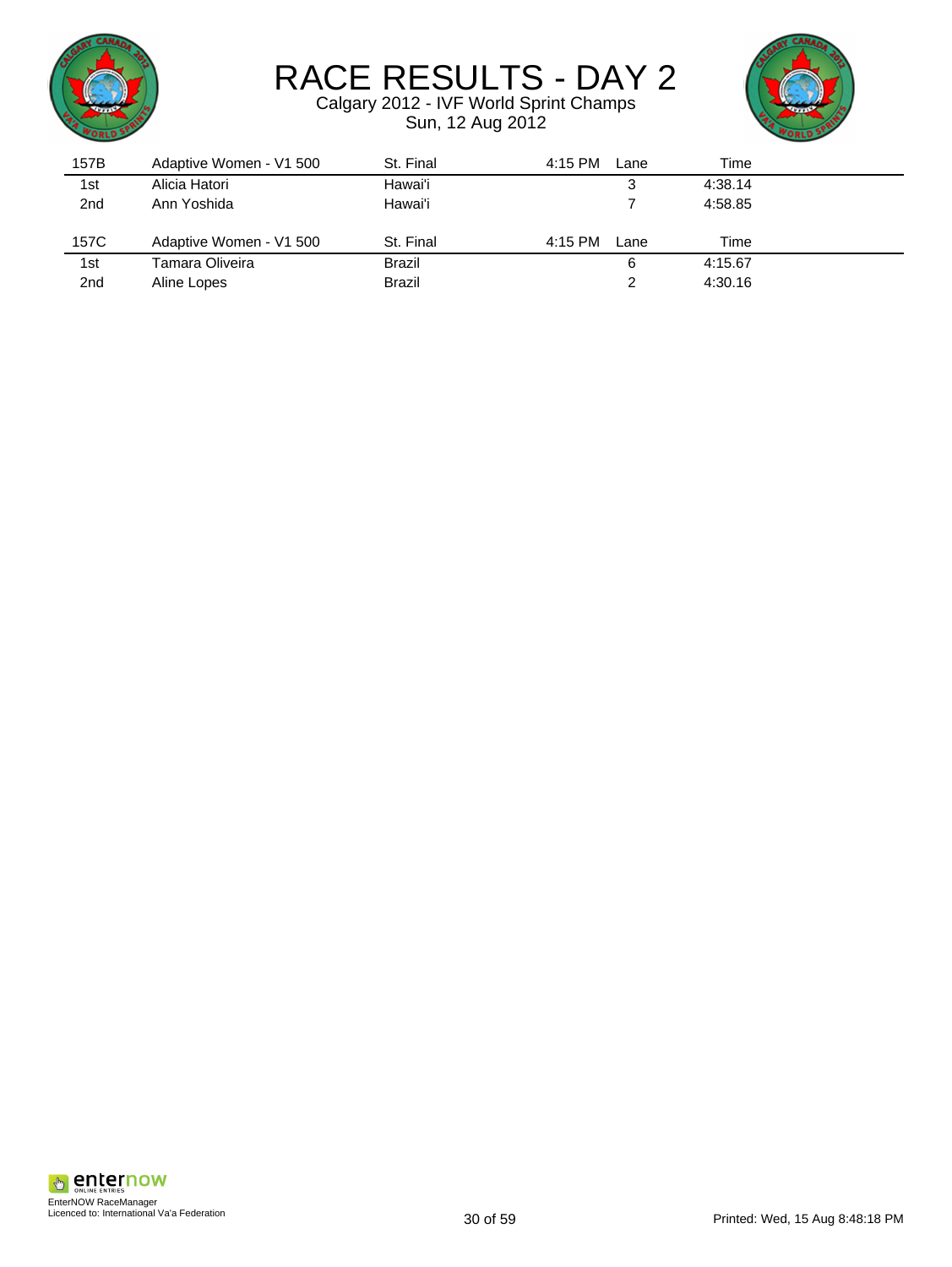# RACE RESULTS - DAY 2

Calgary 2012 - IVF World Sprint Champs

Sun, 12 Aug 2012

| 157B | Adaptive Women - V1 500 | St. Final | 4:15 PM | Lane | Time |
|---|---|---|---|---|---|
| 1st | Alicia Hatori | Hawai'i | | 3 | 4:38.14 |
| 2nd | Ann Yoshida | Hawai'i | | 7 | 4:58.85 |

| 157C | Adaptive Women - V1 500 | St. Final | 4:15 PM | Lane | Time |
|---|---|---|---|---|---|
| 1st | Tamara Oliveira | Brazil | | 6 | 4:15.67 |
| 2nd | Aline Lopes | Brazil | | 2 | 4:30.16 |

EnterNOW RaceManager
Licenced to: International Va'a Federation

Printed: Wed, 15 Aug 8:48:18 PM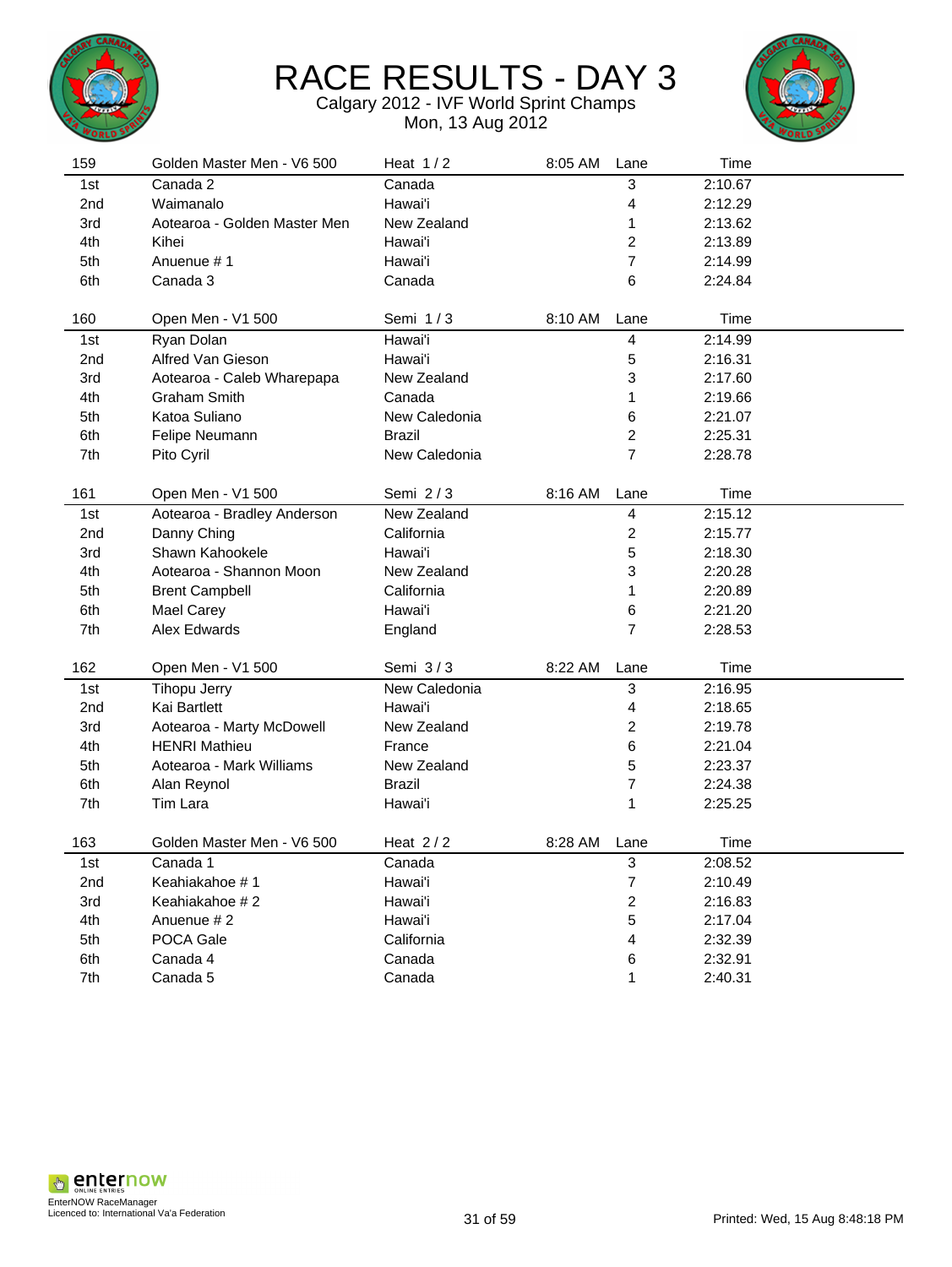# RACE RESULTS - DAY 3

Calgary 2012 - IVF World Sprint Champs

Mon, 13 Aug 2012

| 159 | Golden Master Men - V6 500 | Heat 1 / 2 | 8:05 AM | Lane | Time |
|---|---|---|---|---|---|
| 1st | Canada 2 | Canada | | 3 | 2:10.67 |
| 2nd | Waimanalo | Hawai'i | | 4 | 2:12.29 |
| 3rd | Aotearoa - Golden Master Men | New Zealand | | 1 | 2:13.62 |
| 4th | Kihei | Hawai'i | | 2 | 2:13.89 |
| 5th | Anuenue # 1 | Hawai'i | | 7 | 2:14.99 |
| 6th | Canada 3 | Canada | | 6 | 2:24.84 |

| 160 | Open Men - V1 500 | Semi 1 / 3 | 8:10 AM | Lane | Time |
|---|---|---|---|---|---|
| 1st | Ryan Dolan | Hawai'i | | 4 | 2:14.99 |
| 2nd | Alfred Van Gieson | Hawai'i | | 5 | 2:16.31 |
| 3rd | Aotearoa - Caleb Wharepapa | New Zealand | | 3 | 2:17.60 |
| 4th | Graham Smith | Canada | | 1 | 2:19.66 |
| 5th | Katoa Suliano | New Caledonia | | 6 | 2:21.07 |
| 6th | Felipe Neumann | Brazil | | 2 | 2:25.31 |
| 7th | Pito Cyril | New Caledonia | | 7 | 2:28.78 |

| 161 | Open Men - V1 500 | Semi 2 / 3 | 8:16 AM | Lane | Time |
|---|---|---|---|---|---|
| 1st | Aotearoa - Bradley Anderson | New Zealand | | 4 | 2:15.12 |
| 2nd | Danny Ching | California | | 2 | 2:15.77 |
| 3rd | Shawn Kahookele | Hawai'i | | 5 | 2:18.30 |
| 4th | Aotearoa - Shannon Moon | New Zealand | | 3 | 2:20.28 |
| 5th | Brent Campbell | California | | 1 | 2:20.89 |
| 6th | Mael Carey | Hawai'i | | 6 | 2:21.20 |
| 7th | Alex Edwards | England | | 7 | 2:28.53 |

| 162 | Open Men - V1 500 | Semi 3 / 3 | 8:22 AM | Lane | Time |
|---|---|---|---|---|---|
| 1st | Tihopu Jerry | New Caledonia | | 3 | 2:16.95 |
| 2nd | Kai Bartlett | Hawai'i | | 4 | 2:18.65 |
| 3rd | Aotearoa - Marty McDowell | New Zealand | | 2 | 2:19.78 |
| 4th | HENRI Mathieu | France | | 6 | 2:21.04 |
| 5th | Aotearoa - Mark Williams | New Zealand | | 5 | 2:23.37 |
| 6th | Alan Reynol | Brazil | | 7 | 2:24.38 |
| 7th | Tim Lara | Hawai'i | | 1 | 2:25.25 |

| 163 | Golden Master Men - V6 500 | Heat 2 / 2 | 8:28 AM | Lane | Time |
|---|---|---|---|---|---|
| 1st | Canada 1 | Canada | | 3 | 2:08.52 |
| 2nd | Keahiakahoe # 1 | Hawai'i | | 7 | 2:10.49 |
| 3rd | Keahiakahoe # 2 | Hawai'i | | 2 | 2:16.83 |
| 4th | Anuenue # 2 | Hawai'i | | 5 | 2:17.04 |
| 5th | POCA Gale | California | | 4 | 2:32.39 |
| 6th | Canada 4 | Canada | | 6 | 2:32.91 |
| 7th | Canada 5 | Canada | | 1 | 2:40.31 |

EnterNOW RaceManager
Licenced to: International Va'a Federation

Printed: Wed, 15 Aug 8:48:18 PM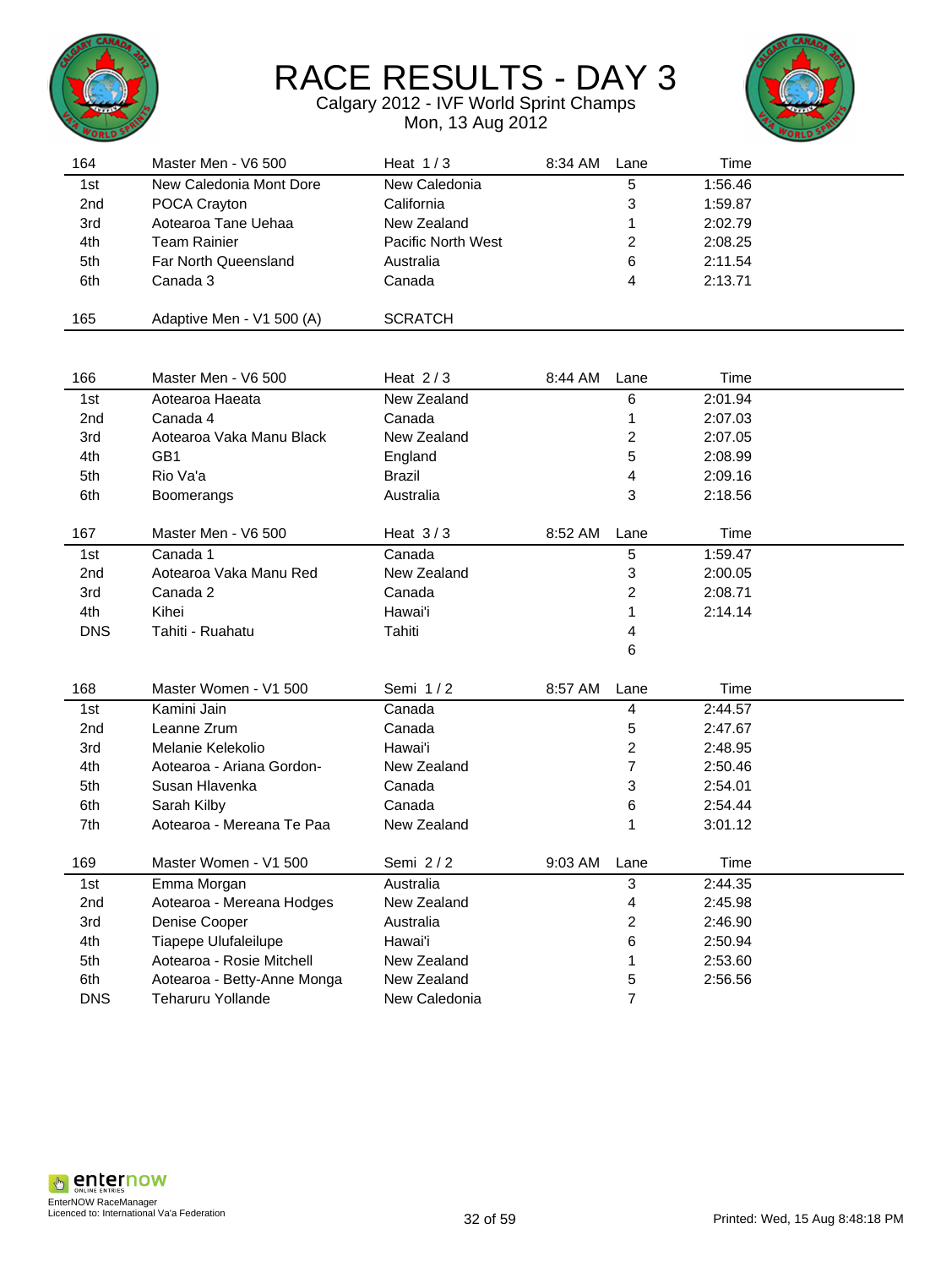# RACE RESULTS - DAY 3

Calgary 2012 - IVF World Sprint Champs
Mon, 13 Aug 2012

| 164 | Master Men - V6 500 | Heat 1 / 3 | 8:34 AM | Lane | Time |
|---|---|---|---|---|---|
| 1st | New Caledonia Mont Dore | New Caledonia | | 5 | 1:56.46 |
| 2nd | POCA Crayton | California | | 3 | 1:59.87 |
| 3rd | Aotearoa Tane Uehaa | New Zealand | | 1 | 2:02.79 |
| 4th | Team Rainier | Pacific North West | | 2 | 2:08.25 |
| 5th | Far North Queensland | Australia | | 6 | 2:11.54 |
| 6th | Canada 3 | Canada | | 4 | 2:13.71 |

| 165 | Adaptive Men - V1 500 (A) | SCRATCH |
|---|---|---|

| 166 | Master Men - V6 500 | Heat 2 / 3 | 8:44 AM | Lane | Time |
|---|---|---|---|---|---|
| 1st | Aotearoa Haeata | New Zealand | | 6 | 2:01.94 |
| 2nd | Canada 4 | Canada | | 1 | 2:07.03 |
| 3rd | Aotearoa Vaka Manu Black | New Zealand | | 2 | 2:07.05 |
| 4th | GB1 | England | | 5 | 2:08.99 |
| 5th | Rio Va'a | Brazil | | 4 | 2:09.16 |
| 6th | Boomerangs | Australia | | 3 | 2:18.56 |

| 167 | Master Men - V6 500 | Heat 3 / 3 | 8:52 AM | Lane | Time |
|---|---|---|---|---|---|
| 1st | Canada 1 | Canada | | 5 | 1:59.47 |
| 2nd | Aotearoa Vaka Manu Red | New Zealand | | 3 | 2:00.05 |
| 3rd | Canada 2 | Canada | | 2 | 2:08.71 |
| 4th | Kihei | Hawai'i | | 1 | 2:14.14 |
| DNS | Tahiti - Ruahatu | Tahiti | | 4 | |
| | | | | 6 | |

| 168 | Master Women - V1 500 | Semi 1 / 2 | 8:57 AM | Lane | Time |
|---|---|---|---|---|---|
| 1st | Kamini Jain | Canada | | 4 | 2:44.57 |
| 2nd | Leanne Zrum | Canada | | 5 | 2:47.67 |
| 3rd | Melanie Kelekolio | Hawai'i | | 2 | 2:48.95 |
| 4th | Aotearoa - Ariana Gordon- | New Zealand | | 7 | 2:50.46 |
| 5th | Susan Hlavenka | Canada | | 3 | 2:54.01 |
| 6th | Sarah Kilby | Canada | | 6 | 2:54.44 |
| 7th | Aotearoa - Mereana Te Paa | New Zealand | | 1 | 3:01.12 |

| 169 | Master Women - V1 500 | Semi 2 / 2 | 9:03 AM | Lane | Time |
|---|---|---|---|---|---|
| 1st | Emma Morgan | Australia | | 3 | 2:44.35 |
| 2nd | Aotearoa - Mereana Hodges | New Zealand | | 4 | 2:45.98 |
| 3rd | Denise Cooper | Australia | | 2 | 2:46.90 |
| 4th | Tiapepe Ulufaleilupe | Hawai'i | | 6 | 2:50.94 |
| 5th | Aotearoa - Rosie Mitchell | New Zealand | | 1 | 2:53.60 |
| 6th | Aotearoa - Betty-Anne Monga | New Zealand | | 5 | 2:56.56 |
| DNS | Teharuru Yollande | New Caledonia | | 7 | |

EnterNOW RaceManager
Licenced to: International Va'a Federation

Printed: Wed, 15 Aug 8:48:18 PM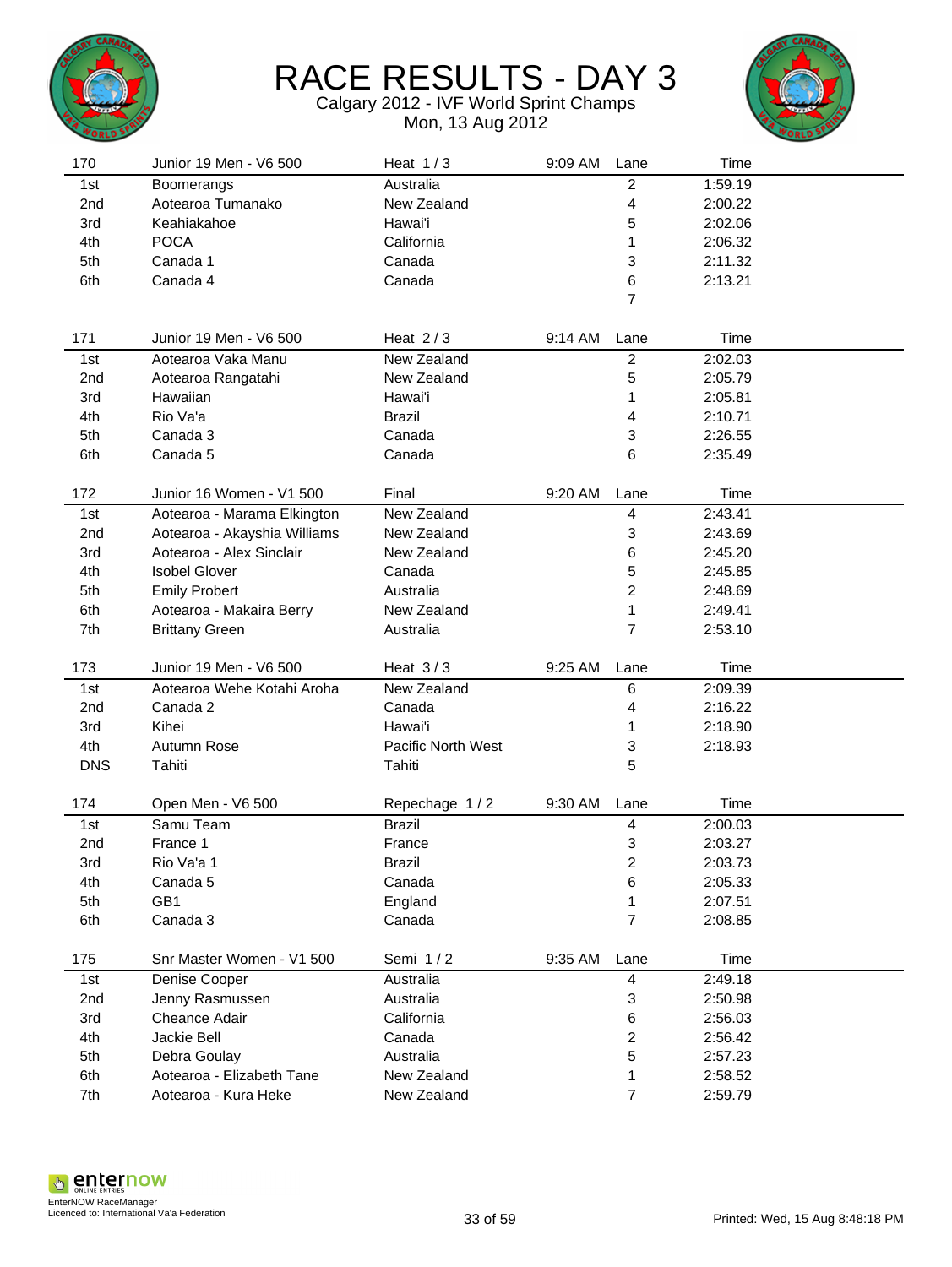# RACE RESULTS - DAY 3

Calgary 2012 - IVF World Sprint Champs

Mon, 13 Aug 2012

| 170 | Junior 19 Men - V6 500 | Heat 1 / 3 | 9:09 AM | Lane | Time |
|---|---|---|---|---|---|
| 1st | Boomerangs | Australia | | 2 | 1:59.19 |
| 2nd | Aotearoa Tumanako | New Zealand | | 4 | 2:00.22 |
| 3rd | Keahiakahoe | Hawai'i | | 5 | 2:02.06 |
| 4th | POCA | California | | 1 | 2:06.32 |
| 5th | Canada 1 | Canada | | 3 | 2:11.32 |
| 6th | Canada 4 | Canada | | 6 | 2:13.21 |
| | | | | 7 | |

| 171 | Junior 19 Men - V6 500 | Heat 2 / 3 | 9:14 AM | Lane | Time |
|---|---|---|---|---|---|
| 1st | Aotearoa Vaka Manu | New Zealand | | 2 | 2:02.03 |
| 2nd | Aotearoa Rangatahi | New Zealand | | 5 | 2:05.79 |
| 3rd | Hawaiian | Hawai'i | | 1 | 2:05.81 |
| 4th | Rio Va'a | Brazil | | 4 | 2:10.71 |
| 5th | Canada 3 | Canada | | 3 | 2:26.55 |
| 6th | Canada 5 | Canada | | 6 | 2:35.49 |

| 172 | Junior 16 Women - V1 500 | Final | 9:20 AM | Lane | Time |
|---|---|---|---|---|---|
| 1st | Aotearoa - Marama Elkington | New Zealand | | 4 | 2:43.41 |
| 2nd | Aotearoa - Akayshia Williams | New Zealand | | 3 | 2:43.69 |
| 3rd | Aotearoa - Alex Sinclair | New Zealand | | 6 | 2:45.20 |
| 4th | Isobel Glover | Canada | | 5 | 2:45.85 |
| 5th | Emily Probert | Australia | | 2 | 2:48.69 |
| 6th | Aotearoa - Makaira Berry | New Zealand | | 1 | 2:49.41 |
| 7th | Brittany Green | Australia | | 7 | 2:53.10 |

| 173 | Junior 19 Men - V6 500 | Heat 3 / 3 | 9:25 AM | Lane | Time |
|---|---|---|---|---|---|
| 1st | Aotearoa Wehe Kotahi Aroha | New Zealand | | 6 | 2:09.39 |
| 2nd | Canada 2 | Canada | | 4 | 2:16.22 |
| 3rd | Kihei | Hawai'i | | 1 | 2:18.90 |
| 4th | Autumn Rose | Pacific North West | | 3 | 2:18.93 |
| DNS | Tahiti | Tahiti | | 5 | |

| 174 | Open Men - V6 500 | Repechage 1 / 2 | 9:30 AM | Lane | Time |
|---|---|---|---|---|---|
| 1st | Samu Team | Brazil | | 4 | 2:00.03 |
| 2nd | France 1 | France | | 3 | 2:03.27 |
| 3rd | Rio Va'a 1 | Brazil | | 2 | 2:03.73 |
| 4th | Canada 5 | Canada | | 6 | 2:05.33 |
| 5th | GB1 | England | | 1 | 2:07.51 |
| 6th | Canada 3 | Canada | | 7 | 2:08.85 |

| 175 | Snr Master Women - V1 500 | Semi 1 / 2 | 9:35 AM | Lane | Time |
|---|---|---|---|---|---|
| 1st | Denise Cooper | Australia | | 4 | 2:49.18 |
| 2nd | Jenny Rasmussen | Australia | | 3 | 2:50.98 |
| 3rd | Cheance Adair | California | | 6 | 2:56.03 |
| 4th | Jackie Bell | Canada | | 2 | 2:56.42 |
| 5th | Debra Goulay | Australia | | 5 | 2:57.23 |
| 6th | Aotearoa - Elizabeth Tane | New Zealand | | 1 | 2:58.52 |
| 7th | Aotearoa - Kura Heke | New Zealand | | 7 | 2:59.79 |

EnterNOW RaceManager
Licenced to: International Va'a Federation

Printed: Wed, 15 Aug 8:48:18 PM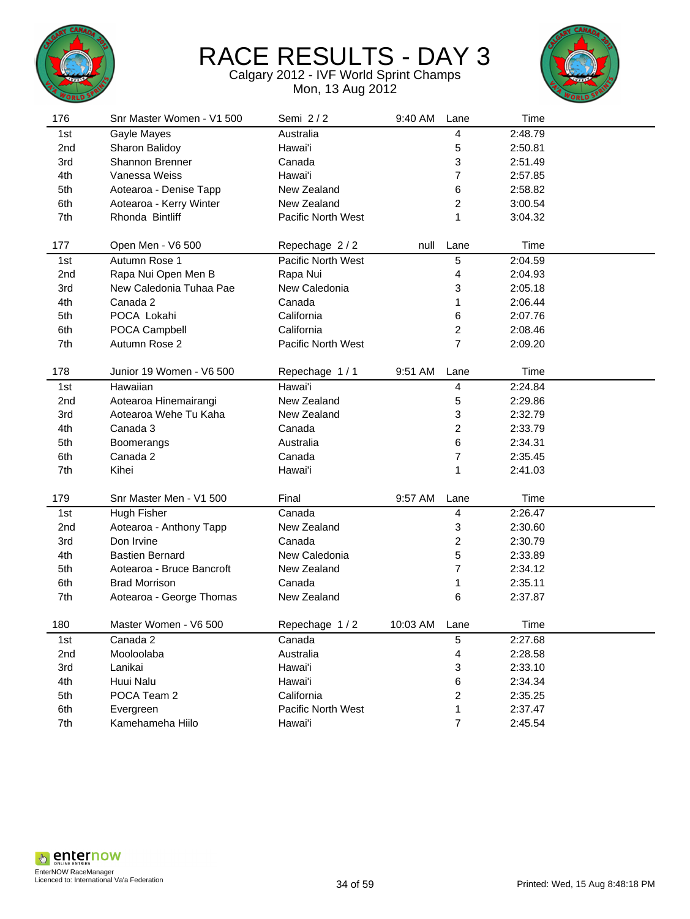# RACE RESULTS - DAY 3

Calgary 2012 - IVF World Sprint Champs

Mon, 13 Aug 2012

| 176 | Snr Master Women - V1 500 | Semi 2 / 2 | 9:40 AM | Lane | Time |
|---|---|---|---|---|---|
| 1st | Gayle Mayes | Australia | | 4 | 2:48.79 |
| 2nd | Sharon Balidoy | Hawai'i | | 5 | 2:50.81 |
| 3rd | Shannon Brenner | Canada | | 3 | 2:51.49 |
| 4th | Vanessa Weiss | Hawai'i | | 7 | 2:57.85 |
| 5th | Aotearoa - Denise Tapp | New Zealand | | 6 | 2:58.82 |
| 6th | Aotearoa - Kerry Winter | New Zealand | | 2 | 3:00.54 |
| 7th | Rhonda Bintliff | Pacific North West | | 1 | 3:04.32 |

| 177 | Open Men - V6 500 | Repechage 2 / 2 | null | Lane | Time |
|---|---|---|---|---|---|
| 1st | Autumn Rose 1 | Pacific North West | | 5 | 2:04.59 |
| 2nd | Rapa Nui Open Men B | Rapa Nui | | 4 | 2:04.93 |
| 3rd | New Caledonia Tuhaa Pae | New Caledonia | | 3 | 2:05.18 |
| 4th | Canada 2 | Canada | | 1 | 2:06.44 |
| 5th | POCA Lokahi | California | | 6 | 2:07.76 |
| 6th | POCA Campbell | California | | 2 | 2:08.46 |
| 7th | Autumn Rose 2 | Pacific North West | | 7 | 2:09.20 |

| 178 | Junior 19 Women - V6 500 | Repechage 1 / 1 | 9:51 AM | Lane | Time |
|---|---|---|---|---|---|
| 1st | Hawaiian | Hawai'i | | 4 | 2:24.84 |
| 2nd | Aotearoa Hinemairangi | New Zealand | | 5 | 2:29.86 |
| 3rd | Aotearoa Wehe Tu Kaha | New Zealand | | 3 | 2:32.79 |
| 4th | Canada 3 | Canada | | 2 | 2:33.79 |
| 5th | Boomerangs | Australia | | 6 | 2:34.31 |
| 6th | Canada 2 | Canada | | 7 | 2:35.45 |
| 7th | Kihei | Hawai'i | | 1 | 2:41.03 |

| 179 | Snr Master Men - V1 500 | Final | 9:57 AM | Lane | Time |
|---|---|---|---|---|---|
| 1st | Hugh Fisher | Canada | | 4 | 2:26.47 |
| 2nd | Aotearoa - Anthony Tapp | New Zealand | | 3 | 2:30.60 |
| 3rd | Don Irvine | Canada | | 2 | 2:30.79 |
| 4th | Bastien Bernard | New Caledonia | | 5 | 2:33.89 |
| 5th | Aotearoa - Bruce Bancroft | New Zealand | | 7 | 2:34.12 |
| 6th | Brad Morrison | Canada | | 1 | 2:35.11 |
| 7th | Aotearoa - George Thomas | New Zealand | | 6 | 2:37.87 |

| 180 | Master Women - V6 500 | Repechage 1 / 2 | 10:03 AM | Lane | Time |
|---|---|---|---|---|---|
| 1st | Canada 2 | Canada | | 5 | 2:27.68 |
| 2nd | Mooloolaba | Australia | | 4 | 2:28.58 |
| 3rd | Lanikai | Hawai'i | | 3 | 2:33.10 |
| 4th | Huui Nalu | Hawai'i | | 6 | 2:34.34 |
| 5th | POCA Team 2 | California | | 2 | 2:35.25 |
| 6th | Evergreen | Pacific North West | | 1 | 2:37.47 |
| 7th | Kamehameha Hiilo | Hawai'i | | 7 | 2:45.54 |

EnterNOW RaceManager
Licenced to: International Va'a Federation

Printed: Wed, 15 Aug 8:48:18 PM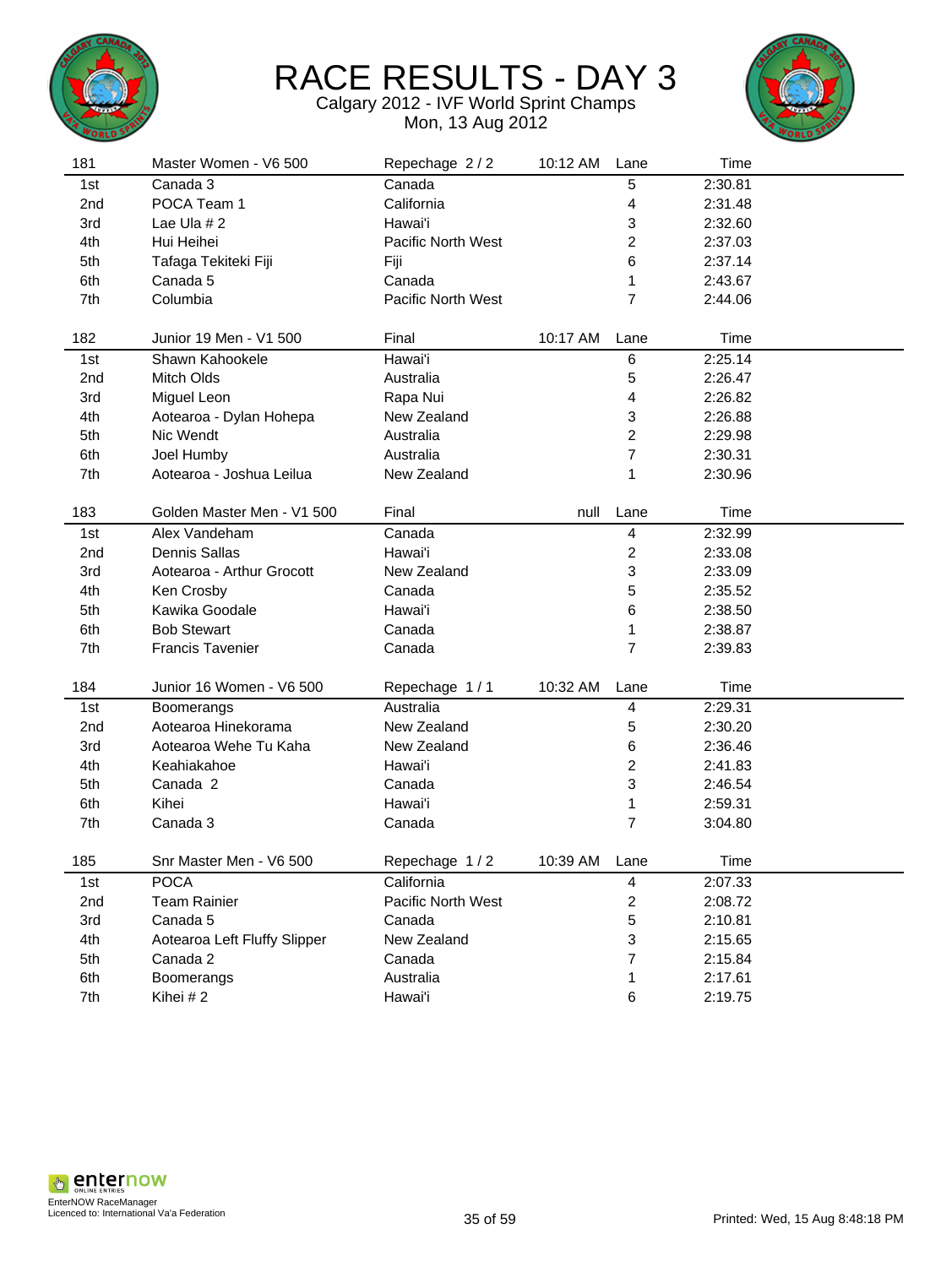# RACE RESULTS - DAY 3

Calgary 2012 - IVF World Sprint Champs
Mon, 13 Aug 2012

| 181 | Master Women - V6 500 | Repechage 2 / 2 | 10:12 AM | Lane | Time |
|---|---|---|---|---|---|
| 1st | Canada 3 | Canada | | 5 | 2:30.81 |
| 2nd | POCA Team 1 | California | | 4 | 2:31.48 |
| 3rd | Lae Ula # 2 | Hawai'i | | 3 | 2:32.60 |
| 4th | Hui Heihei | Pacific North West | | 2 | 2:37.03 |
| 5th | Tafaga Tekiteki Fiji | Fiji | | 6 | 2:37.14 |
| 6th | Canada 5 | Canada | | 1 | 2:43.67 |
| 7th | Columbia | Pacific North West | | 7 | 2:44.06 |

| 182 | Junior 19 Men - V1 500 | Final | 10:17 AM | Lane | Time |
|---|---|---|---|---|---|
| 1st | Shawn Kahookele | Hawai'i | | 6 | 2:25.14 |
| 2nd | Mitch Olds | Australia | | 5 | 2:26.47 |
| 3rd | Miguel Leon | Rapa Nui | | 4 | 2:26.82 |
| 4th | Aotearoa - Dylan Hohepa | New Zealand | | 3 | 2:26.88 |
| 5th | Nic Wendt | Australia | | 2 | 2:29.98 |
| 6th | Joel Humby | Australia | | 7 | 2:30.31 |
| 7th | Aotearoa - Joshua Leilua | New Zealand | | 1 | 2:30.96 |

| 183 | Golden Master Men - V1 500 | Final | null | Lane | Time |
|---|---|---|---|---|---|
| 1st | Alex Vandeham | Canada | | 4 | 2:32.99 |
| 2nd | Dennis Sallas | Hawai'i | | 2 | 2:33.08 |
| 3rd | Aotearoa - Arthur Grocott | New Zealand | | 3 | 2:33.09 |
| 4th | Ken Crosby | Canada | | 5 | 2:35.52 |
| 5th | Kawika Goodale | Hawai'i | | 6 | 2:38.50 |
| 6th | Bob Stewart | Canada | | 1 | 2:38.87 |
| 7th | Francis Tavenier | Canada | | 7 | 2:39.83 |

| 184 | Junior 16 Women - V6 500 | Repechage 1 / 1 | 10:32 AM | Lane | Time |
|---|---|---|---|---|---|
| 1st | Boomerangs | Australia | | 4 | 2:29.31 |
| 2nd | Aotearoa Hinekorama | New Zealand | | 5 | 2:30.20 |
| 3rd | Aotearoa Wehe Tu Kaha | New Zealand | | 6 | 2:36.46 |
| 4th | Keahiakahoe | Hawai'i | | 2 | 2:41.83 |
| 5th | Canada 2 | Canada | | 3 | 2:46.54 |
| 6th | Kihei | Hawai'i | | 1 | 2:59.31 |
| 7th | Canada 3 | Canada | | 7 | 3:04.80 |

| 185 | Snr Master Men - V6 500 | Repechage 1 / 2 | 10:39 AM | Lane | Time |
|---|---|---|---|---|---|
| 1st | POCA | California | | 4 | 2:07.33 |
| 2nd | Team Rainier | Pacific North West | | 2 | 2:08.72 |
| 3rd | Canada 5 | Canada | | 5 | 2:10.81 |
| 4th | Aotearoa Left Fluffy Slipper | New Zealand | | 3 | 2:15.65 |
| 5th | Canada 2 | Canada | | 7 | 2:15.84 |
| 6th | Boomerangs | Australia | | 1 | 2:17.61 |
| 7th | Kihei # 2 | Hawai'i | | 6 | 2:19.75 |

EnterNOW RaceManager
Licenced to: International Va'a Federation

Printed: Wed, 15 Aug 8:48:18 PM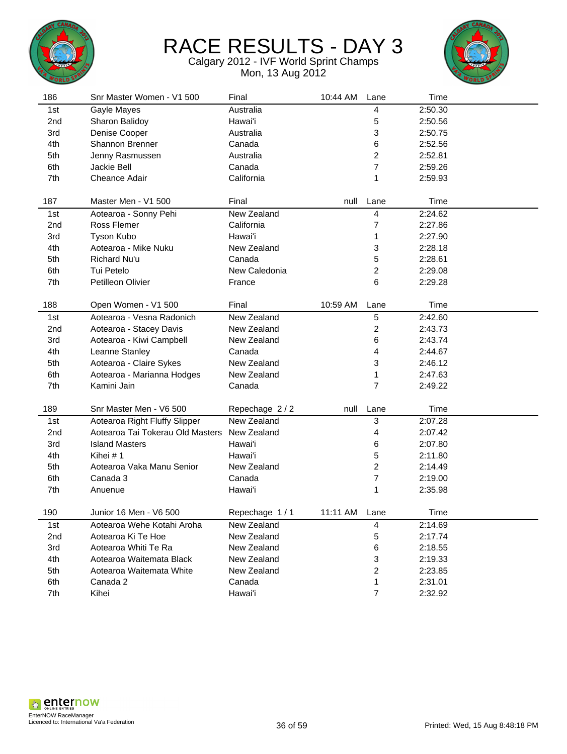# RACE RESULTS - DAY 3

Calgary 2012 - IVF World Sprint Champs
Mon, 13 Aug 2012

| 186 | Snr Master Women - V1 500 | Final | 10:44 AM | Lane | Time |
|---|---|---|---|---|---|
| 1st | Gayle Mayes | Australia | | 4 | 2:50.30 |
| 2nd | Sharon Balidoy | Hawai'i | | 5 | 2:50.56 |
| 3rd | Denise Cooper | Australia | | 3 | 2:50.75 |
| 4th | Shannon Brenner | Canada | | 6 | 2:52.56 |
| 5th | Jenny Rasmussen | Australia | | 2 | 2:52.81 |
| 6th | Jackie Bell | Canada | | 7 | 2:59.26 |
| 7th | Cheance Adair | California | | 1 | 2:59.93 |

| 187 | Master Men - V1 500 | Final | null | Lane | Time |
|---|---|---|---|---|---|
| 1st | Aotearoa - Sonny Pehi | New Zealand | | 4 | 2:24.62 |
| 2nd | Ross Flemer | California | | 7 | 2:27.86 |
| 3rd | Tyson Kubo | Hawai'i | | 1 | 2:27.90 |
| 4th | Aotearoa - Mike Nuku | New Zealand | | 3 | 2:28.18 |
| 5th | Richard Nu'u | Canada | | 5 | 2:28.61 |
| 6th | Tui Petelo | New Caledonia | | 2 | 2:29.08 |
| 7th | Petilleon Olivier | France | | 6 | 2:29.28 |

| 188 | Open Women - V1 500 | Final | 10:59 AM | Lane | Time |
|---|---|---|---|---|---|
| 1st | Aotearoa - Vesna Radonich | New Zealand | | 5 | 2:42.60 |
| 2nd | Aotearoa - Stacey Davis | New Zealand | | 2 | 2:43.73 |
| 3rd | Aotearoa - Kiwi Campbell | New Zealand | | 6 | 2:43.74 |
| 4th | Leanne Stanley | Canada | | 4 | 2:44.67 |
| 5th | Aotearoa - Claire Sykes | New Zealand | | 3 | 2:46.12 |
| 6th | Aotearoa - Marianna Hodges | New Zealand | | 1 | 2:47.63 |
| 7th | Kamini Jain | Canada | | 7 | 2:49.22 |

| 189 | Snr Master Men - V6 500 | Repechage 2 / 2 | null | Lane | Time |
|---|---|---|---|---|---|
| 1st | Aotearoa Right Fluffy Slipper | New Zealand | | 3 | 2:07.28 |
| 2nd | Aotearoa Tai Tokerau Old Masters | New Zealand | | 4 | 2:07.42 |
| 3rd | Island Masters | Hawai'i | | 6 | 2:07.80 |
| 4th | Kihei # 1 | Hawai'i | | 5 | 2:11.80 |
| 5th | Aotearoa Vaka Manu Senior | New Zealand | | 2 | 2:14.49 |
| 6th | Canada 3 | Canada | | 7 | 2:19.00 |
| 7th | Anuenue | Hawai'i | | 1 | 2:35.98 |

| 190 | Junior 16 Men - V6 500 | Repechage 1 / 1 | 11:11 AM | Lane | Time |
|---|---|---|---|---|---|
| 1st | Aotearoa Wehe Kotahi Aroha | New Zealand | | 4 | 2:14.69 |
| 2nd | Aotearoa Ki Te Hoe | New Zealand | | 5 | 2:17.74 |
| 3rd | Aotearoa Whiti Te Ra | New Zealand | | 6 | 2:18.55 |
| 4th | Aotearoa Waitemata Black | New Zealand | | 3 | 2:19.33 |
| 5th | Aotearoa Waitemata White | New Zealand | | 2 | 2:23.85 |
| 6th | Canada 2 | Canada | | 1 | 2:31.01 |
| 7th | Kihei | Hawai'i | | 7 | 2:32.92 |

EnterNOW RaceManager
Licenced to: International Va'a Federation

Printed: Wed, 15 Aug 8:48:18 PM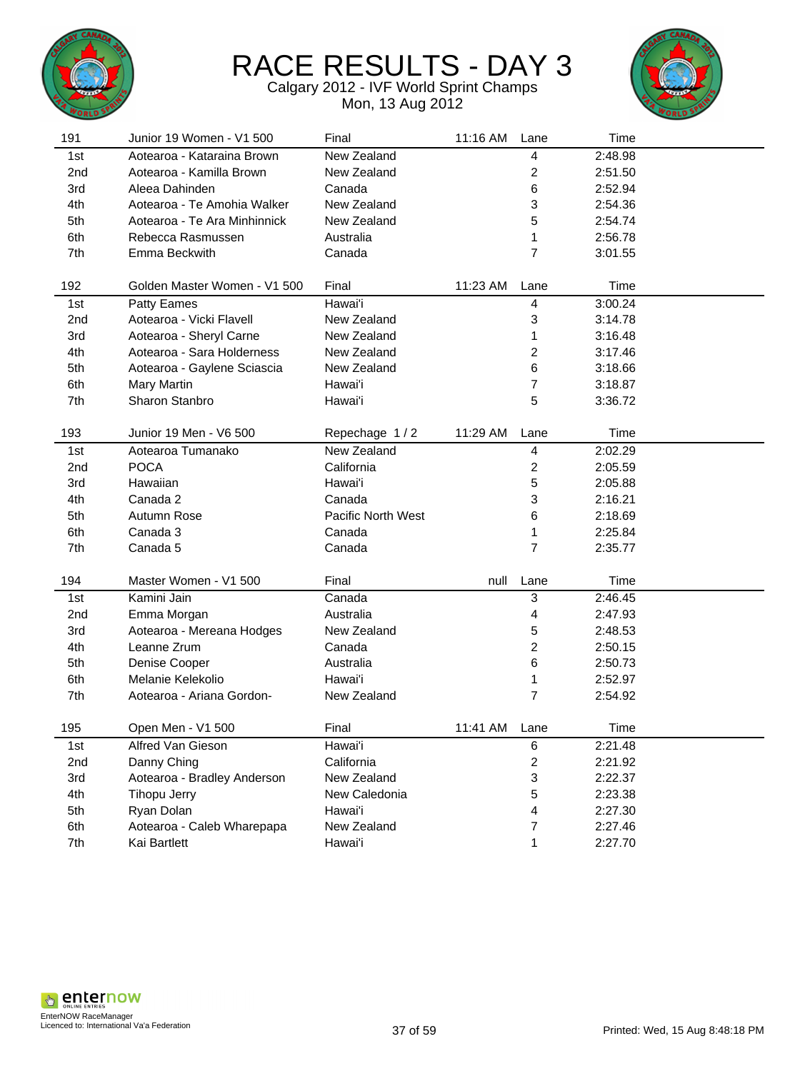# RACE RESULTS - DAY 3

Calgary 2012 - IVF World Sprint Champs
Mon, 13 Aug 2012

| 191 | Junior 19 Women - V1 500 | Final | 11:16 AM | Lane | Time |
|---|---|---|---|---|---|
| 1st | Aotearoa - Kataraina Brown | New Zealand | | 4 | 2:48.98 |
| 2nd | Aotearoa - Kamilla Brown | New Zealand | | 2 | 2:51.50 |
| 3rd | Aleea Dahinden | Canada | | 6 | 2:52.94 |
| 4th | Aotearoa - Te Amohia Walker | New Zealand | | 3 | 2:54.36 |
| 5th | Aotearoa - Te Ara Minhinnick | New Zealand | | 5 | 2:54.74 |
| 6th | Rebecca Rasmussen | Australia | | 1 | 2:56.78 |
| 7th | Emma Beckwith | Canada | | 7 | 3:01.55 |

| 192 | Golden Master Women - V1 500 | Final | 11:23 AM | Lane | Time |
|---|---|---|---|---|---|
| 1st | Patty Eames | Hawai'i | | 4 | 3:00.24 |
| 2nd | Aotearoa - Vicki Flavell | New Zealand | | 3 | 3:14.78 |
| 3rd | Aotearoa - Sheryl Carne | New Zealand | | 1 | 3:16.48 |
| 4th | Aotearoa - Sara Holderness | New Zealand | | 2 | 3:17.46 |
| 5th | Aotearoa - Gaylene Sciascia | New Zealand | | 6 | 3:18.66 |
| 6th | Mary Martin | Hawai'i | | 7 | 3:18.87 |
| 7th | Sharon Stanbro | Hawai'i | | 5 | 3:36.72 |

| 193 | Junior 19 Men - V6 500 | Repechage 1 / 2 | 11:29 AM | Lane | Time |
|---|---|---|---|---|---|
| 1st | Aotearoa Tumanako | New Zealand | | 4 | 2:02.29 |
| 2nd | POCA | California | | 2 | 2:05.59 |
| 3rd | Hawaiian | Hawai'i | | 5 | 2:05.88 |
| 4th | Canada 2 | Canada | | 3 | 2:16.21 |
| 5th | Autumn Rose | Pacific North West | | 6 | 2:18.69 |
| 6th | Canada 3 | Canada | | 1 | 2:25.84 |
| 7th | Canada 5 | Canada | | 7 | 2:35.77 |

| 194 | Master Women - V1 500 | Final | null | Lane | Time |
|---|---|---|---|---|---|
| 1st | Kamini Jain | Canada | | 3 | 2:46.45 |
| 2nd | Emma Morgan | Australia | | 4 | 2:47.93 |
| 3rd | Aotearoa - Mereana Hodges | New Zealand | | 5 | 2:48.53 |
| 4th | Leanne Zrum | Canada | | 2 | 2:50.15 |
| 5th | Denise Cooper | Australia | | 6 | 2:50.73 |
| 6th | Melanie Kelekolio | Hawai'i | | 1 | 2:52.97 |
| 7th | Aotearoa - Ariana Gordon- | New Zealand | | 7 | 2:54.92 |

| 195 | Open Men - V1 500 | Final | 11:41 AM | Lane | Time |
|---|---|---|---|---|---|
| 1st | Alfred Van Gieson | Hawai'i | | 6 | 2:21.48 |
| 2nd | Danny Ching | California | | 2 | 2:21.92 |
| 3rd | Aotearoa - Bradley Anderson | New Zealand | | 3 | 2:22.37 |
| 4th | Tihopu Jerry | New Caledonia | | 5 | 2:23.38 |
| 5th | Ryan Dolan | Hawai'i | | 4 | 2:27.30 |
| 6th | Aotearoa - Caleb Wharepapa | New Zealand | | 7 | 2:27.46 |
| 7th | Kai Bartlett | Hawai'i | | 1 | 2:27.70 |

EnterNOW RaceManager
Licenced to: International Va'a Federation

Printed: Wed, 15 Aug 8:48:18 PM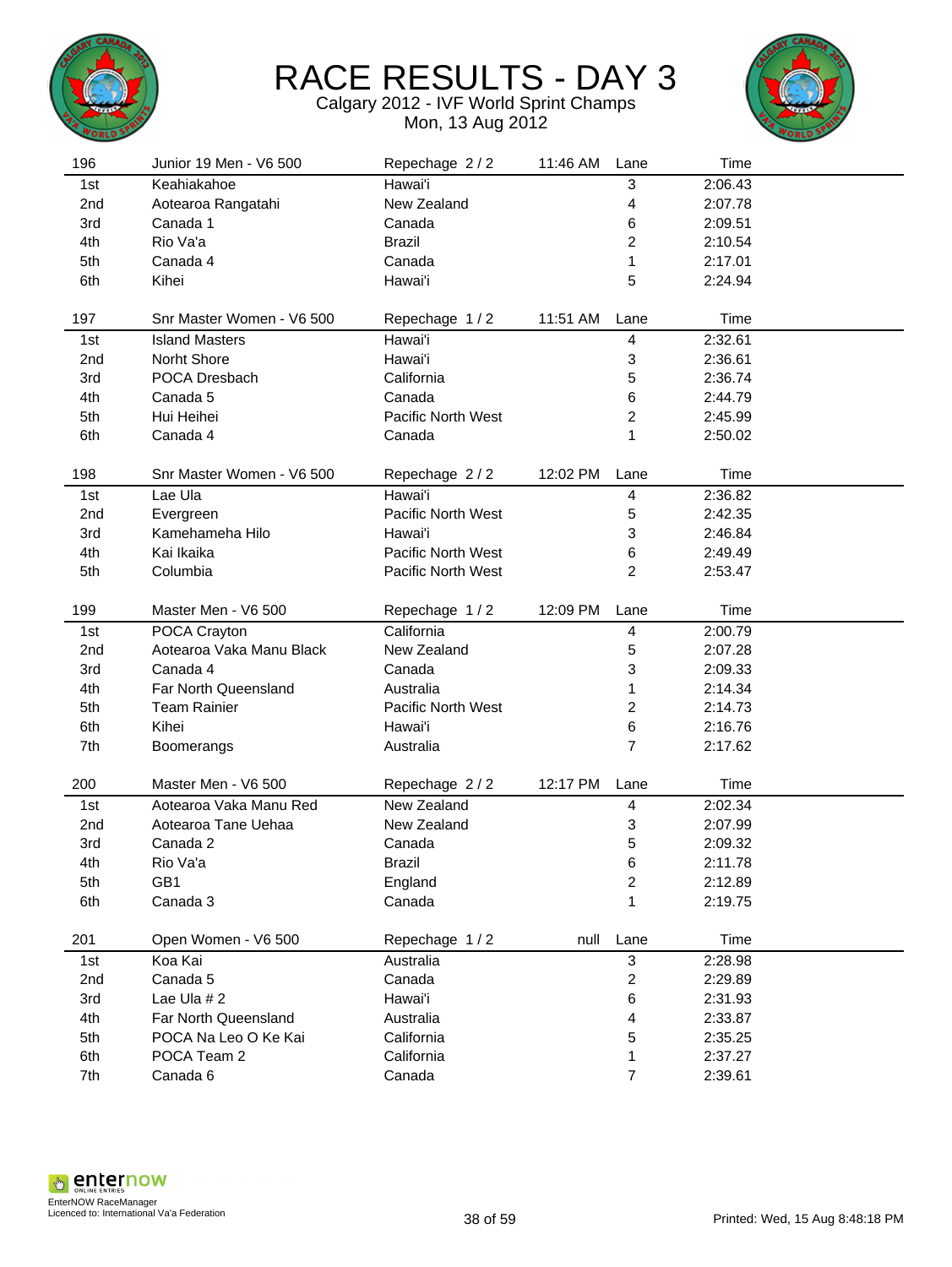# RACE RESULTS - DAY 3

Calgary 2012 - IVF World Sprint Champs

Mon, 13 Aug 2012

| 196 | Junior 19 Men - V6 500 | Repechage 2 / 2 | 11:46 AM | Lane | Time |
|---|---|---|---|---|---|
| 1st | Keahiakahoe | Hawai'i | | 3 | 2:06.43 |
| 2nd | Aotearoa Rangatahi | New Zealand | | 4 | 2:07.78 |
| 3rd | Canada 1 | Canada | | 6 | 2:09.51 |
| 4th | Rio Va'a | Brazil | | 2 | 2:10.54 |
| 5th | Canada 4 | Canada | | 1 | 2:17.01 |
| 6th | Kihei | Hawai'i | | 5 | 2:24.94 |

| 197 | Snr Master Women - V6 500 | Repechage 1 / 2 | 11:51 AM | Lane | Time |
|---|---|---|---|---|---|
| 1st | Island Masters | Hawai'i | | 4 | 2:32.61 |
| 2nd | Norht Shore | Hawai'i | | 3 | 2:36.61 |
| 3rd | POCA Dresbach | California | | 5 | 2:36.74 |
| 4th | Canada 5 | Canada | | 6 | 2:44.79 |
| 5th | Hui Heihei | Pacific North West | | 2 | 2:45.99 |
| 6th | Canada 4 | Canada | | 1 | 2:50.02 |

| 198 | Snr Master Women - V6 500 | Repechage 2 / 2 | 12:02 PM | Lane | Time |
|---|---|---|---|---|---|
| 1st | Lae Ula | Hawai'i | | 4 | 2:36.82 |
| 2nd | Evergreen | Pacific North West | | 5 | 2:42.35 |
| 3rd | Kamehameha Hilo | Hawai'i | | 3 | 2:46.84 |
| 4th | Kai Ikaika | Pacific North West | | 6 | 2:49.49 |
| 5th | Columbia | Pacific North West | | 2 | 2:53.47 |

| 199 | Master Men - V6 500 | Repechage 1 / 2 | 12:09 PM | Lane | Time |
|---|---|---|---|---|---|
| 1st | POCA Crayton | California | | 4 | 2:00.79 |
| 2nd | Aotearoa Vaka Manu Black | New Zealand | | 5 | 2:07.28 |
| 3rd | Canada 4 | Canada | | 3 | 2:09.33 |
| 4th | Far North Queensland | Australia | | 1 | 2:14.34 |
| 5th | Team Rainier | Pacific North West | | 2 | 2:14.73 |
| 6th | Kihei | Hawai'i | | 6 | 2:16.76 |
| 7th | Boomerangs | Australia | | 7 | 2:17.62 |

| 200 | Master Men - V6 500 | Repechage 2 / 2 | 12:17 PM | Lane | Time |
|---|---|---|---|---|---|
| 1st | Aotearoa Vaka Manu Red | New Zealand | | 4 | 2:02.34 |
| 2nd | Aotearoa Tane Uehaa | New Zealand | | 3 | 2:07.99 |
| 3rd | Canada 2 | Canada | | 5 | 2:09.32 |
| 4th | Rio Va'a | Brazil | | 6 | 2:11.78 |
| 5th | GB1 | England | | 2 | 2:12.89 |
| 6th | Canada 3 | Canada | | 1 | 2:19.75 |

| 201 | Open Women - V6 500 | Repechage 1 / 2 | null | Lane | Time |
|---|---|---|---|---|---|
| 1st | Koa Kai | Australia | | 3 | 2:28.98 |
| 2nd | Canada 5 | Canada | | 2 | 2:29.89 |
| 3rd | Lae Ula # 2 | Hawai'i | | 6 | 2:31.93 |
| 4th | Far North Queensland | Australia | | 4 | 2:33.87 |
| 5th | POCA Na Leo O Ke Kai | California | | 5 | 2:35.25 |
| 6th | POCA Team 2 | California | | 1 | 2:37.27 |
| 7th | Canada 6 | Canada | | 7 | 2:39.61 |

EnterNOW RaceManager
Licenced to: International Va'a Federation

Printed: Wed, 15 Aug 8:48:18 PM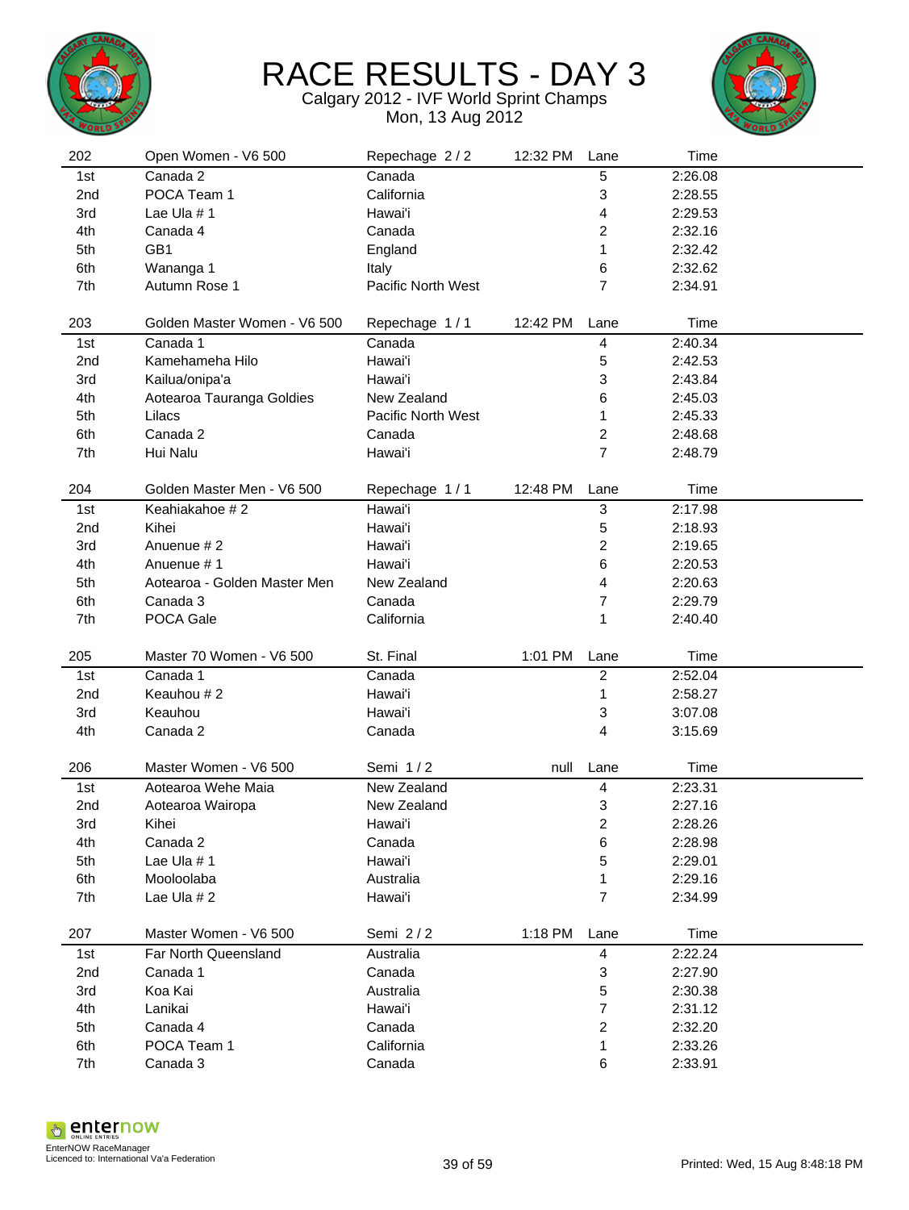# RACE RESULTS - DAY 3

Calgary 2012 - IVF World Sprint Champs

Mon, 13 Aug 2012

| 202 | Open Women - V6 500 | Repechage 2 / 2 | 12:32 PM | Lane | Time |
|---|---|---|---|---|---|
| 1st | Canada 2 | Canada | | 5 | 2:26.08 |
| 2nd | POCA Team 1 | California | | 3 | 2:28.55 |
| 3rd | Lae Ula # 1 | Hawai'i | | 4 | 2:29.53 |
| 4th | Canada 4 | Canada | | 2 | 2:32.16 |
| 5th | GB1 | England | | 1 | 2:32.42 |
| 6th | Wananga 1 | Italy | | 6 | 2:32.62 |
| 7th | Autumn Rose 1 | Pacific North West | | 7 | 2:34.91 |

| 203 | Golden Master Women - V6 500 | Repechage 1 / 1 | 12:42 PM | Lane | Time |
|---|---|---|---|---|---|
| 1st | Canada 1 | Canada | | 4 | 2:40.34 |
| 2nd | Kamehameha Hilo | Hawai'i | | 5 | 2:42.53 |
| 3rd | Kailua/onipa'a | Hawai'i | | 3 | 2:43.84 |
| 4th | Aotearoa Tauranga Goldies | New Zealand | | 6 | 2:45.03 |
| 5th | Lilacs | Pacific North West | | 1 | 2:45.33 |
| 6th | Canada 2 | Canada | | 2 | 2:48.68 |
| 7th | Hui Nalu | Hawai'i | | 7 | 2:48.79 |

| 204 | Golden Master Men - V6 500 | Repechage 1 / 1 | 12:48 PM | Lane | Time |
|---|---|---|---|---|---|
| 1st | Keahiakahoe # 2 | Hawai'i | | 3 | 2:17.98 |
| 2nd | Kihei | Hawai'i | | 5 | 2:18.93 |
| 3rd | Anuenue # 2 | Hawai'i | | 2 | 2:19.65 |
| 4th | Anuenue # 1 | Hawai'i | | 6 | 2:20.53 |
| 5th | Aotearoa - Golden Master Men | New Zealand | | 4 | 2:20.63 |
| 6th | Canada 3 | Canada | | 7 | 2:29.79 |
| 7th | POCA Gale | California | | 1 | 2:40.40 |

| 205 | Master 70 Women - V6 500 | St. Final | 1:01 PM | Lane | Time |
|---|---|---|---|---|---|
| 1st | Canada 1 | Canada | | 2 | 2:52.04 |
| 2nd | Keauhou # 2 | Hawai'i | | 1 | 2:58.27 |
| 3rd | Keauhou | Hawai'i | | 3 | 3:07.08 |
| 4th | Canada 2 | Canada | | 4 | 3:15.69 |

| 206 | Master Women - V6 500 | Semi 1 / 2 | null | Lane | Time |
|---|---|---|---|---|---|
| 1st | Aotearoa Wehe Maia | New Zealand | | 4 | 2:23.31 |
| 2nd | Aotearoa Wairopa | New Zealand | | 3 | 2:27.16 |
| 3rd | Kihei | Hawai'i | | 2 | 2:28.26 |
| 4th | Canada 2 | Canada | | 6 | 2:28.98 |
| 5th | Lae Ula # 1 | Hawai'i | | 5 | 2:29.01 |
| 6th | Mooloolaba | Australia | | 1 | 2:29.16 |
| 7th | Lae Ula # 2 | Hawai'i | | 7 | 2:34.99 |

| 207 | Master Women - V6 500 | Semi 2 / 2 | 1:18 PM | Lane | Time |
|---|---|---|---|---|---|
| 1st | Far North Queensland | Australia | | 4 | 2:22.24 |
| 2nd | Canada 1 | Canada | | 3 | 2:27.90 |
| 3rd | Koa Kai | Australia | | 5 | 2:30.38 |
| 4th | Lanikai | Hawai'i | | 7 | 2:31.12 |
| 5th | Canada 4 | Canada | | 2 | 2:32.20 |
| 6th | POCA Team 1 | California | | 1 | 2:33.26 |
| 7th | Canada 3 | Canada | | 6 | 2:33.91 |

EnterNOW RaceManager
Licenced to: International Va'a Federation

Printed: Wed, 15 Aug 8:48:18 PM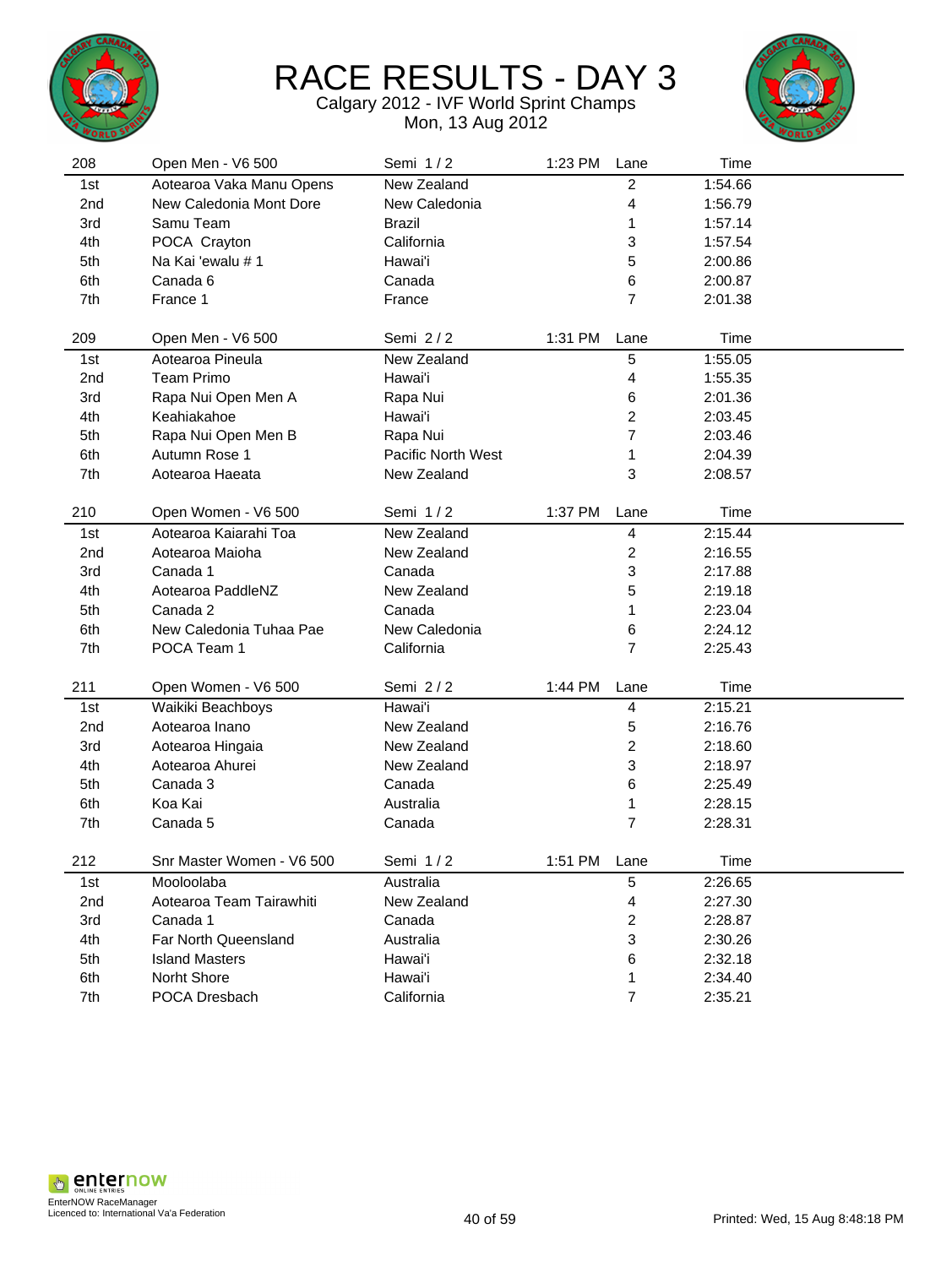# RACE RESULTS - DAY 3

Calgary 2012 - IVF World Sprint Champs

Mon, 13 Aug 2012

| 208 | Open Men - V6 500 | Semi 1 / 2 | 1:23 PM | Lane | Time |
|---|---|---|---|---|---|
| 1st | Aotearoa Vaka Manu Opens | New Zealand | | 2 | 1:54.66 |
| 2nd | New Caledonia Mont Dore | New Caledonia | | 4 | 1:56.79 |
| 3rd | Samu Team | Brazil | | 1 | 1:57.14 |
| 4th | POCA Crayton | California | | 3 | 1:57.54 |
| 5th | Na Kai 'ewalu # 1 | Hawai'i | | 5 | 2:00.86 |
| 6th | Canada 6 | Canada | | 6 | 2:00.87 |
| 7th | France 1 | France | | 7 | 2:01.38 |

| 209 | Open Men - V6 500 | Semi 2 / 2 | 1:31 PM | Lane | Time |
|---|---|---|---|---|---|
| 1st | Aotearoa Pineula | New Zealand | | 5 | 1:55.05 |
| 2nd | Team Primo | Hawai'i | | 4 | 1:55.35 |
| 3rd | Rapa Nui Open Men A | Rapa Nui | | 6 | 2:01.36 |
| 4th | Keahiakahoe | Hawai'i | | 2 | 2:03.45 |
| 5th | Rapa Nui Open Men B | Rapa Nui | | 7 | 2:03.46 |
| 6th | Autumn Rose 1 | Pacific North West | | 1 | 2:04.39 |
| 7th | Aotearoa Haeata | New Zealand | | 3 | 2:08.57 |

| 210 | Open Women - V6 500 | Semi 1 / 2 | 1:37 PM | Lane | Time |
|---|---|---|---|---|---|
| 1st | Aotearoa Kaiarahi Toa | New Zealand | | 4 | 2:15.44 |
| 2nd | Aotearoa Maioha | New Zealand | | 2 | 2:16.55 |
| 3rd | Canada 1 | Canada | | 3 | 2:17.88 |
| 4th | Aotearoa PaddleNZ | New Zealand | | 5 | 2:19.18 |
| 5th | Canada 2 | Canada | | 1 | 2:23.04 |
| 6th | New Caledonia Tuhaa Pae | New Caledonia | | 6 | 2:24.12 |
| 7th | POCA Team 1 | California | | 7 | 2:25.43 |

| 211 | Open Women - V6 500 | Semi 2 / 2 | 1:44 PM | Lane | Time |
|---|---|---|---|---|---|
| 1st | Waikiki Beachboys | Hawai'i | | 4 | 2:15.21 |
| 2nd | Aotearoa Inano | New Zealand | | 5 | 2:16.76 |
| 3rd | Aotearoa Hingaia | New Zealand | | 2 | 2:18.60 |
| 4th | Aotearoa Ahurei | New Zealand | | 3 | 2:18.97 |
| 5th | Canada 3 | Canada | | 6 | 2:25.49 |
| 6th | Koa Kai | Australia | | 1 | 2:28.15 |
| 7th | Canada 5 | Canada | | 7 | 2:28.31 |

| 212 | Snr Master Women - V6 500 | Semi 1 / 2 | 1:51 PM | Lane | Time |
|---|---|---|---|---|---|
| 1st | Mooloolaba | Australia | | 5 | 2:26.65 |
| 2nd | Aotearoa Team Tairawhiti | New Zealand | | 4 | 2:27.30 |
| 3rd | Canada 1 | Canada | | 2 | 2:28.87 |
| 4th | Far North Queensland | Australia | | 3 | 2:30.26 |
| 5th | Island Masters | Hawai'i | | 6 | 2:32.18 |
| 6th | Norht Shore | Hawai'i | | 1 | 2:34.40 |
| 7th | POCA Dresbach | California | | 7 | 2:35.21 |

EnterNOW RaceManager
Licenced to: International Va'a Federation

Printed: Wed, 15 Aug 8:48:18 PM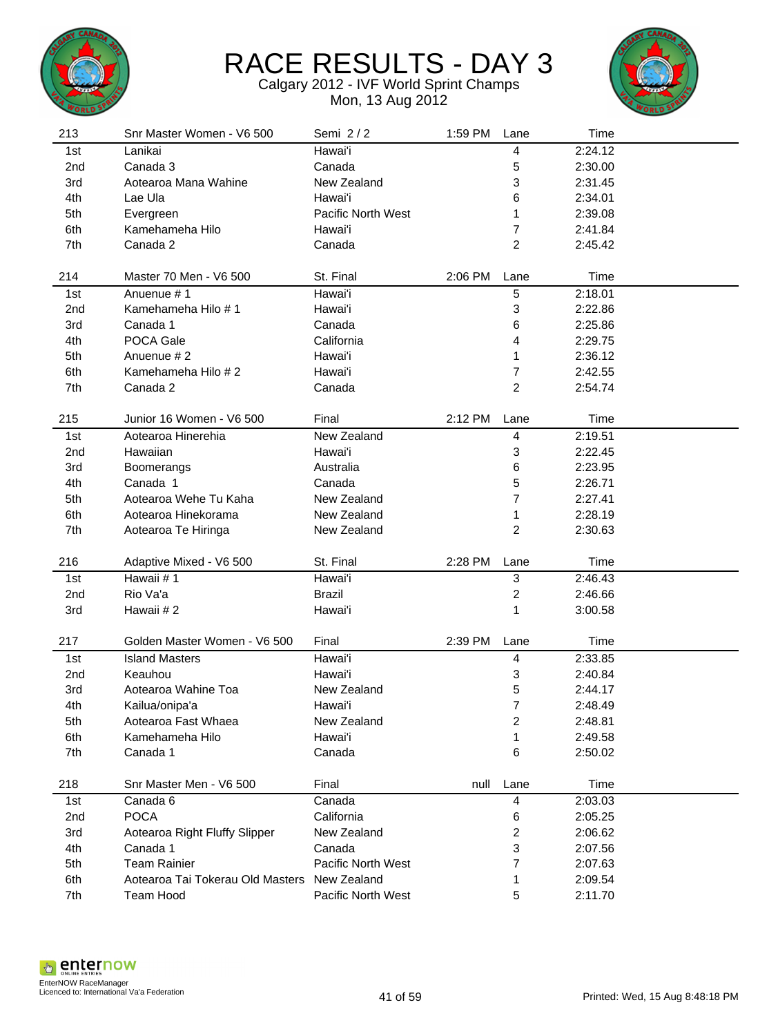# RACE RESULTS - DAY 3

Calgary 2012 - IVF World Sprint Champs
Mon, 13 Aug 2012

| 213 | Snr Master Women - V6 500 | Semi 2 / 2 | 1:59 PM | Lane | Time |
|---|---|---|---|---|---|
| 1st | Lanikai | Hawai'i | | 4 | 2:24.12 |
| 2nd | Canada 3 | Canada | | 5 | 2:30.00 |
| 3rd | Aotearoa Mana Wahine | New Zealand | | 3 | 2:31.45 |
| 4th | Lae Ula | Hawai'i | | 6 | 2:34.01 |
| 5th | Evergreen | Pacific North West | | 1 | 2:39.08 |
| 6th | Kamehameha Hilo | Hawai'i | | 7 | 2:41.84 |
| 7th | Canada 2 | Canada | | 2 | 2:45.42 |

| 214 | Master 70 Men - V6 500 | St. Final | 2:06 PM | Lane | Time |
|---|---|---|---|---|---|
| 1st | Anuenue # 1 | Hawai'i | | 5 | 2:18.01 |
| 2nd | Kamehameha Hilo # 1 | Hawai'i | | 3 | 2:22.86 |
| 3rd | Canada 1 | Canada | | 6 | 2:25.86 |
| 4th | POCA Gale | California | | 4 | 2:29.75 |
| 5th | Anuenue # 2 | Hawai'i | | 1 | 2:36.12 |
| 6th | Kamehameha Hilo # 2 | Hawai'i | | 7 | 2:42.55 |
| 7th | Canada 2 | Canada | | 2 | 2:54.74 |

| 215 | Junior 16 Women - V6 500 | Final | 2:12 PM | Lane | Time |
|---|---|---|---|---|---|
| 1st | Aotearoa Hinerehia | New Zealand | | 4 | 2:19.51 |
| 2nd | Hawaiian | Hawai'i | | 3 | 2:22.45 |
| 3rd | Boomerangs | Australia | | 6 | 2:23.95 |
| 4th | Canada 1 | Canada | | 5 | 2:26.71 |
| 5th | Aotearoa Wehe Tu Kaha | New Zealand | | 7 | 2:27.41 |
| 6th | Aotearoa Hinekorama | New Zealand | | 1 | 2:28.19 |
| 7th | Aotearoa Te Hiringa | New Zealand | | 2 | 2:30.63 |

| 216 | Adaptive Mixed - V6 500 | St. Final | 2:28 PM | Lane | Time |
|---|---|---|---|---|---|
| 1st | Hawaii # 1 | Hawai'i | | 3 | 2:46.43 |
| 2nd | Rio Va'a | Brazil | | 2 | 2:46.66 |
| 3rd | Hawaii # 2 | Hawai'i | | 1 | 3:00.58 |

| 217 | Golden Master Women - V6 500 | Final | 2:39 PM | Lane | Time |
|---|---|---|---|---|---|
| 1st | Island Masters | Hawai'i | | 4 | 2:33.85 |
| 2nd | Keauhou | Hawai'i | | 3 | 2:40.84 |
| 3rd | Aotearoa Wahine Toa | New Zealand | | 5 | 2:44.17 |
| 4th | Kailua/onipa'a | Hawai'i | | 7 | 2:48.49 |
| 5th | Aotearoa Fast Whaea | New Zealand | | 2 | 2:48.81 |
| 6th | Kamehameha Hilo | Hawai'i | | 1 | 2:49.58 |
| 7th | Canada 1 | Canada | | 6 | 2:50.02 |

| 218 | Snr Master Men - V6 500 | Final | null | Lane | Time |
|---|---|---|---|---|---|
| 1st | Canada 6 | Canada | | 4 | 2:03.03 |
| 2nd | POCA | California | | 6 | 2:05.25 |
| 3rd | Aotearoa Right Fluffy Slipper | New Zealand | | 2 | 2:06.62 |
| 4th | Canada 1 | Canada | | 3 | 2:07.56 |
| 5th | Team Rainier | Pacific North West | | 7 | 2:07.63 |
| 6th | Aotearoa Tai Tokerau Old Masters | New Zealand | | 1 | 2:09.54 |
| 7th | Team Hood | Pacific North West | | 5 | 2:11.70 |

EnterNOW RaceManager
Licenced to: International Va'a Federation

Printed: Wed, 15 Aug 8:48:18 PM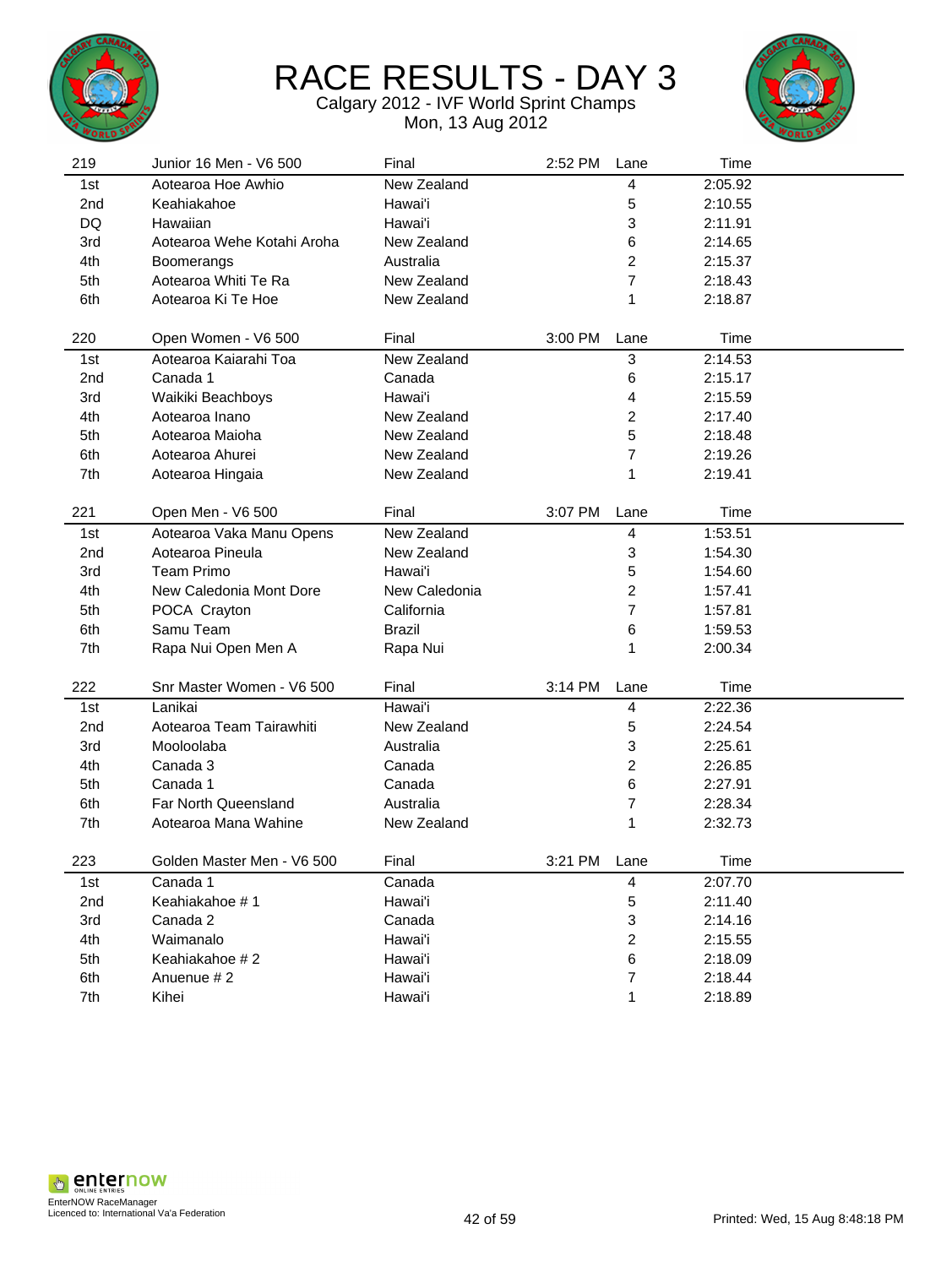# RACE RESULTS - DAY 3

Calgary 2012 - IVF World Sprint Champs
Mon, 13 Aug 2012

| 219 | Junior 16 Men - V6 500 | Final | 2:52 PM | Lane | Time |
|---|---|---|---|---|---|
| 1st | Aotearoa Hoe Awhio | New Zealand | | 4 | 2:05.92 |
| 2nd | Keahiakahoe | Hawai'i | | 5 | 2:10.55 |
| DQ | Hawaiian | Hawai'i | | 3 | 2:11.91 |
| 3rd | Aotearoa Wehe Kotahi Aroha | New Zealand | | 6 | 2:14.65 |
| 4th | Boomerangs | Australia | | 2 | 2:15.37 |
| 5th | Aotearoa Whiti Te Ra | New Zealand | | 7 | 2:18.43 |
| 6th | Aotearoa Ki Te Hoe | New Zealand | | 1 | 2:18.87 |

| 220 | Open Women - V6 500 | Final | 3:00 PM | Lane | Time |
|---|---|---|---|---|---|
| 1st | Aotearoa Kaiarahi Toa | New Zealand | | 3 | 2:14.53 |
| 2nd | Canada 1 | Canada | | 6 | 2:15.17 |
| 3rd | Waikiki Beachboys | Hawai'i | | 4 | 2:15.59 |
| 4th | Aotearoa Inano | New Zealand | | 2 | 2:17.40 |
| 5th | Aotearoa Maioha | New Zealand | | 5 | 2:18.48 |
| 6th | Aotearoa Ahurei | New Zealand | | 7 | 2:19.26 |
| 7th | Aotearoa Hingaia | New Zealand | | 1 | 2:19.41 |

| 221 | Open Men - V6 500 | Final | 3:07 PM | Lane | Time |
|---|---|---|---|---|---|
| 1st | Aotearoa Vaka Manu Opens | New Zealand | | 4 | 1:53.51 |
| 2nd | Aotearoa Pineula | New Zealand | | 3 | 1:54.30 |
| 3rd | Team Primo | Hawai'i | | 5 | 1:54.60 |
| 4th | New Caledonia Mont Dore | New Caledonia | | 2 | 1:57.41 |
| 5th | POCA Crayton | California | | 7 | 1:57.81 |
| 6th | Samu Team | Brazil | | 6 | 1:59.53 |
| 7th | Rapa Nui Open Men A | Rapa Nui | | 1 | 2:00.34 |

| 222 | Snr Master Women - V6 500 | Final | 3:14 PM | Lane | Time |
|---|---|---|---|---|---|
| 1st | Lanikai | Hawai'i | | 4 | 2:22.36 |
| 2nd | Aotearoa Team Tairawhiti | New Zealand | | 5 | 2:24.54 |
| 3rd | Mooloolaba | Australia | | 3 | 2:25.61 |
| 4th | Canada 3 | Canada | | 2 | 2:26.85 |
| 5th | Canada 1 | Canada | | 6 | 2:27.91 |
| 6th | Far North Queensland | Australia | | 7 | 2:28.34 |
| 7th | Aotearoa Mana Wahine | New Zealand | | 1 | 2:32.73 |

| 223 | Golden Master Men - V6 500 | Final | 3:21 PM | Lane | Time |
|---|---|---|---|---|---|
| 1st | Canada 1 | Canada | | 4 | 2:07.70 |
| 2nd | Keahiakahoe # 1 | Hawai'i | | 5 | 2:11.40 |
| 3rd | Canada 2 | Canada | | 3 | 2:14.16 |
| 4th | Waimanalo | Hawai'i | | 2 | 2:15.55 |
| 5th | Keahiakahoe # 2 | Hawai'i | | 6 | 2:18.09 |
| 6th | Anuenue # 2 | Hawai'i | | 7 | 2:18.44 |
| 7th | Kihei | Hawai'i | | 1 | 2:18.89 |

EnterNOW RaceManager
Licenced to: International Va'a Federation

Printed: Wed, 15 Aug 8:48:18 PM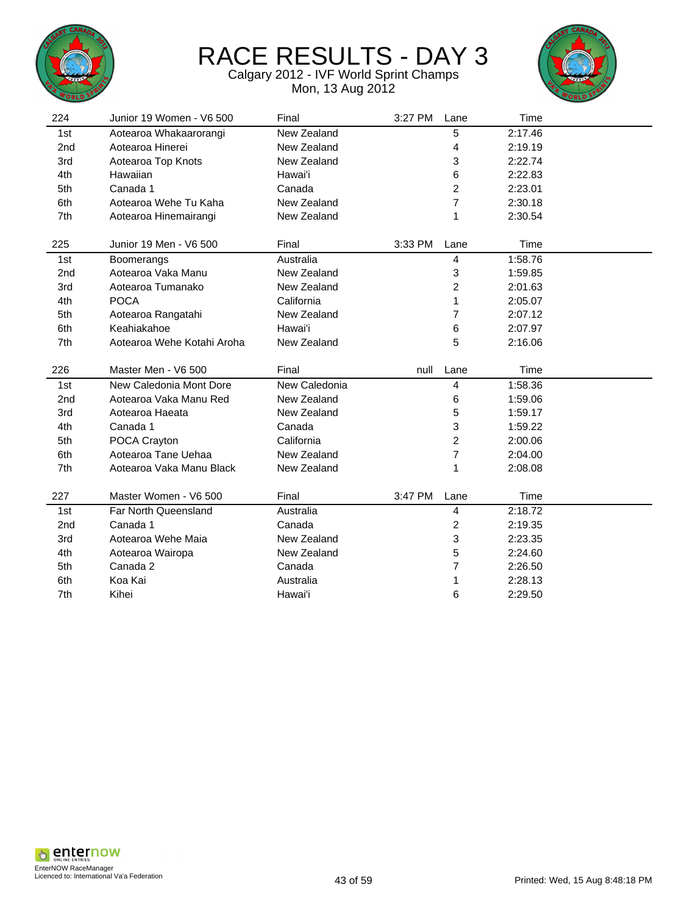# RACE RESULTS - DAY 3

Calgary 2012 - IVF World Sprint Champs

Mon, 13 Aug 2012

| 224 | Junior 19 Women - V6 500 | Final | 3:27 PM | Lane | Time |
|---|---|---|---|---|---|
| 1st | Aotearoa Whakaarorangi | New Zealand | | 5 | 2:17.46 |
| 2nd | Aotearoa Hinerei | New Zealand | | 4 | 2:19.19 |
| 3rd | Aotearoa Top Knots | New Zealand | | 3 | 2:22.74 |
| 4th | Hawaiian | Hawai'i | | 6 | 2:22.83 |
| 5th | Canada 1 | Canada | | 2 | 2:23.01 |
| 6th | Aotearoa Wehe Tu Kaha | New Zealand | | 7 | 2:30.18 |
| 7th | Aotearoa Hinemairangi | New Zealand | | 1 | 2:30.54 |

| 225 | Junior 19 Men - V6 500 | Final | 3:33 PM | Lane | Time |
|---|---|---|---|---|---|
| 1st | Boomerangs | Australia | | 4 | 1:58.76 |
| 2nd | Aotearoa Vaka Manu | New Zealand | | 3 | 1:59.85 |
| 3rd | Aotearoa Tumanako | New Zealand | | 2 | 2:01.63 |
| 4th | POCA | California | | 1 | 2:05.07 |
| 5th | Aotearoa Rangatahi | New Zealand | | 7 | 2:07.12 |
| 6th | Keahiakahoe | Hawai'i | | 6 | 2:07.97 |
| 7th | Aotearoa Wehe Kotahi Aroha | New Zealand | | 5 | 2:16.06 |

| 226 | Master Men - V6 500 | Final | null | Lane | Time |
|---|---|---|---|---|---|
| 1st | New Caledonia Mont Dore | New Caledonia | | 4 | 1:58.36 |
| 2nd | Aotearoa Vaka Manu Red | New Zealand | | 6 | 1:59.06 |
| 3rd | Aotearoa Haeata | New Zealand | | 5 | 1:59.17 |
| 4th | Canada 1 | Canada | | 3 | 1:59.22 |
| 5th | POCA Crayton | California | | 2 | 2:00.06 |
| 6th | Aotearoa Tane Uehaa | New Zealand | | 7 | 2:04.00 |
| 7th | Aotearoa Vaka Manu Black | New Zealand | | 1 | 2:08.08 |

| 227 | Master Women - V6 500 | Final | 3:47 PM | Lane | Time |
|---|---|---|---|---|---|
| 1st | Far North Queensland | Australia | | 4 | 2:18.72 |
| 2nd | Canada 1 | Canada | | 2 | 2:19.35 |
| 3rd | Aotearoa Wehe Maia | New Zealand | | 3 | 2:23.35 |
| 4th | Aotearoa Wairopa | New Zealand | | 5 | 2:24.60 |
| 5th | Canada 2 | Canada | | 7 | 2:26.50 |
| 6th | Koa Kai | Australia | | 1 | 2:28.13 |
| 7th | Kihei | Hawai'i | | 6 | 2:29.50 |

EnterNOW RaceManager
Licenced to: International Va'a Federation

Printed: Wed, 15 Aug 8:48:18 PM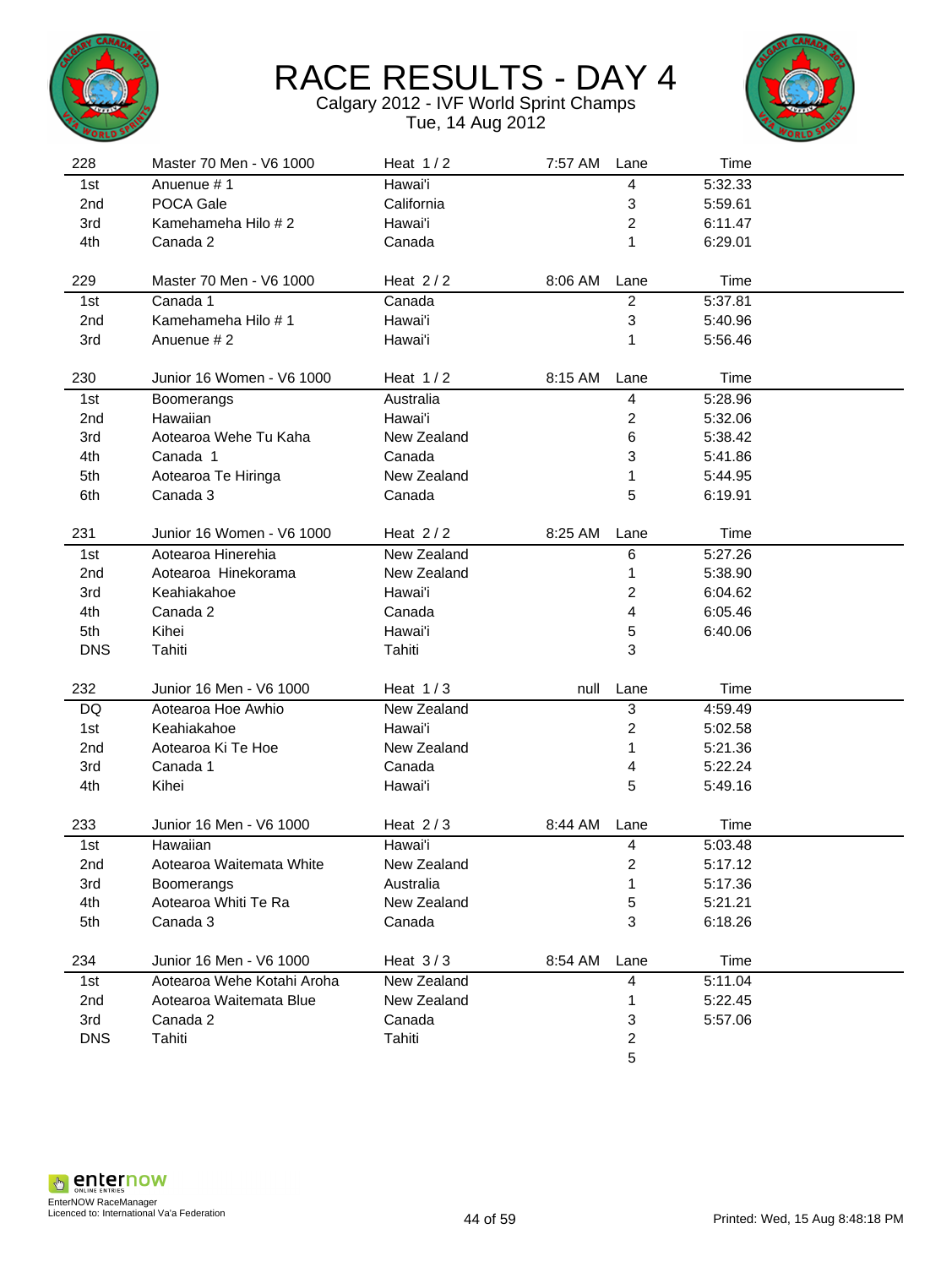# RACE RESULTS - DAY 4

Calgary 2012 - IVF World Sprint Champs

Tue, 14 Aug 2012

| 228 | Master 70 Men - V6 1000 | Heat 1 / 2 | 7:57 AM | Lane | Time |
|---|---|---|---|---|---|
| 1st | Anuenue # 1 | Hawai'i | | 4 | 5:32.33 |
| 2nd | POCA Gale | California | | 3 | 5:59.61 |
| 3rd | Kamehameha Hilo # 2 | Hawai'i | | 2 | 6:11.47 |
| 4th | Canada 2 | Canada | | 1 | 6:29.01 |

| 229 | Master 70 Men - V6 1000 | Heat 2 / 2 | 8:06 AM | Lane | Time |
|---|---|---|---|---|---|
| 1st | Canada 1 | Canada | | 2 | 5:37.81 |
| 2nd | Kamehameha Hilo # 1 | Hawai'i | | 3 | 5:40.96 |
| 3rd | Anuenue # 2 | Hawai'i | | 1 | 5:56.46 |

| 230 | Junior 16 Women - V6 1000 | Heat 1 / 2 | 8:15 AM | Lane | Time |
|---|---|---|---|---|---|
| 1st | Boomerangs | Australia | | 4 | 5:28.96 |
| 2nd | Hawaiian | Hawai'i | | 2 | 5:32.06 |
| 3rd | Aotearoa Wehe Tu Kaha | New Zealand | | 6 | 5:38.42 |
| 4th | Canada 1 | Canada | | 3 | 5:41.86 |
| 5th | Aotearoa Te Hiringa | New Zealand | | 1 | 5:44.95 |
| 6th | Canada 3 | Canada | | 5 | 6:19.91 |

| 231 | Junior 16 Women - V6 1000 | Heat 2 / 2 | 8:25 AM | Lane | Time |
|---|---|---|---|---|---|
| 1st | Aotearoa Hinerehia | New Zealand | | 6 | 5:27.26 |
| 2nd | Aotearoa Hinekorama | New Zealand | | 1 | 5:38.90 |
| 3rd | Keahiakahoe | Hawai'i | | 2 | 6:04.62 |
| 4th | Canada 2 | Canada | | 4 | 6:05.46 |
| 5th | Kihei | Hawai'i | | 5 | 6:40.06 |
| DNS | Tahiti | Tahiti | | 3 | |

| 232 | Junior 16 Men - V6 1000 | Heat 1 / 3 | null | Lane | Time |
|---|---|---|---|---|---|
| DQ | Aotearoa Hoe Awhio | New Zealand | | 3 | 4:59.49 |
| 1st | Keahiakahoe | Hawai'i | | 2 | 5:02.58 |
| 2nd | Aotearoa Ki Te Hoe | New Zealand | | 1 | 5:21.36 |
| 3rd | Canada 1 | Canada | | 4 | 5:22.24 |
| 4th | Kihei | Hawai'i | | 5 | 5:49.16 |

| 233 | Junior 16 Men - V6 1000 | Heat 2 / 3 | 8:44 AM | Lane | Time |
|---|---|---|---|---|---|
| 1st | Hawaiian | Hawai'i | | 4 | 5:03.48 |
| 2nd | Aotearoa Waitemata White | New Zealand | | 2 | 5:17.12 |
| 3rd | Boomerangs | Australia | | 1 | 5:17.36 |
| 4th | Aotearoa Whiti Te Ra | New Zealand | | 5 | 5:21.21 |
| 5th | Canada 3 | Canada | | 3 | 6:18.26 |

| 234 | Junior 16 Men - V6 1000 | Heat 3 / 3 | 8:54 AM | Lane | Time |
|---|---|---|---|---|---|
| 1st | Aotearoa Wehe Kotahi Aroha | New Zealand | | 4 | 5:11.04 |
| 2nd | Aotearoa Waitemata Blue | New Zealand | | 1 | 5:22.45 |
| 3rd | Canada 2 | Canada | | 3 | 5:57.06 |
| DNS | Tahiti | Tahiti | | 2 | |
| | | | | 5 | |

EnterNOW RaceManager
Licenced to: International Va'a Federation

Printed: Wed, 15 Aug 8:48:18 PM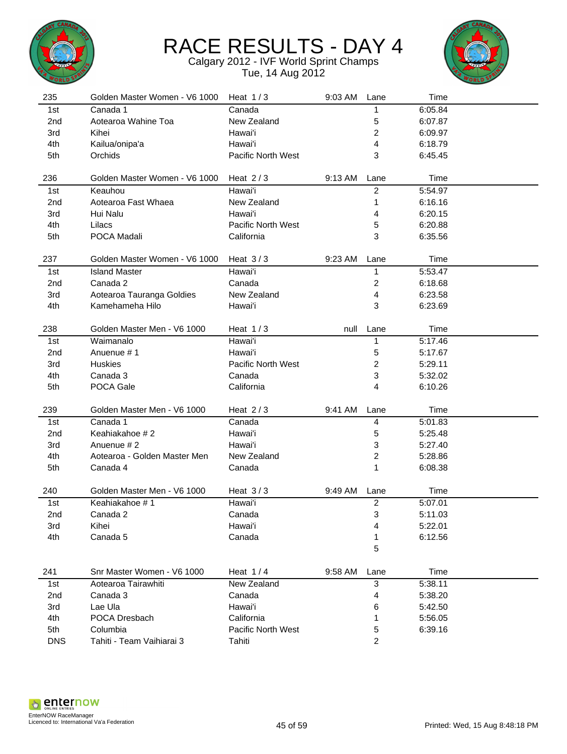# RACE RESULTS - DAY 4

Calgary 2012 - IVF World Sprint Champs

Tue, 14 Aug 2012

| 235 | Golden Master Women - V6 1000 | Heat 1 / 3 | 9:03 AM | Lane | Time |
|---|---|---|---|---|---|
| 1st | Canada 1 | Canada | | 1 | 6:05.84 |
| 2nd | Aotearoa Wahine Toa | New Zealand | | 5 | 6:07.87 |
| 3rd | Kihei | Hawai'i | | 2 | 6:09.97 |
| 4th | Kailua/onipa'a | Hawai'i | | 4 | 6:18.79 |
| 5th | Orchids | Pacific North West | | 3 | 6:45.45 |

| 236 | Golden Master Women - V6 1000 | Heat 2 / 3 | 9:13 AM | Lane | Time |
|---|---|---|---|---|---|
| 1st | Keauhou | Hawai'i | | 2 | 5:54.97 |
| 2nd | Aotearoa Fast Whaea | New Zealand | | 1 | 6:16.16 |
| 3rd | Hui Nalu | Hawai'i | | 4 | 6:20.15 |
| 4th | Lilacs | Pacific North West | | 5 | 6:20.88 |
| 5th | POCA Madali | California | | 3 | 6:35.56 |

| 237 | Golden Master Women - V6 1000 | Heat 3 / 3 | 9:23 AM | Lane | Time |
|---|---|---|---|---|---|
| 1st | Island Master | Hawai'i | | 1 | 5:53.47 |
| 2nd | Canada 2 | Canada | | 2 | 6:18.68 |
| 3rd | Aotearoa Tauranga Goldies | New Zealand | | 4 | 6:23.58 |
| 4th | Kamehameha Hilo | Hawai'i | | 3 | 6:23.69 |

| 238 | Golden Master Men - V6 1000 | Heat 1 / 3 | null | Lane | Time |
|---|---|---|---|---|---|
| 1st | Waimanalo | Hawai'i | | 1 | 5:17.46 |
| 2nd | Anuenue # 1 | Hawai'i | | 5 | 5:17.67 |
| 3rd | Huskies | Pacific North West | | 2 | 5:29.11 |
| 4th | Canada 3 | Canada | | 3 | 5:32.02 |
| 5th | POCA Gale | California | | 4 | 6:10.26 |

| 239 | Golden Master Men - V6 1000 | Heat 2 / 3 | 9:41 AM | Lane | Time |
|---|---|---|---|---|---|
| 1st | Canada 1 | Canada | | 4 | 5:01.83 |
| 2nd | Keahiakahoe # 2 | Hawai'i | | 5 | 5:25.48 |
| 3rd | Anuenue # 2 | Hawai'i | | 3 | 5:27.40 |
| 4th | Aotearoa - Golden Master Men | New Zealand | | 2 | 5:28.86 |
| 5th | Canada 4 | Canada | | 1 | 6:08.38 |

| 240 | Golden Master Men - V6 1000 | Heat 3 / 3 | 9:49 AM | Lane | Time |
|---|---|---|---|---|---|
| 1st | Keahiakahoe # 1 | Hawai'i | | 2 | 5:07.01 |
| 2nd | Canada 2 | Canada | | 3 | 5:11.03 |
| 3rd | Kihei | Hawai'i | | 4 | 5:22.01 |
| 4th | Canada 5 | Canada | | 1 | 6:12.56 |
| | | | | 5 | |

| 241 | Snr Master Women - V6 1000 | Heat 1 / 4 | 9:58 AM | Lane | Time |
|---|---|---|---|---|---|
| 1st | Aotearoa Tairawhiti | New Zealand | | 3 | 5:38.11 |
| 2nd | Canada 3 | Canada | | 4 | 5:38.20 |
| 3rd | Lae Ula | Hawai'i | | 6 | 5:42.50 |
| 4th | POCA Dresbach | California | | 1 | 5:56.05 |
| 5th | Columbia | Pacific North West | | 5 | 6:39.16 |
| DNS | Tahiti - Team Vaihiarai 3 | Tahiti | | 2 | |

EnterNOW RaceManager
Licenced to: International Va'a Federation

Printed: Wed, 15 Aug 8:48:18 PM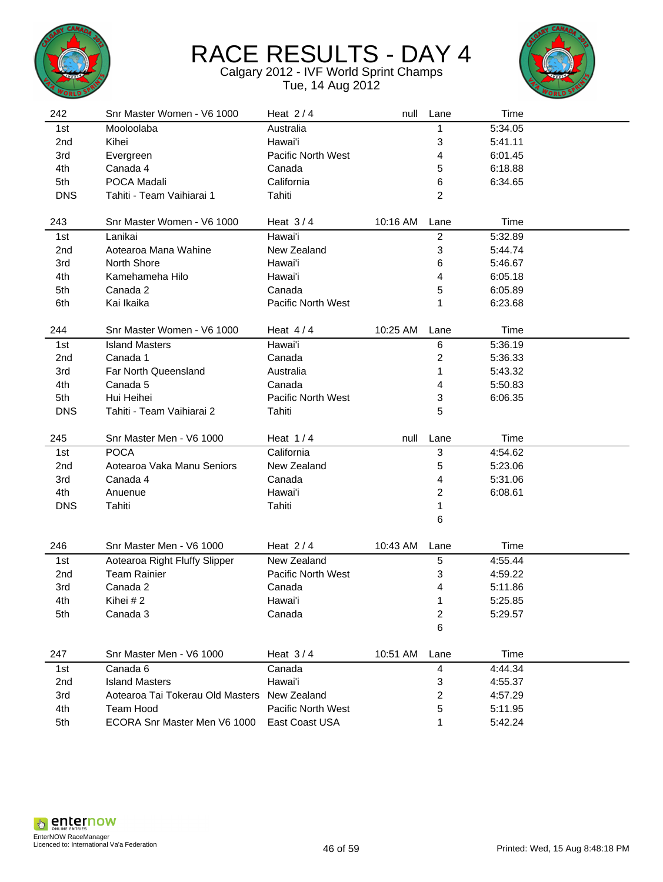# RACE RESULTS - DAY 4

Calgary 2012 - IVF World Sprint Champs
Tue, 14 Aug 2012

| 242 | Snr Master Women - V6 1000 | Heat 2 / 4 | null | Lane | Time |
|---|---|---|---|---|---|
| 1st | Mooloolaba | Australia | | 1 | 5:34.05 |
| 2nd | Kihei | Hawai'i | | 3 | 5:41.11 |
| 3rd | Evergreen | Pacific North West | | 4 | 6:01.45 |
| 4th | Canada 4 | Canada | | 5 | 6:18.88 |
| 5th | POCA Madali | California | | 6 | 6:34.65 |
| DNS | Tahiti - Team Vaihiarai 1 | Tahiti | | 2 | |

| 243 | Snr Master Women - V6 1000 | Heat 3 / 4 | 10:16 AM | Lane | Time |
|---|---|---|---|---|---|
| 1st | Lanikai | Hawai'i | | 2 | 5:32.89 |
| 2nd | Aotearoa Mana Wahine | New Zealand | | 3 | 5:44.74 |
| 3rd | North Shore | Hawai'i | | 6 | 5:46.67 |
| 4th | Kamehameha Hilo | Hawai'i | | 4 | 6:05.18 |
| 5th | Canada 2 | Canada | | 5 | 6:05.89 |
| 6th | Kai Ikaika | Pacific North West | | 1 | 6:23.68 |

| 244 | Snr Master Women - V6 1000 | Heat 4 / 4 | 10:25 AM | Lane | Time |
|---|---|---|---|---|---|
| 1st | Island Masters | Hawai'i | | 6 | 5:36.19 |
| 2nd | Canada 1 | Canada | | 2 | 5:36.33 |
| 3rd | Far North Queensland | Australia | | 1 | 5:43.32 |
| 4th | Canada 5 | Canada | | 4 | 5:50.83 |
| 5th | Hui Heihei | Pacific North West | | 3 | 6:06.35 |
| DNS | Tahiti - Team Vaihiarai 2 | Tahiti | | 5 | |

| 245 | Snr Master Men - V6 1000 | Heat 1 / 4 | null | Lane | Time |
|---|---|---|---|---|---|
| 1st | POCA | California | | 3 | 4:54.62 |
| 2nd | Aotearoa Vaka Manu Seniors | New Zealand | | 5 | 5:23.06 |
| 3rd | Canada 4 | Canada | | 4 | 5:31.06 |
| 4th | Anuenue | Hawai'i | | 2 | 6:08.61 |
| DNS | Tahiti | Tahiti | | 1 | |
| | | | | 6 | |

| 246 | Snr Master Men - V6 1000 | Heat 2 / 4 | 10:43 AM | Lane | Time |
|---|---|---|---|---|---|
| 1st | Aotearoa Right Fluffy Slipper | New Zealand | | 5 | 4:55.44 |
| 2nd | Team Rainier | Pacific North West | | 3 | 4:59.22 |
| 3rd | Canada 2 | Canada | | 4 | 5:11.86 |
| 4th | Kihei # 2 | Hawai'i | | 1 | 5:25.85 |
| 5th | Canada 3 | Canada | | 2 | 5:29.57 |
| | | | | 6 | |

| 247 | Snr Master Men - V6 1000 | Heat 3 / 4 | 10:51 AM | Lane | Time |
|---|---|---|---|---|---|
| 1st | Canada 6 | Canada | | 4 | 4:44.34 |
| 2nd | Island Masters | Hawai'i | | 3 | 4:55.37 |
| 3rd | Aotearoa Tai Tokerau Old Masters | New Zealand | | 2 | 4:57.29 |
| 4th | Team Hood | Pacific North West | | 5 | 5:11.95 |
| 5th | ECORA Snr Master Men V6 1000 | East Coast USA | | 1 | 5:42.24 |

EnterNOW RaceManager
Licenced to: International Va'a Federation

Printed: Wed, 15 Aug 8:48:18 PM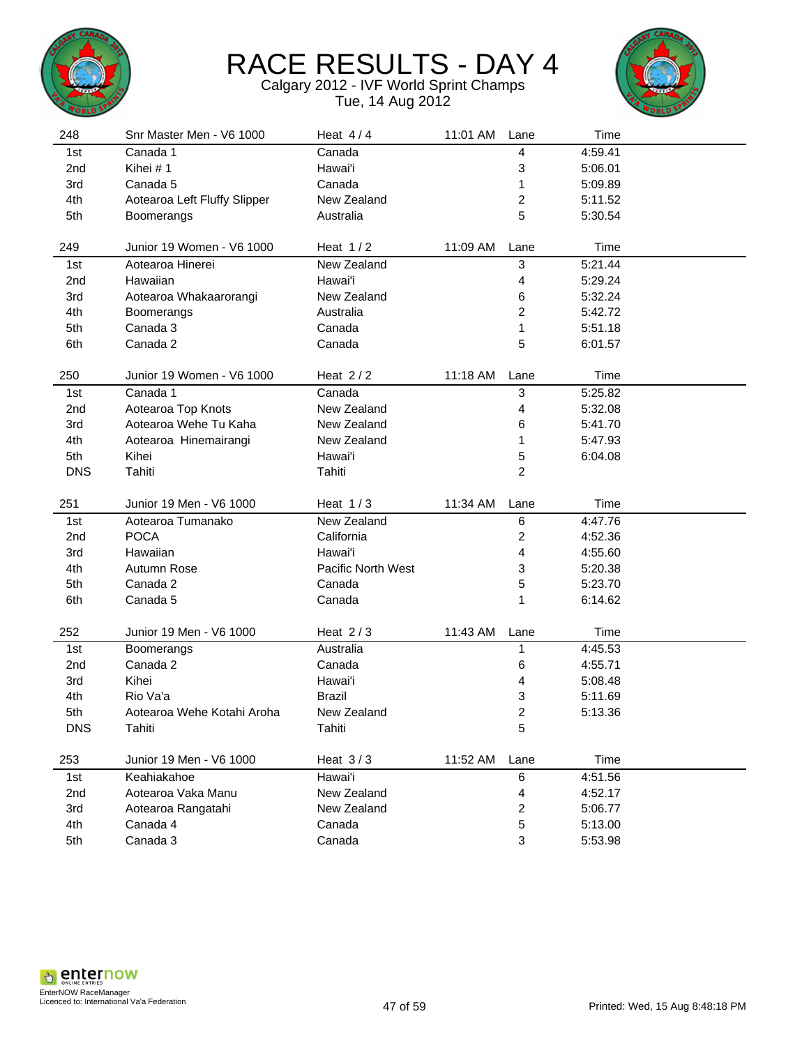# RACE RESULTS - DAY 4

Calgary 2012 - IVF World Sprint Champs

Tue, 14 Aug 2012

| 248 | Snr Master Men - V6 1000 | Heat 4 / 4 | 11:01 AM | Lane | Time |
|---|---|---|---|---|---|
| 1st | Canada 1 | Canada | | 4 | 4:59.41 |
| 2nd | Kihei # 1 | Hawai'i | | 3 | 5:06.01 |
| 3rd | Canada 5 | Canada | | 1 | 5:09.89 |
| 4th | Aotearoa Left Fluffy Slipper | New Zealand | | 2 | 5:11.52 |
| 5th | Boomerangs | Australia | | 5 | 5:30.54 |

| 249 | Junior 19 Women - V6 1000 | Heat 1 / 2 | 11:09 AM | Lane | Time |
|---|---|---|---|---|---|
| 1st | Aotearoa Hinerei | New Zealand | | 3 | 5:21.44 |
| 2nd | Hawaiian | Hawai'i | | 4 | 5:29.24 |
| 3rd | Aotearoa Whakaarorangi | New Zealand | | 6 | 5:32.24 |
| 4th | Boomerangs | Australia | | 2 | 5:42.72 |
| 5th | Canada 3 | Canada | | 1 | 5:51.18 |
| 6th | Canada 2 | Canada | | 5 | 6:01.57 |

| 250 | Junior 19 Women - V6 1000 | Heat 2 / 2 | 11:18 AM | Lane | Time |
|---|---|---|---|---|---|
| 1st | Canada 1 | Canada | | 3 | 5:25.82 |
| 2nd | Aotearoa Top Knots | New Zealand | | 4 | 5:32.08 |
| 3rd | Aotearoa Wehe Tu Kaha | New Zealand | | 6 | 5:41.70 |
| 4th | Aotearoa Hinemairangi | New Zealand | | 1 | 5:47.93 |
| 5th | Kihei | Hawai'i | | 5 | 6:04.08 |
| DNS | Tahiti | Tahiti | | 2 | |

| 251 | Junior 19 Men - V6 1000 | Heat 1 / 3 | 11:34 AM | Lane | Time |
|---|---|---|---|---|---|
| 1st | Aotearoa Tumanako | New Zealand | | 6 | 4:47.76 |
| 2nd | POCA | California | | 2 | 4:52.36 |
| 3rd | Hawaiian | Hawai'i | | 4 | 4:55.60 |
| 4th | Autumn Rose | Pacific North West | | 3 | 5:20.38 |
| 5th | Canada 2 | Canada | | 5 | 5:23.70 |
| 6th | Canada 5 | Canada | | 1 | 6:14.62 |

| 252 | Junior 19 Men - V6 1000 | Heat 2 / 3 | 11:43 AM | Lane | Time |
|---|---|---|---|---|---|
| 1st | Boomerangs | Australia | | 1 | 4:45.53 |
| 2nd | Canada 2 | Canada | | 6 | 4:55.71 |
| 3rd | Kihei | Hawai'i | | 4 | 5:08.48 |
| 4th | Rio Va'a | Brazil | | 3 | 5:11.69 |
| 5th | Aotearoa Wehe Kotahi Aroha | New Zealand | | 2 | 5:13.36 |
| DNS | Tahiti | Tahiti | | 5 | |

| 253 | Junior 19 Men - V6 1000 | Heat 3 / 3 | 11:52 AM | Lane | Time |
|---|---|---|---|---|---|
| 1st | Keahiakahoe | Hawai'i | | 6 | 4:51.56 |
| 2nd | Aotearoa Vaka Manu | New Zealand | | 4 | 4:52.17 |
| 3rd | Aotearoa Rangatahi | New Zealand | | 2 | 5:06.77 |
| 4th | Canada 4 | Canada | | 5 | 5:13.00 |
| 5th | Canada 3 | Canada | | 3 | 5:53.98 |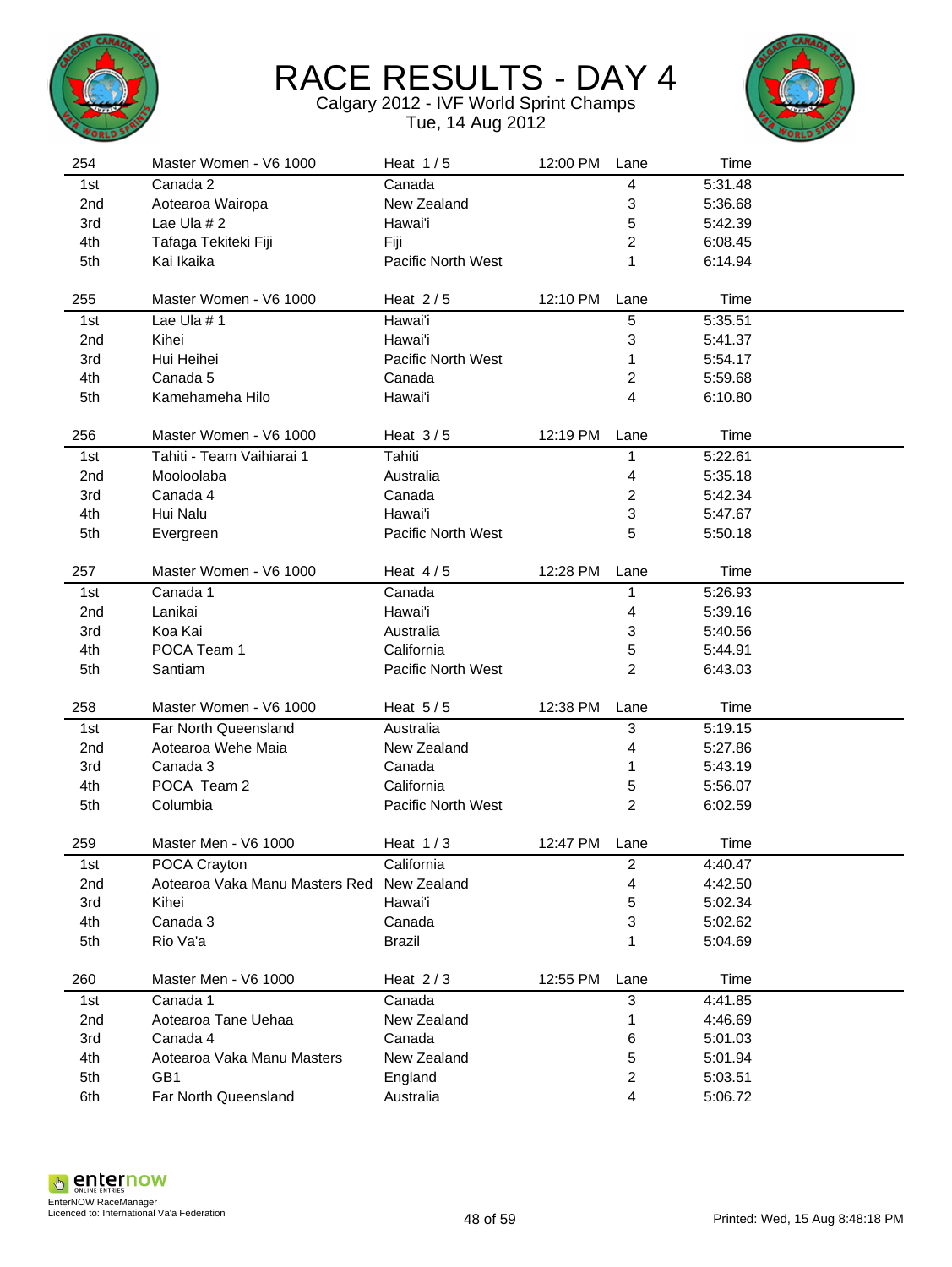# RACE RESULTS - DAY 4

Calgary 2012 - IVF World Sprint Champs
Tue, 14 Aug 2012

| 254 | Master Women - V6 1000 | Heat 1 / 5 | 12:00 PM | Lane | Time |
|---|---|---|---|---|---|
| 1st | Canada 2 | Canada | | 4 | 5:31.48 |
| 2nd | Aotearoa Wairopa | New Zealand | | 3 | 5:36.68 |
| 3rd | Lae Ula # 2 | Hawai'i | | 5 | 5:42.39 |
| 4th | Tafaga Tekiteki Fiji | Fiji | | 2 | 6:08.45 |
| 5th | Kai Ikaika | Pacific North West | | 1 | 6:14.94 |

| 255 | Master Women - V6 1000 | Heat 2 / 5 | 12:10 PM | Lane | Time |
|---|---|---|---|---|---|
| 1st | Lae Ula # 1 | Hawai'i | | 5 | 5:35.51 |
| 2nd | Kihei | Hawai'i | | 3 | 5:41.37 |
| 3rd | Hui Heihei | Pacific North West | | 1 | 5:54.17 |
| 4th | Canada 5 | Canada | | 2 | 5:59.68 |
| 5th | Kamehameha Hilo | Hawai'i | | 4 | 6:10.80 |

| 256 | Master Women - V6 1000 | Heat 3 / 5 | 12:19 PM | Lane | Time |
|---|---|---|---|---|---|
| 1st | Tahiti - Team Vaihiarai 1 | Tahiti | | 1 | 5:22.61 |
| 2nd | Mooloolaba | Australia | | 4 | 5:35.18 |
| 3rd | Canada 4 | Canada | | 2 | 5:42.34 |
| 4th | Hui Nalu | Hawai'i | | 3 | 5:47.67 |
| 5th | Evergreen | Pacific North West | | 5 | 5:50.18 |

| 257 | Master Women - V6 1000 | Heat 4 / 5 | 12:28 PM | Lane | Time |
|---|---|---|---|---|---|
| 1st | Canada 1 | Canada | | 1 | 5:26.93 |
| 2nd | Lanikai | Hawai'i | | 4 | 5:39.16 |
| 3rd | Koa Kai | Australia | | 3 | 5:40.56 |
| 4th | POCA Team 1 | California | | 5 | 5:44.91 |
| 5th | Santiam | Pacific North West | | 2 | 6:43.03 |

| 258 | Master Women - V6 1000 | Heat 5 / 5 | 12:38 PM | Lane | Time |
|---|---|---|---|---|---|
| 1st | Far North Queensland | Australia | | 3 | 5:19.15 |
| 2nd | Aotearoa Wehe Maia | New Zealand | | 4 | 5:27.86 |
| 3rd | Canada 3 | Canada | | 1 | 5:43.19 |
| 4th | POCA Team 2 | California | | 5 | 5:56.07 |
| 5th | Columbia | Pacific North West | | 2 | 6:02.59 |

| 259 | Master Men - V6 1000 | Heat 1 / 3 | 12:47 PM | Lane | Time |
|---|---|---|---|---|---|
| 1st | POCA Crayton | California | | 2 | 4:40.47 |
| 2nd | Aotearoa Vaka Manu Masters Red | New Zealand | | 4 | 4:42.50 |
| 3rd | Kihei | Hawai'i | | 5 | 5:02.34 |
| 4th | Canada 3 | Canada | | 3 | 5:02.62 |
| 5th | Rio Va'a | Brazil | | 1 | 5:04.69 |

| 260 | Master Men - V6 1000 | Heat 2 / 3 | 12:55 PM | Lane | Time |
|---|---|---|---|---|---|
| 1st | Canada 1 | Canada | | 3 | 4:41.85 |
| 2nd | Aotearoa Tane Uehaa | New Zealand | | 1 | 4:46.69 |
| 3rd | Canada 4 | Canada | | 6 | 5:01.03 |
| 4th | Aotearoa Vaka Manu Masters | New Zealand | | 5 | 5:01.94 |
| 5th | GB1 | England | | 2 | 5:03.51 |
| 6th | Far North Queensland | Australia | | 4 | 5:06.72 |

EnterNOW RaceManager
Licenced to: International Va'a Federation

Printed: Wed, 15 Aug 8:48:18 PM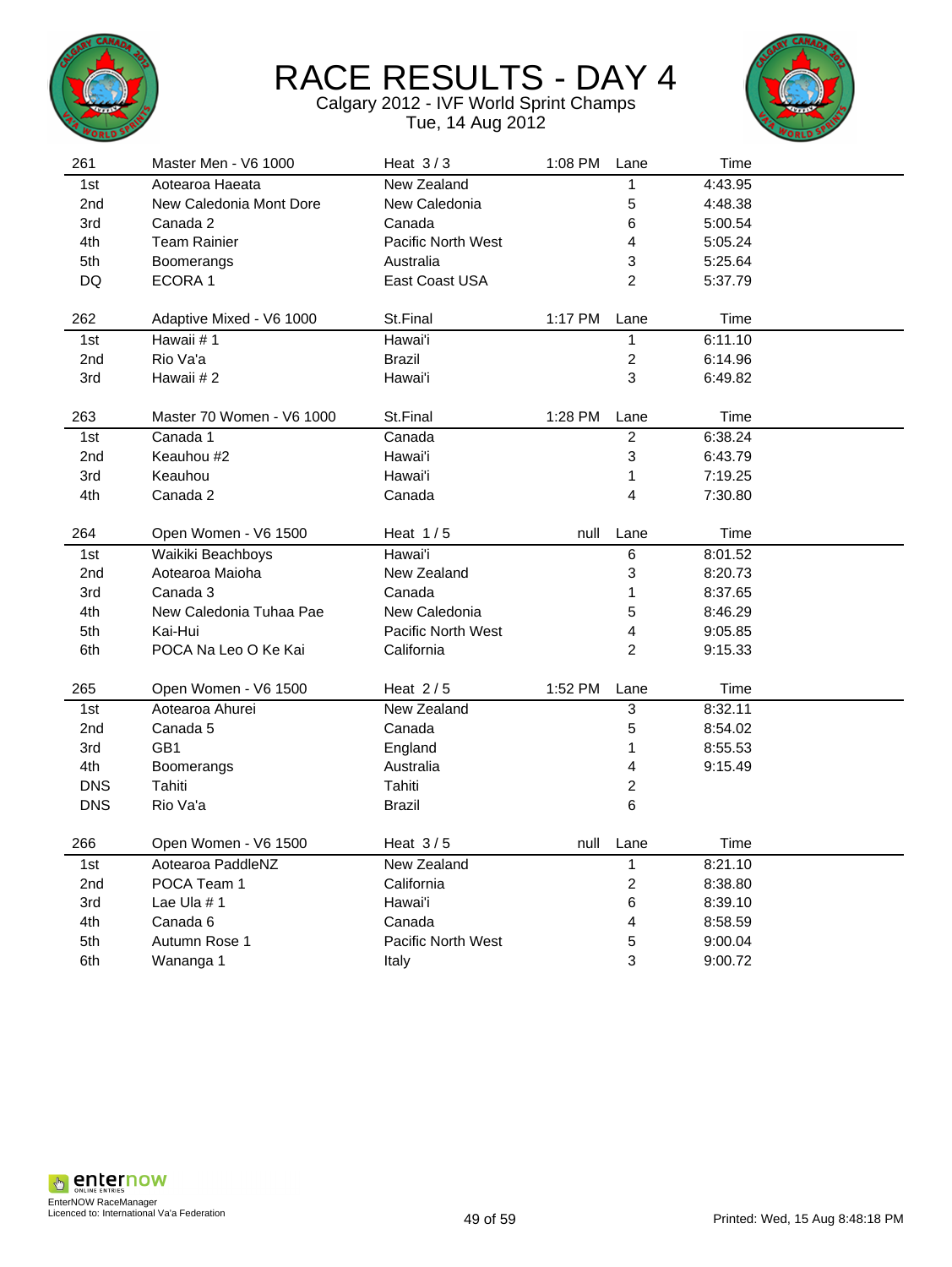# RACE RESULTS - DAY 4

Calgary 2012 - IVF World Sprint Champs
Tue, 14 Aug 2012

| 261 | Master Men - V6 1000 | Heat 3 / 3 | 1:08 PM | Lane | Time |
|---|---|---|---|---|---|
| 1st | Aotearoa Haeata | New Zealand | | 1 | 4:43.95 |
| 2nd | New Caledonia Mont Dore | New Caledonia | | 5 | 4:48.38 |
| 3rd | Canada 2 | Canada | | 6 | 5:00.54 |
| 4th | Team Rainier | Pacific North West | | 4 | 5:05.24 |
| 5th | Boomerangs | Australia | | 3 | 5:25.64 |
| DQ | ECORA 1 | East Coast USA | | 2 | 5:37.79 |

| 262 | Adaptive Mixed - V6 1000 | St.Final | 1:17 PM | Lane | Time |
|---|---|---|---|---|---|
| 1st | Hawaii # 1 | Hawai'i | | 1 | 6:11.10 |
| 2nd | Rio Va'a | Brazil | | 2 | 6:14.96 |
| 3rd | Hawaii # 2 | Hawai'i | | 3 | 6:49.82 |

| 263 | Master 70 Women - V6 1000 | St.Final | 1:28 PM | Lane | Time |
|---|---|---|---|---|---|
| 1st | Canada 1 | Canada | | 2 | 6:38.24 |
| 2nd | Keauhou #2 | Hawai'i | | 3 | 6:43.79 |
| 3rd | Keauhou | Hawai'i | | 1 | 7:19.25 |
| 4th | Canada 2 | Canada | | 4 | 7:30.80 |

| 264 | Open Women - V6 1500 | Heat 1 / 5 | null | Lane | Time |
|---|---|---|---|---|---|
| 1st | Waikiki Beachboys | Hawai'i | | 6 | 8:01.52 |
| 2nd | Aotearoa Maioha | New Zealand | | 3 | 8:20.73 |
| 3rd | Canada 3 | Canada | | 1 | 8:37.65 |
| 4th | New Caledonia Tuhaa Pae | New Caledonia | | 5 | 8:46.29 |
| 5th | Kai-Hui | Pacific North West | | 4 | 9:05.85 |
| 6th | POCA Na Leo O Ke Kai | California | | 2 | 9:15.33 |

| 265 | Open Women - V6 1500 | Heat 2 / 5 | 1:52 PM | Lane | Time |
|---|---|---|---|---|---|
| 1st | Aotearoa Ahurei | New Zealand | | 3 | 8:32.11 |
| 2nd | Canada 5 | Canada | | 5 | 8:54.02 |
| 3rd | GB1 | England | | 1 | 8:55.53 |
| 4th | Boomerangs | Australia | | 4 | 9:15.49 |
| DNS | Tahiti | Tahiti | | 2 | |
| DNS | Rio Va'a | Brazil | | 6 | |

| 266 | Open Women - V6 1500 | Heat 3 / 5 | null | Lane | Time |
|---|---|---|---|---|---|
| 1st | Aotearoa PaddleNZ | New Zealand | | 1 | 8:21.10 |
| 2nd | POCA Team 1 | California | | 2 | 8:38.80 |
| 3rd | Lae Ula # 1 | Hawai'i | | 6 | 8:39.10 |
| 4th | Canada 6 | Canada | | 4 | 8:58.59 |
| 5th | Autumn Rose 1 | Pacific North West | | 5 | 9:00.04 |
| 6th | Wananga 1 | Italy | | 3 | 9:00.72 |

EnterNOW RaceManager
Licenced to: International Va'a Federation

Printed: Wed, 15 Aug 8:48:18 PM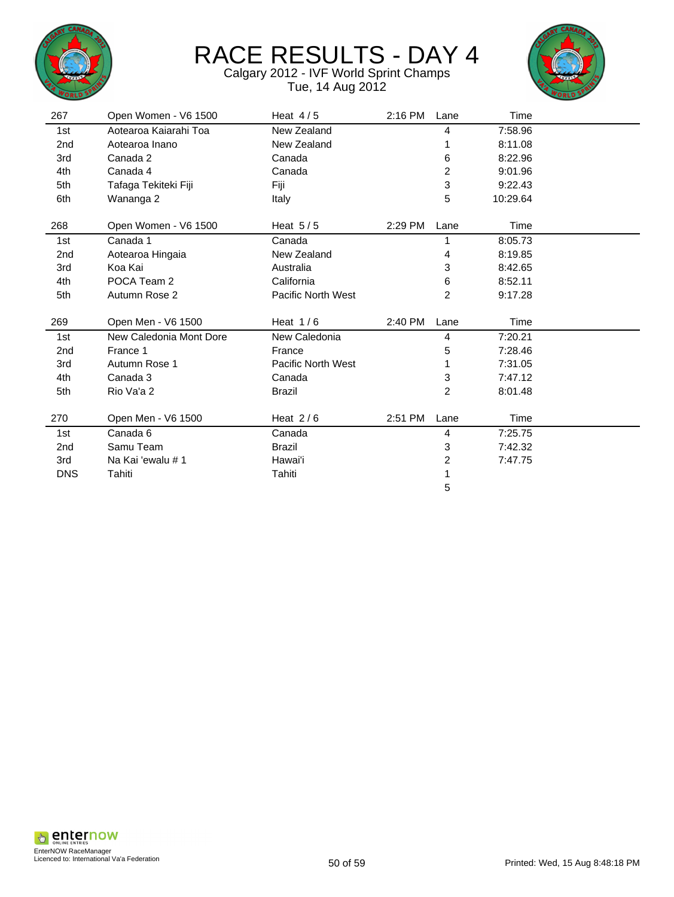# RACE RESULTS - DAY 4

Calgary 2012 - IVF World Sprint Champs
Tue, 14 Aug 2012

| 267 | Open Women - V6 1500 | Heat 4 / 5 | 2:16 PM | Lane | Time |
|---|---|---|---|---|---|
| 1st | Aotearoa Kaiarahi Toa | New Zealand | | 4 | 7:58.96 |
| 2nd | Aotearoa Inano | New Zealand | | 1 | 8:11.08 |
| 3rd | Canada 2 | Canada | | 6 | 8:22.96 |
| 4th | Canada 4 | Canada | | 2 | 9:01.96 |
| 5th | Tafaga Tekiteki Fiji | Fiji | | 3 | 9:22.43 |
| 6th | Wananga 2 | Italy | | 5 | 10:29.64 |

| 268 | Open Women - V6 1500 | Heat 5 / 5 | 2:29 PM | Lane | Time |
|---|---|---|---|---|---|
| 1st | Canada 1 | Canada | | 1 | 8:05.73 |
| 2nd | Aotearoa Hingaia | New Zealand | | 4 | 8:19.85 |
| 3rd | Koa Kai | Australia | | 3 | 8:42.65 |
| 4th | POCA Team 2 | California | | 6 | 8:52.11 |
| 5th | Autumn Rose 2 | Pacific North West | | 2 | 9:17.28 |

| 269 | Open Men - V6 1500 | Heat 1 / 6 | 2:40 PM | Lane | Time |
|---|---|---|---|---|---|
| 1st | New Caledonia Mont Dore | New Caledonia | | 4 | 7:20.21 |
| 2nd | France 1 | France | | 5 | 7:28.46 |
| 3rd | Autumn Rose 1 | Pacific North West | | 1 | 7:31.05 |
| 4th | Canada 3 | Canada | | 3 | 7:47.12 |
| 5th | Rio Va'a 2 | Brazil | | 2 | 8:01.48 |

| 270 | Open Men - V6 1500 | Heat 2 / 6 | 2:51 PM | Lane | Time |
|---|---|---|---|---|---|
| 1st | Canada 6 | Canada | | 4 | 7:25.75 |
| 2nd | Samu Team | Brazil | | 3 | 7:42.32 |
| 3rd | Na Kai 'ewalu # 1 | Hawai'i | | 2 | 7:47.75 |
| DNS | Tahiti | Tahiti | | 1 | |
| | | | | 5 | |

EnterNOW RaceManager
Licenced to: International Va'a Federation

Printed: Wed, 15 Aug 8:48:18 PM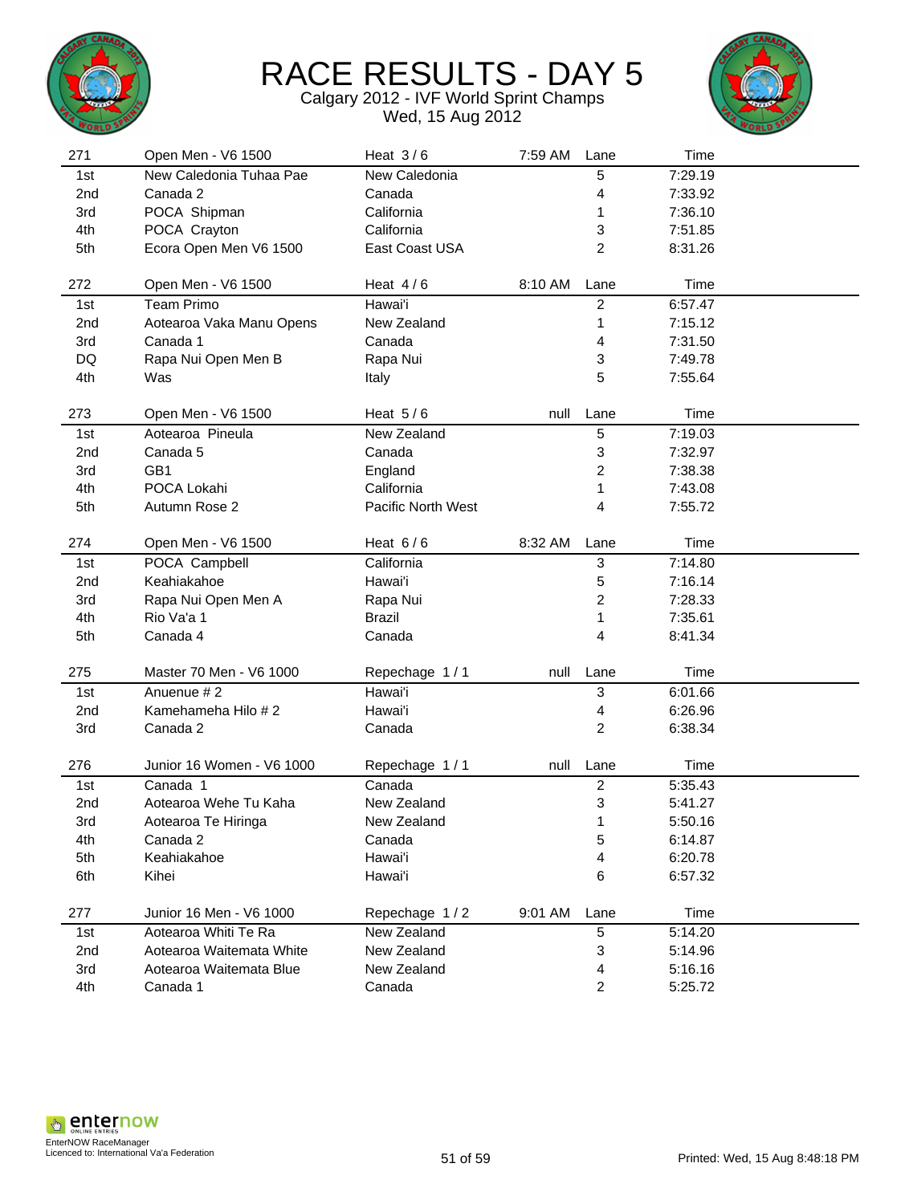# RACE RESULTS - DAY 5

Calgary 2012 - IVF World Sprint Champs
Wed, 15 Aug 2012

| 271 | Open Men - V6 1500 | Heat 3 / 6 | 7:59 AM | Lane | Time |
|---|---|---|---|---|---|
| 1st | New Caledonia Tuhaa Pae | New Caledonia | | 5 | 7:29.19 |
| 2nd | Canada 2 | Canada | | 4 | 7:33.92 |
| 3rd | POCA Shipman | California | | 1 | 7:36.10 |
| 4th | POCA Crayton | California | | 3 | 7:51.85 |
| 5th | Ecora Open Men V6 1500 | East Coast USA | | 2 | 8:31.26 |

| 272 | Open Men - V6 1500 | Heat 4 / 6 | 8:10 AM | Lane | Time |
|---|---|---|---|---|---|
| 1st | Team Primo | Hawai'i | | 2 | 6:57.47 |
| 2nd | Aotearoa Vaka Manu Opens | New Zealand | | 1 | 7:15.12 |
| 3rd | Canada 1 | Canada | | 4 | 7:31.50 |
| DQ | Rapa Nui Open Men B | Rapa Nui | | 3 | 7:49.78 |
| 4th | Was | Italy | | 5 | 7:55.64 |

| 273 | Open Men - V6 1500 | Heat 5 / 6 | null | Lane | Time |
|---|---|---|---|---|---|
| 1st | Aotearoa Pineula | New Zealand | | 5 | 7:19.03 |
| 2nd | Canada 5 | Canada | | 3 | 7:32.97 |
| 3rd | GB1 | England | | 2 | 7:38.38 |
| 4th | POCA Lokahi | California | | 1 | 7:43.08 |
| 5th | Autumn Rose 2 | Pacific North West | | 4 | 7:55.72 |

| 274 | Open Men - V6 1500 | Heat 6 / 6 | 8:32 AM | Lane | Time |
|---|---|---|---|---|---|
| 1st | POCA Campbell | California | | 3 | 7:14.80 |
| 2nd | Keahiakahoe | Hawai'i | | 5 | 7:16.14 |
| 3rd | Rapa Nui Open Men A | Rapa Nui | | 2 | 7:28.33 |
| 4th | Rio Va'a 1 | Brazil | | 1 | 7:35.61 |
| 5th | Canada 4 | Canada | | 4 | 8:41.34 |

| 275 | Master 70 Men - V6 1000 | Repechage 1 / 1 | null | Lane | Time |
|---|---|---|---|---|---|
| 1st | Anuenue # 2 | Hawai'i | | 3 | 6:01.66 |
| 2nd | Kamehameha Hilo # 2 | Hawai'i | | 4 | 6:26.96 |
| 3rd | Canada 2 | Canada | | 2 | 6:38.34 |

| 276 | Junior 16 Women - V6 1000 | Repechage 1 / 1 | null | Lane | Time |
|---|---|---|---|---|---|
| 1st | Canada 1 | Canada | | 2 | 5:35.43 |
| 2nd | Aotearoa Wehe Tu Kaha | New Zealand | | 3 | 5:41.27 |
| 3rd | Aotearoa Te Hiringa | New Zealand | | 1 | 5:50.16 |
| 4th | Canada 2 | Canada | | 5 | 6:14.87 |
| 5th | Keahiakahoe | Hawai'i | | 4 | 6:20.78 |
| 6th | Kihei | Hawai'i | | 6 | 6:57.32 |

| 277 | Junior 16 Men - V6 1000 | Repechage 1 / 2 | 9:01 AM | Lane | Time |
|---|---|---|---|---|---|
| 1st | Aotearoa Whiti Te Ra | New Zealand | | 5 | 5:14.20 |
| 2nd | Aotearoa Waitemata White | New Zealand | | 3 | 5:14.96 |
| 3rd | Aotearoa Waitemata Blue | New Zealand | | 4 | 5:16.16 |
| 4th | Canada 1 | Canada | | 2 | 5:25.72 |

EnterNOW RaceManager
Licenced to: International Va'a Federation

Printed: Wed, 15 Aug 8:48:18 PM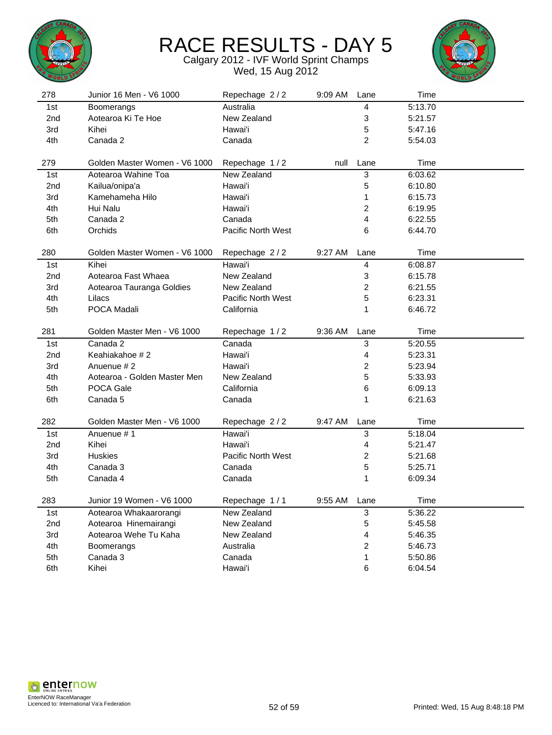# RACE RESULTS - DAY 5

Calgary 2012 - IVF World Sprint Champs
Wed, 15 Aug 2012

| 278 | Junior 16 Men - V6 1000 | Repechage 2 / 2 | 9:09 AM | Lane | Time |
|---|---|---|---|---|---|
| 1st | Boomerangs | Australia | | 4 | 5:13.70 |
| 2nd | Aotearoa Ki Te Hoe | New Zealand | | 3 | 5:21.57 |
| 3rd | Kihei | Hawai'i | | 5 | 5:47.16 |
| 4th | Canada 2 | Canada | | 2 | 5:54.03 |

| 279 | Golden Master Women - V6 1000 | Repechage 1 / 2 | null | Lane | Time |
|---|---|---|---|---|---|
| 1st | Aotearoa Wahine Toa | New Zealand | | 3 | 6:03.62 |
| 2nd | Kailua/onipa'a | Hawai'i | | 5 | 6:10.80 |
| 3rd | Kamehameha Hilo | Hawai'i | | 1 | 6:15.73 |
| 4th | Hui Nalu | Hawai'i | | 2 | 6:19.95 |
| 5th | Canada 2 | Canada | | 4 | 6:22.55 |
| 6th | Orchids | Pacific North West | | 6 | 6:44.70 |

| 280 | Golden Master Women - V6 1000 | Repechage 2 / 2 | 9:27 AM | Lane | Time |
|---|---|---|---|---|---|
| 1st | Kihei | Hawai'i | | 4 | 6:08.87 |
| 2nd | Aotearoa Fast Whaea | New Zealand | | 3 | 6:15.78 |
| 3rd | Aotearoa Tauranga Goldies | New Zealand | | 2 | 6:21.55 |
| 4th | Lilacs | Pacific North West | | 5 | 6:23.31 |
| 5th | POCA Madali | California | | 1 | 6:46.72 |

| 281 | Golden Master Men - V6 1000 | Repechage 1 / 2 | 9:36 AM | Lane | Time |
|---|---|---|---|---|---|
| 1st | Canada 2 | Canada | | 3 | 5:20.55 |
| 2nd | Keahiakahoe # 2 | Hawai'i | | 4 | 5:23.31 |
| 3rd | Anuenue # 2 | Hawai'i | | 2 | 5:23.94 |
| 4th | Aotearoa - Golden Master Men | New Zealand | | 5 | 5:33.93 |
| 5th | POCA Gale | California | | 6 | 6:09.13 |
| 6th | Canada 5 | Canada | | 1 | 6:21.63 |

| 282 | Golden Master Men - V6 1000 | Repechage 2 / 2 | 9:47 AM | Lane | Time |
|---|---|---|---|---|---|
| 1st | Anuenue # 1 | Hawai'i | | 3 | 5:18.04 |
| 2nd | Kihei | Hawai'i | | 4 | 5:21.47 |
| 3rd | Huskies | Pacific North West | | 2 | 5:21.68 |
| 4th | Canada 3 | Canada | | 5 | 5:25.71 |
| 5th | Canada 4 | Canada | | 1 | 6:09.34 |

| 283 | Junior 19 Women - V6 1000 | Repechage 1 / 1 | 9:55 AM | Lane | Time |
|---|---|---|---|---|---|
| 1st | Aotearoa Whakaarorangi | New Zealand | | 3 | 5:36.22 |
| 2nd | Aotearoa Hinemairangi | New Zealand | | 5 | 5:45.58 |
| 3rd | Aotearoa Wehe Tu Kaha | New Zealand | | 4 | 5:46.35 |
| 4th | Boomerangs | Australia | | 2 | 5:46.73 |
| 5th | Canada 3 | Canada | | 1 | 5:50.86 |
| 6th | Kihei | Hawai'i | | 6 | 6:04.54 |

EnterNOW RaceManager
Licenced to: International Va'a Federation

Printed: Wed, 15 Aug 8:48:18 PM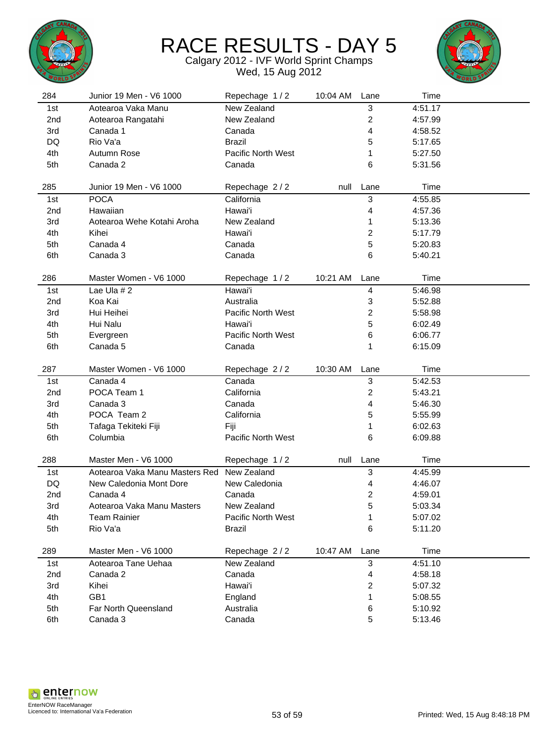# RACE RESULTS - DAY 5

Calgary 2012 - IVF World Sprint Champs
Wed, 15 Aug 2012

| 284 | Junior 19 Men - V6 1000 | Repechage 1 / 2 | 10:04 AM | Lane | Time |
|---|---|---|---|---|---|
| 1st | Aotearoa Vaka Manu | New Zealand | | 3 | 4:51.17 |
| 2nd | Aotearoa Rangatahi | New Zealand | | 2 | 4:57.99 |
| 3rd | Canada 1 | Canada | | 4 | 4:58.52 |
| DQ | Rio Va'a | Brazil | | 5 | 5:17.65 |
| 4th | Autumn Rose | Pacific North West | | 1 | 5:27.50 |
| 5th | Canada 2 | Canada | | 6 | 5:31.56 |

| 285 | Junior 19 Men - V6 1000 | Repechage 2 / 2 | null | Lane | Time |
|---|---|---|---|---|---|
| 1st | POCA | California | | 3 | 4:55.85 |
| 2nd | Hawaiian | Hawai'i | | 4 | 4:57.36 |
| 3rd | Aotearoa Wehe Kotahi Aroha | New Zealand | | 1 | 5:13.36 |
| 4th | Kihei | Hawai'i | | 2 | 5:17.79 |
| 5th | Canada 4 | Canada | | 5 | 5:20.83 |
| 6th | Canada 3 | Canada | | 6 | 5:40.21 |

| 286 | Master Women - V6 1000 | Repechage 1 / 2 | 10:21 AM | Lane | Time |
|---|---|---|---|---|---|
| 1st | Lae Ula # 2 | Hawai'i | | 4 | 5:46.98 |
| 2nd | Koa Kai | Australia | | 3 | 5:52.88 |
| 3rd | Hui Heihei | Pacific North West | | 2 | 5:58.98 |
| 4th | Hui Nalu | Hawai'i | | 5 | 6:02.49 |
| 5th | Evergreen | Pacific North West | | 6 | 6:06.77 |
| 6th | Canada 5 | Canada | | 1 | 6:15.09 |

| 287 | Master Women - V6 1000 | Repechage 2 / 2 | 10:30 AM | Lane | Time |
|---|---|---|---|---|---|
| 1st | Canada 4 | Canada | | 3 | 5:42.53 |
| 2nd | POCA Team 1 | California | | 2 | 5:43.21 |
| 3rd | Canada 3 | Canada | | 4 | 5:46.30 |
| 4th | POCA Team 2 | California | | 5 | 5:55.99 |
| 5th | Tafaga Tekiteki Fiji | Fiji | | 1 | 6:02.63 |
| 6th | Columbia | Pacific North West | | 6 | 6:09.88 |

| 288 | Master Men - V6 1000 | Repechage 1 / 2 | null | Lane | Time |
|---|---|---|---|---|---|
| 1st | Aotearoa Vaka Manu Masters Red | New Zealand | | 3 | 4:45.99 |
| DQ | New Caledonia Mont Dore | New Caledonia | | 4 | 4:46.07 |
| 2nd | Canada 4 | Canada | | 2 | 4:59.01 |
| 3rd | Aotearoa Vaka Manu Masters | New Zealand | | 5 | 5:03.34 |
| 4th | Team Rainier | Pacific North West | | 1 | 5:07.02 |
| 5th | Rio Va'a | Brazil | | 6 | 5:11.20 |

| 289 | Master Men - V6 1000 | Repechage 2 / 2 | 10:47 AM | Lane | Time |
|---|---|---|---|---|---|
| 1st | Aotearoa Tane Uehaa | New Zealand | | 3 | 4:51.10 |
| 2nd | Canada 2 | Canada | | 4 | 4:58.18 |
| 3rd | Kihei | Hawai'i | | 2 | 5:07.32 |
| 4th | GB1 | England | | 1 | 5:08.55 |
| 5th | Far North Queensland | Australia | | 6 | 5:10.92 |
| 6th | Canada 3 | Canada | | 5 | 5:13.46 |

EnterNOW RaceManager
Licenced to: International Va'a Federation

Printed: Wed, 15 Aug 8:48:18 PM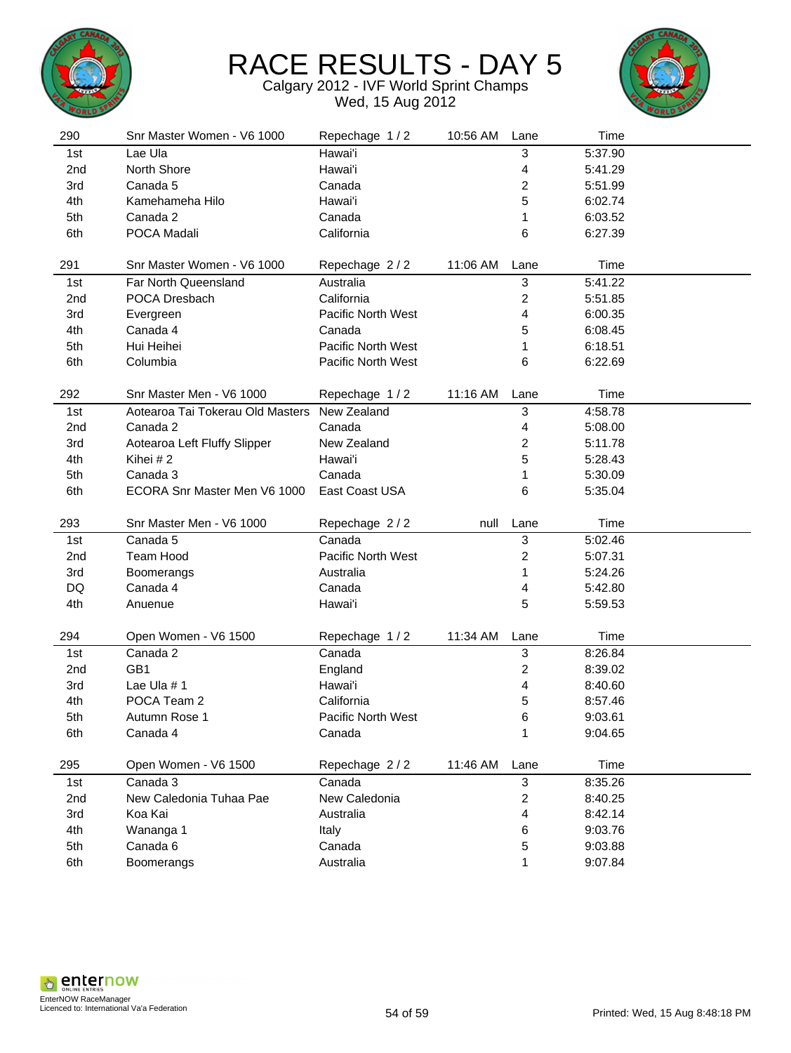# RACE RESULTS - DAY 5

Calgary 2012 - IVF World Sprint Champs
Wed, 15 Aug 2012

| 290 | Snr Master Women - V6 1000 | Repechage 1 / 2 | 10:56 AM | Lane | Time |
|---|---|---|---|---|---|
| 1st | Lae Ula | Hawai'i | | 3 | 5:37.90 |
| 2nd | North Shore | Hawai'i | | 4 | 5:41.29 |
| 3rd | Canada 5 | Canada | | 2 | 5:51.99 |
| 4th | Kamehameha Hilo | Hawai'i | | 5 | 6:02.74 |
| 5th | Canada 2 | Canada | | 1 | 6:03.52 |
| 6th | POCA Madali | California | | 6 | 6:27.39 |

| 291 | Snr Master Women - V6 1000 | Repechage 2 / 2 | 11:06 AM | Lane | Time |
|---|---|---|---|---|---|
| 1st | Far North Queensland | Australia | | 3 | 5:41.22 |
| 2nd | POCA Dresbach | California | | 2 | 5:51.85 |
| 3rd | Evergreen | Pacific North West | | 4 | 6:00.35 |
| 4th | Canada 4 | Canada | | 5 | 6:08.45 |
| 5th | Hui Heihei | Pacific North West | | 1 | 6:18.51 |
| 6th | Columbia | Pacific North West | | 6 | 6:22.69 |

| 292 | Snr Master Men - V6 1000 | Repechage 1 / 2 | 11:16 AM | Lane | Time |
|---|---|---|---|---|---|
| 1st | Aotearoa Tai Tokerau Old Masters | New Zealand | | 3 | 4:58.78 |
| 2nd | Canada 2 | Canada | | 4 | 5:08.00 |
| 3rd | Aotearoa Left Fluffy Slipper | New Zealand | | 2 | 5:11.78 |
| 4th | Kihei # 2 | Hawai'i | | 5 | 5:28.43 |
| 5th | Canada 3 | Canada | | 1 | 5:30.09 |
| 6th | ECORA Snr Master Men V6 1000 | East Coast USA | | 6 | 5:35.04 |

| 293 | Snr Master Men - V6 1000 | Repechage 2 / 2 | null | Lane | Time |
|---|---|---|---|---|---|
| 1st | Canada 5 | Canada | | 3 | 5:02.46 |
| 2nd | Team Hood | Pacific North West | | 2 | 5:07.31 |
| 3rd | Boomerangs | Australia | | 1 | 5:24.26 |
| DQ | Canada 4 | Canada | | 4 | 5:42.80 |
| 4th | Anuenue | Hawai'i | | 5 | 5:59.53 |

| 294 | Open Women - V6 1500 | Repechage 1 / 2 | 11:34 AM | Lane | Time |
|---|---|---|---|---|---|
| 1st | Canada 2 | Canada | | 3 | 8:26.84 |
| 2nd | GB1 | England | | 2 | 8:39.02 |
| 3rd | Lae Ula # 1 | Hawai'i | | 4 | 8:40.60 |
| 4th | POCA Team 2 | California | | 5 | 8:57.46 |
| 5th | Autumn Rose 1 | Pacific North West | | 6 | 9:03.61 |
| 6th | Canada 4 | Canada | | 1 | 9:04.65 |

| 295 | Open Women - V6 1500 | Repechage 2 / 2 | 11:46 AM | Lane | Time |
|---|---|---|---|---|---|
| 1st | Canada 3 | Canada | | 3 | 8:35.26 |
| 2nd | New Caledonia Tuhaa Pae | New Caledonia | | 2 | 8:40.25 |
| 3rd | Koa Kai | Australia | | 4 | 8:42.14 |
| 4th | Wananga 1 | Italy | | 6 | 9:03.76 |
| 5th | Canada 6 | Canada | | 5 | 9:03.88 |
| 6th | Boomerangs | Australia | | 1 | 9:07.84 |

EnterNOW RaceManager
Licenced to: International Va'a Federation

Printed: Wed, 15 Aug 8:48:18 PM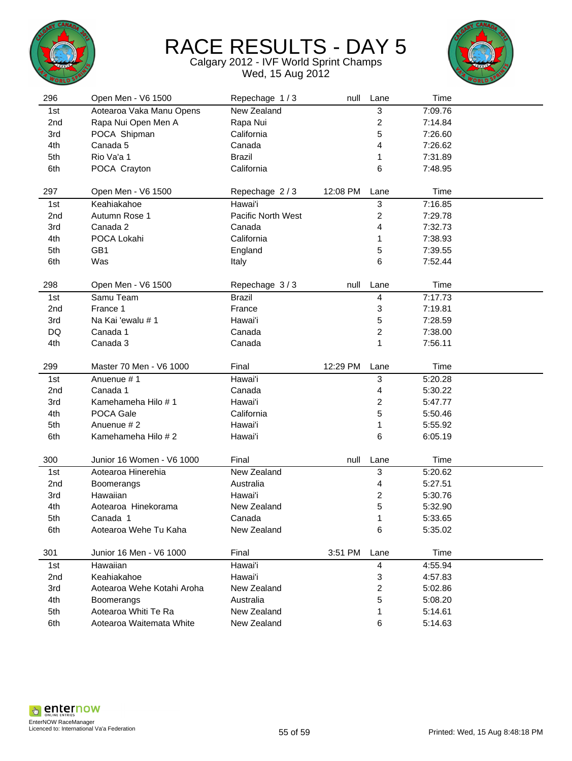# RACE RESULTS - DAY 5

Calgary 2012 - IVF World Sprint Champs
Wed, 15 Aug 2012

| 296 | Open Men - V6 1500 | Repechage 1 / 3 | null | Lane | Time |
|---|---|---|---|---|---|
| 1st | Aotearoa Vaka Manu Opens | New Zealand | | 3 | 7:09.76 |
| 2nd | Rapa Nui Open Men A | Rapa Nui | | 2 | 7:14.84 |
| 3rd | POCA Shipman | California | | 5 | 7:26.60 |
| 4th | Canada 5 | Canada | | 4 | 7:26.62 |
| 5th | Rio Va'a 1 | Brazil | | 1 | 7:31.89 |
| 6th | POCA Crayton | California | | 6 | 7:48.95 |

| 297 | Open Men - V6 1500 | Repechage 2 / 3 | 12:08 PM | Lane | Time |
|---|---|---|---|---|---|
| 1st | Keahiakahoe | Hawai'i | | 3 | 7:16.85 |
| 2nd | Autumn Rose 1 | Pacific North West | | 2 | 7:29.78 |
| 3rd | Canada 2 | Canada | | 4 | 7:32.73 |
| 4th | POCA Lokahi | California | | 1 | 7:38.93 |
| 5th | GB1 | England | | 5 | 7:39.55 |
| 6th | Was | Italy | | 6 | 7:52.44 |

| 298 | Open Men - V6 1500 | Repechage 3 / 3 | null | Lane | Time |
|---|---|---|---|---|---|
| 1st | Samu Team | Brazil | | 4 | 7:17.73 |
| 2nd | France 1 | France | | 3 | 7:19.81 |
| 3rd | Na Kai 'ewalu # 1 | Hawai'i | | 5 | 7:28.59 |
| DQ | Canada 1 | Canada | | 2 | 7:38.00 |
| 4th | Canada 3 | Canada | | 1 | 7:56.11 |

| 299 | Master 70 Men - V6 1000 | Final | 12:29 PM | Lane | Time |
|---|---|---|---|---|---|
| 1st | Anuenue # 1 | Hawai'i | | 3 | 5:20.28 |
| 2nd | Canada 1 | Canada | | 4 | 5:30.22 |
| 3rd | Kamehameha Hilo # 1 | Hawai'i | | 2 | 5:47.77 |
| 4th | POCA Gale | California | | 5 | 5:50.46 |
| 5th | Anuenue # 2 | Hawai'i | | 1 | 5:55.92 |
| 6th | Kamehameha Hilo # 2 | Hawai'i | | 6 | 6:05.19 |

| 300 | Junior 16 Women - V6 1000 | Final | null | Lane | Time |
|---|---|---|---|---|---|
| 1st | Aotearoa Hinerehia | New Zealand | | 3 | 5:20.62 |
| 2nd | Boomerangs | Australia | | 4 | 5:27.51 |
| 3rd | Hawaiian | Hawai'i | | 2 | 5:30.76 |
| 4th | Aotearoa Hinekorama | New Zealand | | 5 | 5:32.90 |
| 5th | Canada 1 | Canada | | 1 | 5:33.65 |
| 6th | Aotearoa Wehe Tu Kaha | New Zealand | | 6 | 5:35.02 |

| 301 | Junior 16 Men - V6 1000 | Final | 3:51 PM | Lane | Time |
|---|---|---|---|---|---|
| 1st | Hawaiian | Hawai'i | | 4 | 4:55.94 |
| 2nd | Keahiakahoe | Hawai'i | | 3 | 4:57.83 |
| 3rd | Aotearoa Wehe Kotahi Aroha | New Zealand | | 2 | 5:02.86 |
| 4th | Boomerangs | Australia | | 5 | 5:08.20 |
| 5th | Aotearoa Whiti Te Ra | New Zealand | | 1 | 5:14.61 |
| 6th | Aotearoa Waitemata White | New Zealand | | 6 | 5:14.63 |

EnterNOW RaceManager
Licenced to: International Va'a Federation

Printed: Wed, 15 Aug 8:48:18 PM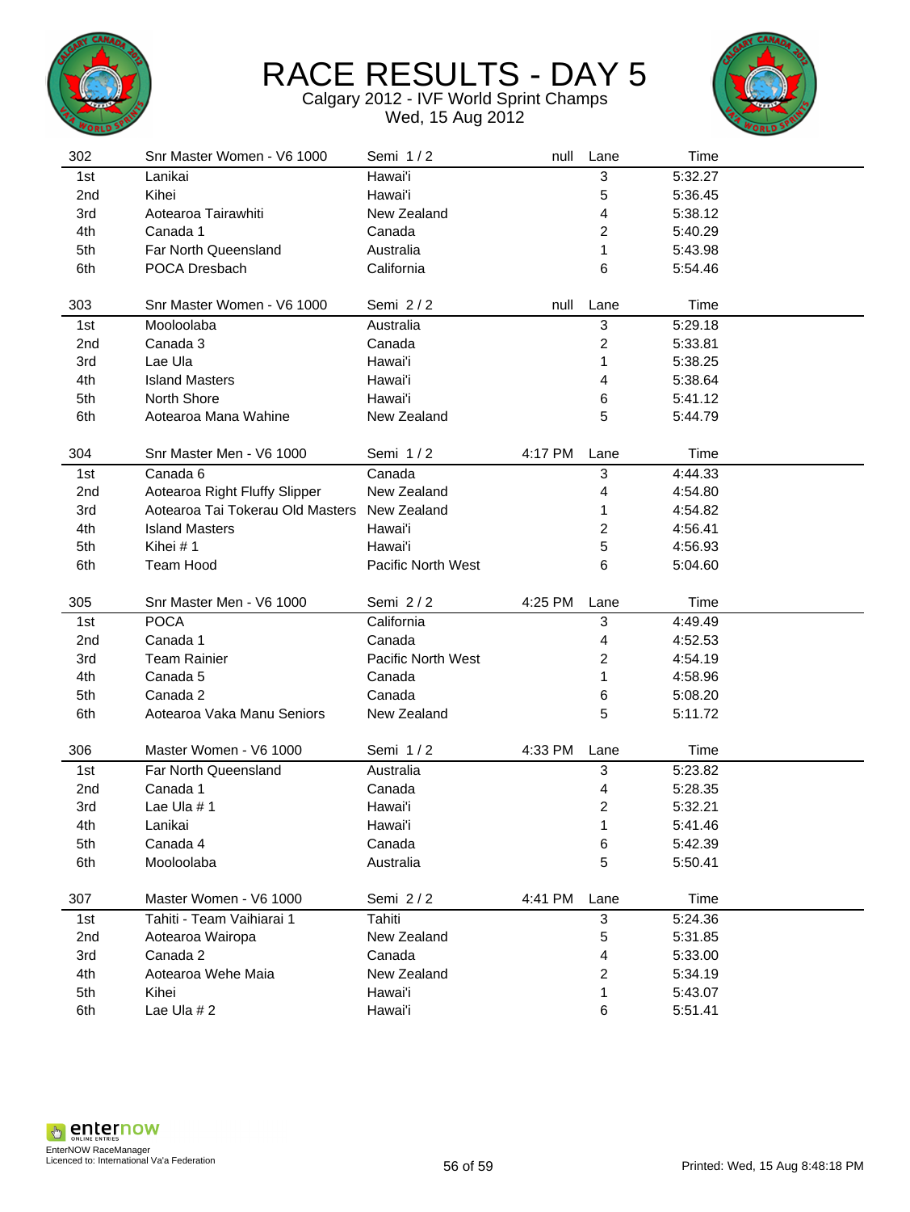# RACE RESULTS - DAY 5

Calgary 2012 - IVF World Sprint Champs
Wed, 15 Aug 2012

| 302 | Snr Master Women - V6 1000 | Semi 1 / 2 | null | Lane | Time |
|---|---|---|---|---|---|
| 1st | Lanikai | Hawai'i | | 3 | 5:32.27 |
| 2nd | Kihei | Hawai'i | | 5 | 5:36.45 |
| 3rd | Aotearoa Tairawhiti | New Zealand | | 4 | 5:38.12 |
| 4th | Canada 1 | Canada | | 2 | 5:40.29 |
| 5th | Far North Queensland | Australia | | 1 | 5:43.98 |
| 6th | POCA Dresbach | California | | 6 | 5:54.46 |

| 303 | Snr Master Women - V6 1000 | Semi 2 / 2 | null | Lane | Time |
|---|---|---|---|---|---|
| 1st | Mooloolaba | Australia | | 3 | 5:29.18 |
| 2nd | Canada 3 | Canada | | 2 | 5:33.81 |
| 3rd | Lae Ula | Hawai'i | | 1 | 5:38.25 |
| 4th | Island Masters | Hawai'i | | 4 | 5:38.64 |
| 5th | North Shore | Hawai'i | | 6 | 5:41.12 |
| 6th | Aotearoa Mana Wahine | New Zealand | | 5 | 5:44.79 |

| 304 | Snr Master Men - V6 1000 | Semi 1 / 2 | 4:17 PM | Lane | Time |
|---|---|---|---|---|---|
| 1st | Canada 6 | Canada | | 3 | 4:44.33 |
| 2nd | Aotearoa Right Fluffy Slipper | New Zealand | | 4 | 4:54.80 |
| 3rd | Aotearoa Tai Tokerau Old Masters | New Zealand | | 1 | 4:54.82 |
| 4th | Island Masters | Hawai'i | | 2 | 4:56.41 |
| 5th | Kihei # 1 | Hawai'i | | 5 | 4:56.93 |
| 6th | Team Hood | Pacific North West | | 6 | 5:04.60 |

| 305 | Snr Master Men - V6 1000 | Semi 2 / 2 | 4:25 PM | Lane | Time |
|---|---|---|---|---|---|
| 1st | POCA | California | | 3 | 4:49.49 |
| 2nd | Canada 1 | Canada | | 4 | 4:52.53 |
| 3rd | Team Rainier | Pacific North West | | 2 | 4:54.19 |
| 4th | Canada 5 | Canada | | 1 | 4:58.96 |
| 5th | Canada 2 | Canada | | 6 | 5:08.20 |
| 6th | Aotearoa Vaka Manu Seniors | New Zealand | | 5 | 5:11.72 |

| 306 | Master Women - V6 1000 | Semi 1 / 2 | 4:33 PM | Lane | Time |
|---|---|---|---|---|---|
| 1st | Far North Queensland | Australia | | 3 | 5:23.82 |
| 2nd | Canada 1 | Canada | | 4 | 5:28.35 |
| 3rd | Lae Ula # 1 | Hawai'i | | 2 | 5:32.21 |
| 4th | Lanikai | Hawai'i | | 1 | 5:41.46 |
| 5th | Canada 4 | Canada | | 6 | 5:42.39 |
| 6th | Mooloolaba | Australia | | 5 | 5:50.41 |

| 307 | Master Women - V6 1000 | Semi 2 / 2 | 4:41 PM | Lane | Time |
|---|---|---|---|---|---|
| 1st | Tahiti - Team Vaihiarai 1 | Tahiti | | 3 | 5:24.36 |
| 2nd | Aotearoa Wairopa | New Zealand | | 5 | 5:31.85 |
| 3rd | Canada 2 | Canada | | 4 | 5:33.00 |
| 4th | Aotearoa Wehe Maia | New Zealand | | 2 | 5:34.19 |
| 5th | Kihei | Hawai'i | | 1 | 5:43.07 |
| 6th | Lae Ula # 2 | Hawai'i | | 6 | 5:51.41 |

EnterNOW RaceManager
Licenced to: International Va'a Federation

Printed: Wed, 15 Aug 8:48:18 PM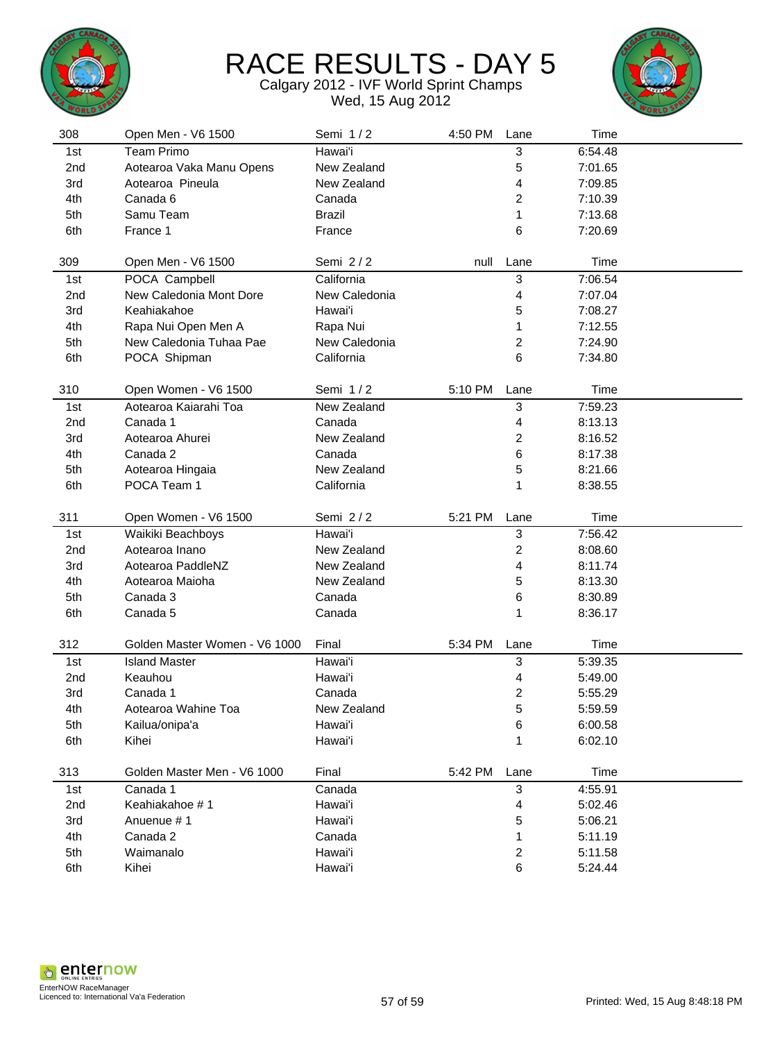# RACE RESULTS - DAY 5

Calgary 2012 - IVF World Sprint Champs

Wed, 15 Aug 2012

| 308 | Open Men - V6 1500 | Semi 1 / 2 | 4:50 PM | Lane | Time |
|---|---|---|---|---|---|
| 1st | Team Primo | Hawai'i | | 3 | 6:54.48 |
| 2nd | Aotearoa Vaka Manu Opens | New Zealand | | 5 | 7:01.65 |
| 3rd | Aotearoa Pineula | New Zealand | | 4 | 7:09.85 |
| 4th | Canada 6 | Canada | | 2 | 7:10.39 |
| 5th | Samu Team | Brazil | | 1 | 7:13.68 |
| 6th | France 1 | France | | 6 | 7:20.69 |

| 309 | Open Men - V6 1500 | Semi 2 / 2 | null | Lane | Time |
|---|---|---|---|---|---|
| 1st | POCA Campbell | California | | 3 | 7:06.54 |
| 2nd | New Caledonia Mont Dore | New Caledonia | | 4 | 7:07.04 |
| 3rd | Keahiakahoe | Hawai'i | | 5 | 7:08.27 |
| 4th | Rapa Nui Open Men A | Rapa Nui | | 1 | 7:12.55 |
| 5th | New Caledonia Tuhaa Pae | New Caledonia | | 2 | 7:24.90 |
| 6th | POCA Shipman | California | | 6 | 7:34.80 |

| 310 | Open Women - V6 1500 | Semi 1 / 2 | 5:10 PM | Lane | Time |
|---|---|---|---|---|---|
| 1st | Aotearoa Kaiarahi Toa | New Zealand | | 3 | 7:59.23 |
| 2nd | Canada 1 | Canada | | 4 | 8:13.13 |
| 3rd | Aotearoa Ahurei | New Zealand | | 2 | 8:16.52 |
| 4th | Canada 2 | Canada | | 6 | 8:17.38 |
| 5th | Aotearoa Hingaia | New Zealand | | 5 | 8:21.66 |
| 6th | POCA Team 1 | California | | 1 | 8:38.55 |

| 311 | Open Women - V6 1500 | Semi 2 / 2 | 5:21 PM | Lane | Time |
|---|---|---|---|---|---|
| 1st | Waikiki Beachboys | Hawai'i | | 3 | 7:56.42 |
| 2nd | Aotearoa Inano | New Zealand | | 2 | 8:08.60 |
| 3rd | Aotearoa PaddleNZ | New Zealand | | 4 | 8:11.74 |
| 4th | Aotearoa Maioha | New Zealand | | 5 | 8:13.30 |
| 5th | Canada 3 | Canada | | 6 | 8:30.89 |
| 6th | Canada 5 | Canada | | 1 | 8:36.17 |

| 312 | Golden Master Women - V6 1000 | Final | 5:34 PM | Lane | Time |
|---|---|---|---|---|---|
| 1st | Island Master | Hawai'i | | 3 | 5:39.35 |
| 2nd | Keauhou | Hawai'i | | 4 | 5:49.00 |
| 3rd | Canada 1 | Canada | | 2 | 5:55.29 |
| 4th | Aotearoa Wahine Toa | New Zealand | | 5 | 5:59.59 |
| 5th | Kailua/onipa'a | Hawai'i | | 6 | 6:00.58 |
| 6th | Kihei | Hawai'i | | 1 | 6:02.10 |

| 313 | Golden Master Men - V6 1000 | Final | 5:42 PM | Lane | Time |
|---|---|---|---|---|---|
| 1st | Canada 1 | Canada | | 3 | 4:55.91 |
| 2nd | Keahiakahoe # 1 | Hawai'i | | 4 | 5:02.46 |
| 3rd | Anuenue # 1 | Hawai'i | | 5 | 5:06.21 |
| 4th | Canada 2 | Canada | | 1 | 5:11.19 |
| 5th | Waimanalo | Hawai'i | | 2 | 5:11.58 |
| 6th | Kihei | Hawai'i | | 6 | 5:24.44 |

EnterNOW RaceManager
Licenced to: International Va'a Federation

Printed: Wed, 15 Aug 8:48:18 PM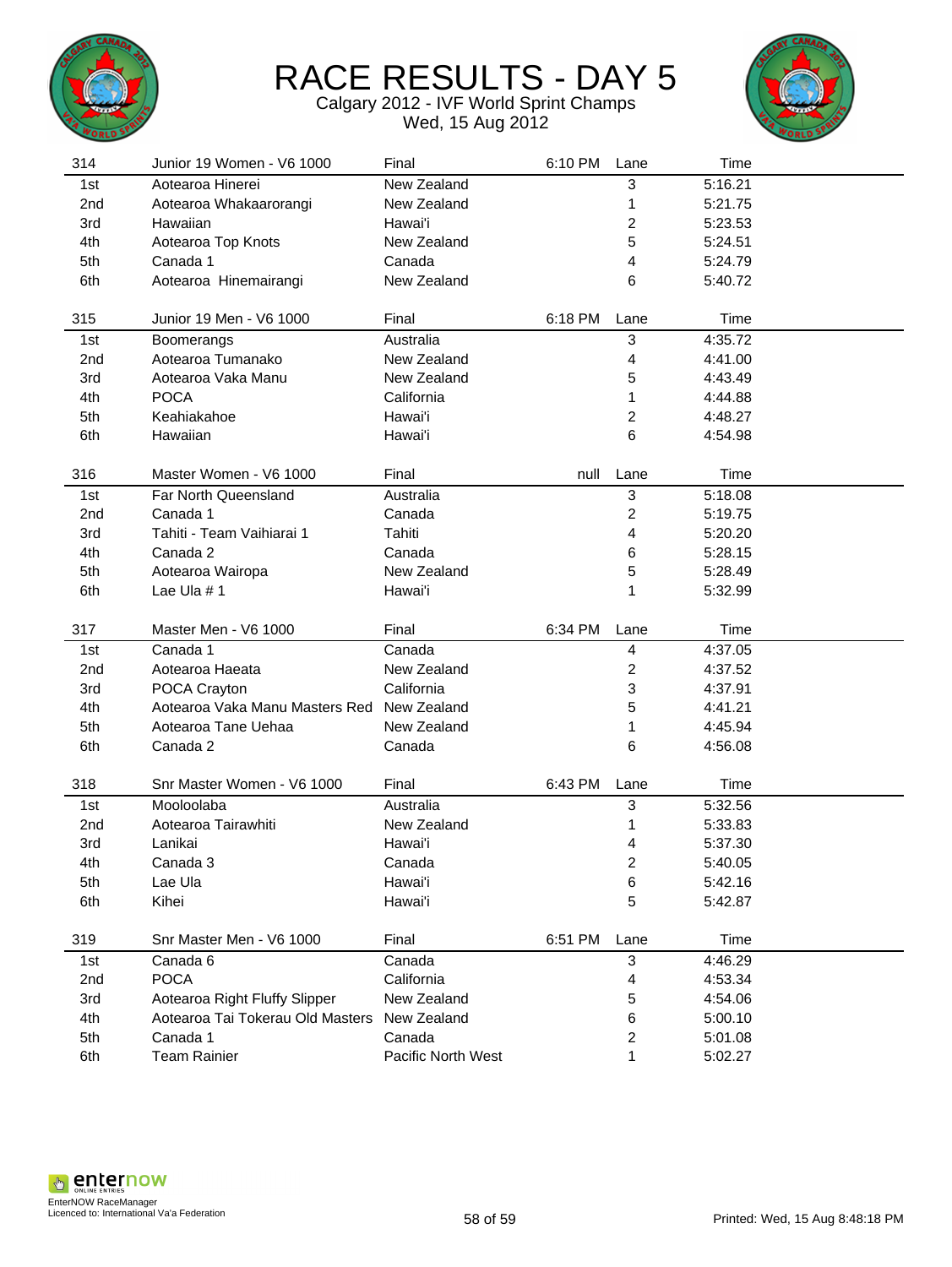# RACE RESULTS - DAY 5

Calgary 2012 - IVF World Sprint Champs

Wed, 15 Aug 2012

| 314 | Junior 19 Women - V6 1000 | Final | 6:10 PM | Lane | Time |
|---|---|---|---|---|---|
| 1st | Aotearoa Hinerei | New Zealand | | 3 | 5:16.21 |
| 2nd | Aotearoa Whakaarorangi | New Zealand | | 1 | 5:21.75 |
| 3rd | Hawaiian | Hawai'i | | 2 | 5:23.53 |
| 4th | Aotearoa Top Knots | New Zealand | | 5 | 5:24.51 |
| 5th | Canada 1 | Canada | | 4 | 5:24.79 |
| 6th | Aotearoa Hinemairangi | New Zealand | | 6 | 5:40.72 |

| 315 | Junior 19 Men - V6 1000 | Final | 6:18 PM | Lane | Time |
|---|---|---|---|---|---|
| 1st | Boomerangs | Australia | | 3 | 4:35.72 |
| 2nd | Aotearoa Tumanako | New Zealand | | 4 | 4:41.00 |
| 3rd | Aotearoa Vaka Manu | New Zealand | | 5 | 4:43.49 |
| 4th | POCA | California | | 1 | 4:44.88 |
| 5th | Keahiakahoe | Hawai'i | | 2 | 4:48.27 |
| 6th | Hawaiian | Hawai'i | | 6 | 4:54.98 |

| 316 | Master Women - V6 1000 | Final | null | Lane | Time |
|---|---|---|---|---|---|
| 1st | Far North Queensland | Australia | | 3 | 5:18.08 |
| 2nd | Canada 1 | Canada | | 2 | 5:19.75 |
| 3rd | Tahiti - Team Vaihiarai 1 | Tahiti | | 4 | 5:20.20 |
| 4th | Canada 2 | Canada | | 6 | 5:28.15 |
| 5th | Aotearoa Wairopa | New Zealand | | 5 | 5:28.49 |
| 6th | Lae Ula # 1 | Hawai'i | | 1 | 5:32.99 |

| 317 | Master Men - V6 1000 | Final | 6:34 PM | Lane | Time |
|---|---|---|---|---|---|
| 1st | Canada 1 | Canada | | 4 | 4:37.05 |
| 2nd | Aotearoa Haeata | New Zealand | | 2 | 4:37.52 |
| 3rd | POCA Crayton | California | | 3 | 4:37.91 |
| 4th | Aotearoa Vaka Manu Masters Red | New Zealand | | 5 | 4:41.21 |
| 5th | Aotearoa Tane Uehaa | New Zealand | | 1 | 4:45.94 |
| 6th | Canada 2 | Canada | | 6 | 4:56.08 |

| 318 | Snr Master Women - V6 1000 | Final | 6:43 PM | Lane | Time |
|---|---|---|---|---|---|
| 1st | Mooloolaba | Australia | | 3 | 5:32.56 |
| 2nd | Aotearoa Tairawhiti | New Zealand | | 1 | 5:33.83 |
| 3rd | Lanikai | Hawai'i | | 4 | 5:37.30 |
| 4th | Canada 3 | Canada | | 2 | 5:40.05 |
| 5th | Lae Ula | Hawai'i | | 6 | 5:42.16 |
| 6th | Kihei | Hawai'i | | 5 | 5:42.87 |

| 319 | Snr Master Men - V6 1000 | Final | 6:51 PM | Lane | Time |
|---|---|---|---|---|---|
| 1st | Canada 6 | Canada | | 3 | 4:46.29 |
| 2nd | POCA | California | | 4 | 4:53.34 |
| 3rd | Aotearoa Right Fluffy Slipper | New Zealand | | 5 | 4:54.06 |
| 4th | Aotearoa Tai Tokerau Old Masters | New Zealand | | 6 | 5:00.10 |
| 5th | Canada 1 | Canada | | 2 | 5:01.08 |
| 6th | Team Rainier | Pacific North West | | 1 | 5:02.27 |

enternow ONLINE ENTRIES

EnterNOW RaceManager
Licenced to: International Va'a Federation

Printed: Wed, 15 Aug 8:48:18 PM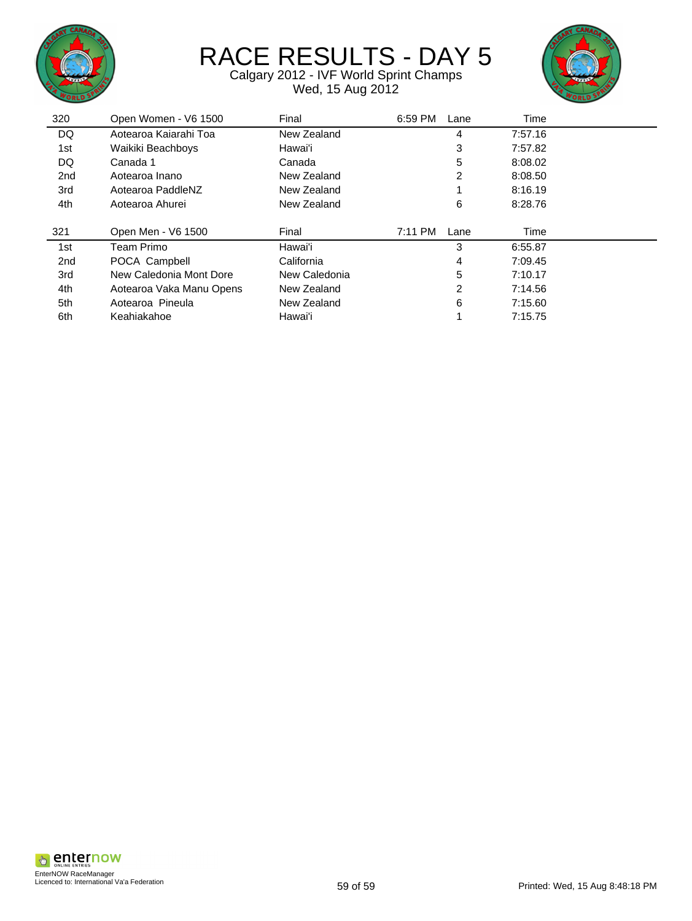# RACE RESULTS - DAY 5

Calgary 2012 - IVF World Sprint Champs
Wed, 15 Aug 2012

| 320 | Open Women - V6 1500 | Final | 6:59 PM | Lane | Time |
|---|---|---|---|---|---|
| DQ | Aotearoa Kaiarahi Toa | New Zealand | | 4 | 7:57.16 |
| 1st | Waikiki Beachboys | Hawai'i | | 3 | 7:57.82 |
| DQ | Canada 1 | Canada | | 5 | 8:08.02 |
| 2nd | Aotearoa Inano | New Zealand | | 2 | 8:08.50 |
| 3rd | Aotearoa PaddleNZ | New Zealand | | 1 | 8:16.19 |
| 4th | Aotearoa Ahurei | New Zealand | | 6 | 8:28.76 |

| 321 | Open Men - V6 1500 | Final | 7:11 PM | Lane | Time |
|---|---|---|---|---|---|
| 1st | Team Primo | Hawai'i | | 3 | 6:55.87 |
| 2nd | POCA Campbell | California | | 4 | 7:09.45 |
| 3rd | New Caledonia Mont Dore | New Caledonia | | 5 | 7:10.17 |
| 4th | Aotearoa Vaka Manu Opens | New Zealand | | 2 | 7:14.56 |
| 5th | Aotearoa Pineula | New Zealand | | 6 | 7:15.60 |
| 6th | Keahiakahoe | Hawai'i | | 1 | 7:15.75 |

EnterNOW RaceManager
Licenced to: International Va'a Federation

Printed: Wed, 15 Aug 8:48:18 PM